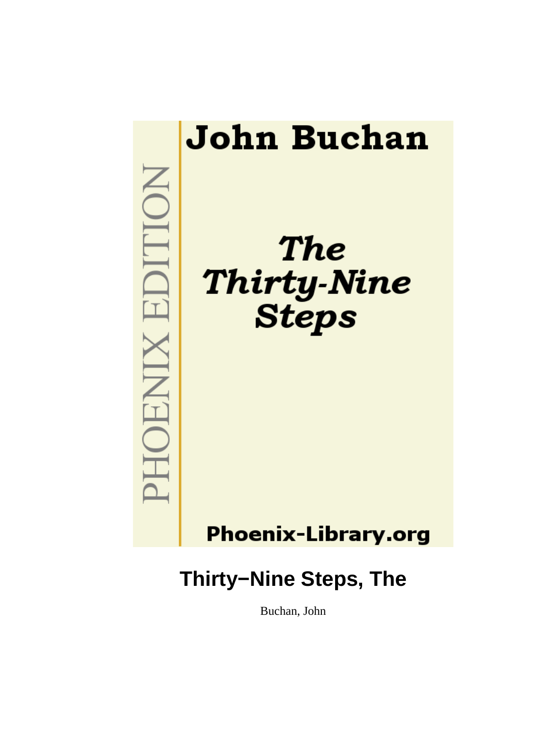John Buchan

*The Thirty-Nine Steps*

PHOENIX EDITION

Phoenix-Library.org

# Thirty−Nine Steps, The

Buchan, John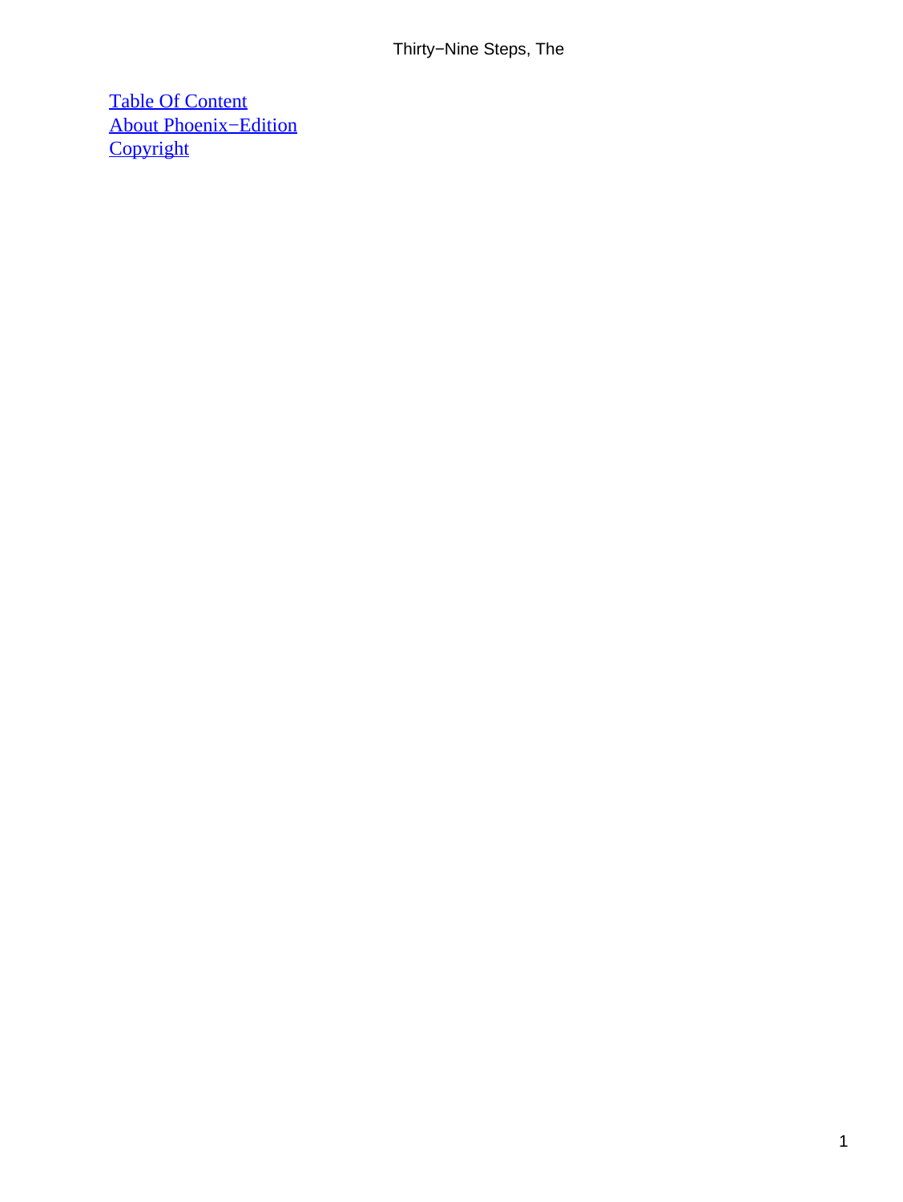Table Of Content
About Phoenix−Edition
Copyright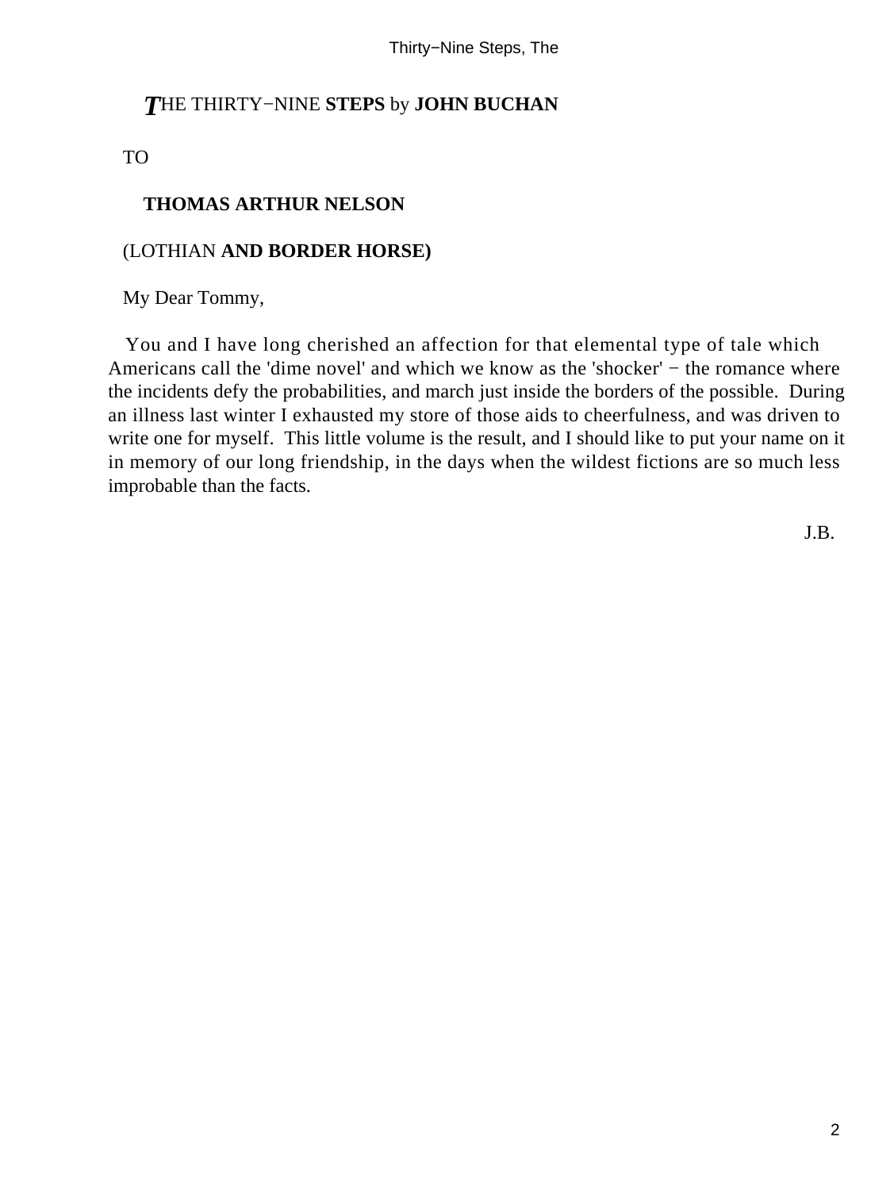# THE THIRTY−NINE STEPS by JOHN BUCHAN

TO

**THOMAS ARTHUR NELSON**

(LOTHIAN **AND BORDER HORSE)**

My Dear Tommy,

You and I have long cherished an affection for that elemental type of tale which Americans call the 'dime novel' and which we know as the 'shocker' − the romance where the incidents defy the probabilities, and march just inside the borders of the possible. During an illness last winter I exhausted my store of those aids to cheerfulness, and was driven to write one for myself. This little volume is the result, and I should like to put your name on it in memory of our long friendship, in the days when the wildest fictions are so much less improbable than the facts.

J.B.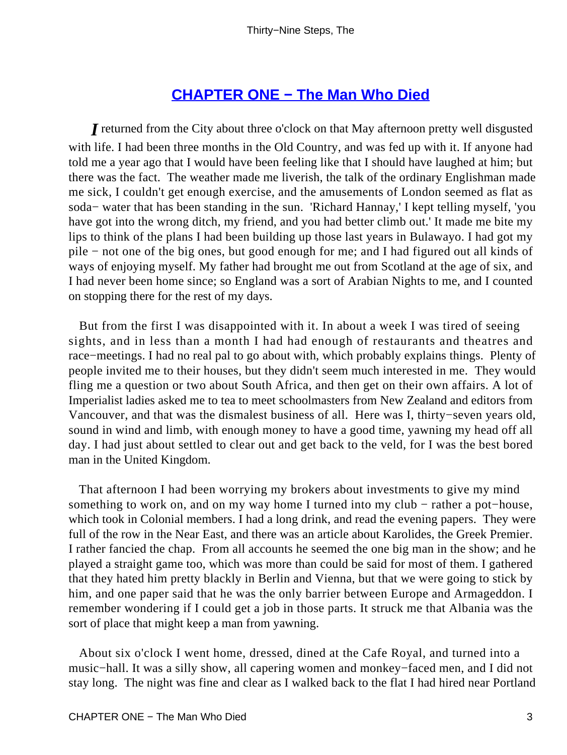## CHAPTER ONE − The Man Who Died

*I* returned from the City about three o'clock on that May afternoon pretty well disgusted with life. I had been three months in the Old Country, and was fed up with it. If anyone had told me a year ago that I would have been feeling like that I should have laughed at him; but there was the fact. The weather made me liverish, the talk of the ordinary Englishman made me sick, I couldn't get enough exercise, and the amusements of London seemed as flat as soda− water that has been standing in the sun. 'Richard Hannay,' I kept telling myself, 'you have got into the wrong ditch, my friend, and you had better climb out.' It made me bite my lips to think of the plans I had been building up those last years in Bulawayo. I had got my pile − not one of the big ones, but good enough for me; and I had figured out all kinds of ways of enjoying myself. My father had brought me out from Scotland at the age of six, and I had never been home since; so England was a sort of Arabian Nights to me, and I counted on stopping there for the rest of my days.

But from the first I was disappointed with it. In about a week I was tired of seeing sights, and in less than a month I had had enough of restaurants and theatres and race−meetings. I had no real pal to go about with, which probably explains things. Plenty of people invited me to their houses, but they didn't seem much interested in me. They would fling me a question or two about South Africa, and then get on their own affairs. A lot of Imperialist ladies asked me to tea to meet schoolmasters from New Zealand and editors from Vancouver, and that was the dismalest business of all. Here was I, thirty−seven years old, sound in wind and limb, with enough money to have a good time, yawning my head off all day. I had just about settled to clear out and get back to the veld, for I was the best bored man in the United Kingdom.

That afternoon I had been worrying my brokers about investments to give my mind something to work on, and on my way home I turned into my club − rather a pot−house, which took in Colonial members. I had a long drink, and read the evening papers. They were full of the row in the Near East, and there was an article about Karolides, the Greek Premier. I rather fancied the chap. From all accounts he seemed the one big man in the show; and he played a straight game too, which was more than could be said for most of them. I gathered that they hated him pretty blackly in Berlin and Vienna, but that we were going to stick by him, and one paper said that he was the only barrier between Europe and Armageddon. I remember wondering if I could get a job in those parts. It struck me that Albania was the sort of place that might keep a man from yawning.

About six o'clock I went home, dressed, dined at the Cafe Royal, and turned into a music−hall. It was a silly show, all capering women and monkey−faced men, and I did not stay long. The night was fine and clear as I walked back to the flat I had hired near Portland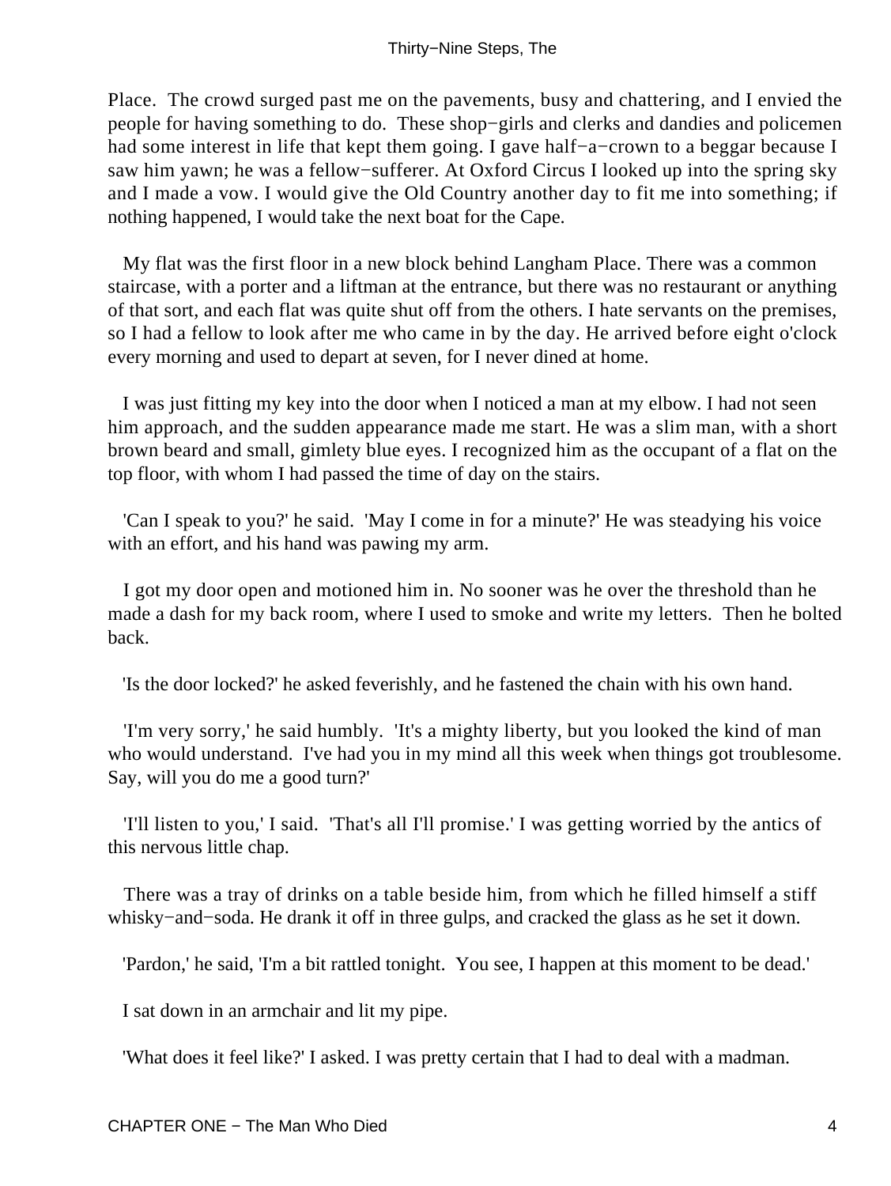Place. The crowd surged past me on the pavements, busy and chattering, and I envied the people for having something to do. These shop−girls and clerks and dandies and policemen had some interest in life that kept them going. I gave half−a−crown to a beggar because I saw him yawn; he was a fellow−sufferer. At Oxford Circus I looked up into the spring sky and I made a vow. I would give the Old Country another day to fit me into something; if nothing happened, I would take the next boat for the Cape.

My flat was the first floor in a new block behind Langham Place. There was a common staircase, with a porter and a liftman at the entrance, but there was no restaurant or anything of that sort, and each flat was quite shut off from the others. I hate servants on the premises, so I had a fellow to look after me who came in by the day. He arrived before eight o'clock every morning and used to depart at seven, for I never dined at home.

I was just fitting my key into the door when I noticed a man at my elbow. I had not seen him approach, and the sudden appearance made me start. He was a slim man, with a short brown beard and small, gimlety blue eyes. I recognized him as the occupant of a flat on the top floor, with whom I had passed the time of day on the stairs.

'Can I speak to you?' he said. 'May I come in for a minute?' He was steadying his voice with an effort, and his hand was pawing my arm.

I got my door open and motioned him in. No sooner was he over the threshold than he made a dash for my back room, where I used to smoke and write my letters. Then he bolted back.

'Is the door locked?' he asked feverishly, and he fastened the chain with his own hand.

'I'm very sorry,' he said humbly. 'It's a mighty liberty, but you looked the kind of man who would understand. I've had you in my mind all this week when things got troublesome. Say, will you do me a good turn?'

'I'll listen to you,' I said. 'That's all I'll promise.' I was getting worried by the antics of this nervous little chap.

There was a tray of drinks on a table beside him, from which he filled himself a stiff whisky−and−soda. He drank it off in three gulps, and cracked the glass as he set it down.

'Pardon,' he said, 'I'm a bit rattled tonight. You see, I happen at this moment to be dead.'

I sat down in an armchair and lit my pipe.

'What does it feel like?' I asked. I was pretty certain that I had to deal with a madman.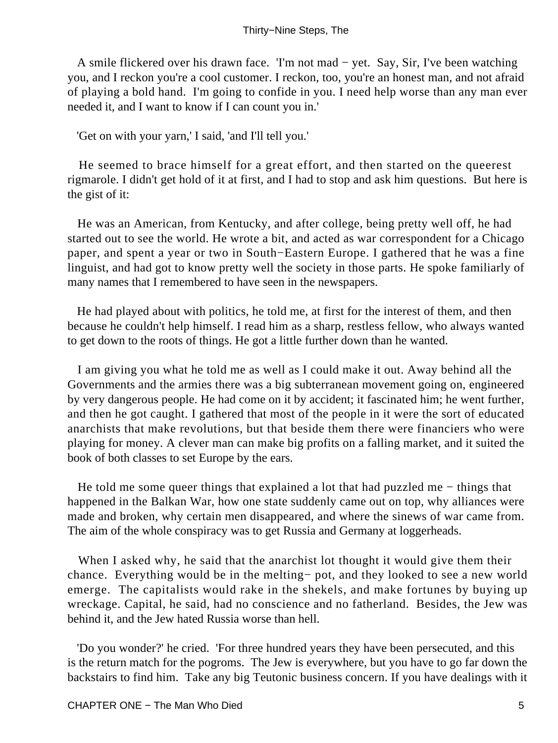A smile flickered over his drawn face. 'I'm not mad − yet. Say, Sir, I've been watching you, and I reckon you're a cool customer. I reckon, too, you're an honest man, and not afraid of playing a bold hand. I'm going to confide in you. I need help worse than any man ever needed it, and I want to know if I can count you in.'

'Get on with your yarn,' I said, 'and I'll tell you.'

He seemed to brace himself for a great effort, and then started on the queerest rigmarole. I didn't get hold of it at first, and I had to stop and ask him questions. But here is the gist of it:

He was an American, from Kentucky, and after college, being pretty well off, he had started out to see the world. He wrote a bit, and acted as war correspondent for a Chicago paper, and spent a year or two in South−Eastern Europe. I gathered that he was a fine linguist, and had got to know pretty well the society in those parts. He spoke familiarly of many names that I remembered to have seen in the newspapers.

He had played about with politics, he told me, at first for the interest of them, and then because he couldn't help himself. I read him as a sharp, restless fellow, who always wanted to get down to the roots of things. He got a little further down than he wanted.

I am giving you what he told me as well as I could make it out. Away behind all the Governments and the armies there was a big subterranean movement going on, engineered by very dangerous people. He had come on it by accident; it fascinated him; he went further, and then he got caught. I gathered that most of the people in it were the sort of educated anarchists that make revolutions, but that beside them there were financiers who were playing for money. A clever man can make big profits on a falling market, and it suited the book of both classes to set Europe by the ears.

He told me some queer things that explained a lot that had puzzled me − things that happened in the Balkan War, how one state suddenly came out on top, why alliances were made and broken, why certain men disappeared, and where the sinews of war came from. The aim of the whole conspiracy was to get Russia and Germany at loggerheads.

When I asked why, he said that the anarchist lot thought it would give them their chance. Everything would be in the melting− pot, and they looked to see a new world emerge. The capitalists would rake in the shekels, and make fortunes by buying up wreckage. Capital, he said, had no conscience and no fatherland. Besides, the Jew was behind it, and the Jew hated Russia worse than hell.

'Do you wonder?' he cried. 'For three hundred years they have been persecuted, and this is the return match for the pogroms. The Jew is everywhere, but you have to go far down the backstairs to find him. Take any big Teutonic business concern. If you have dealings with it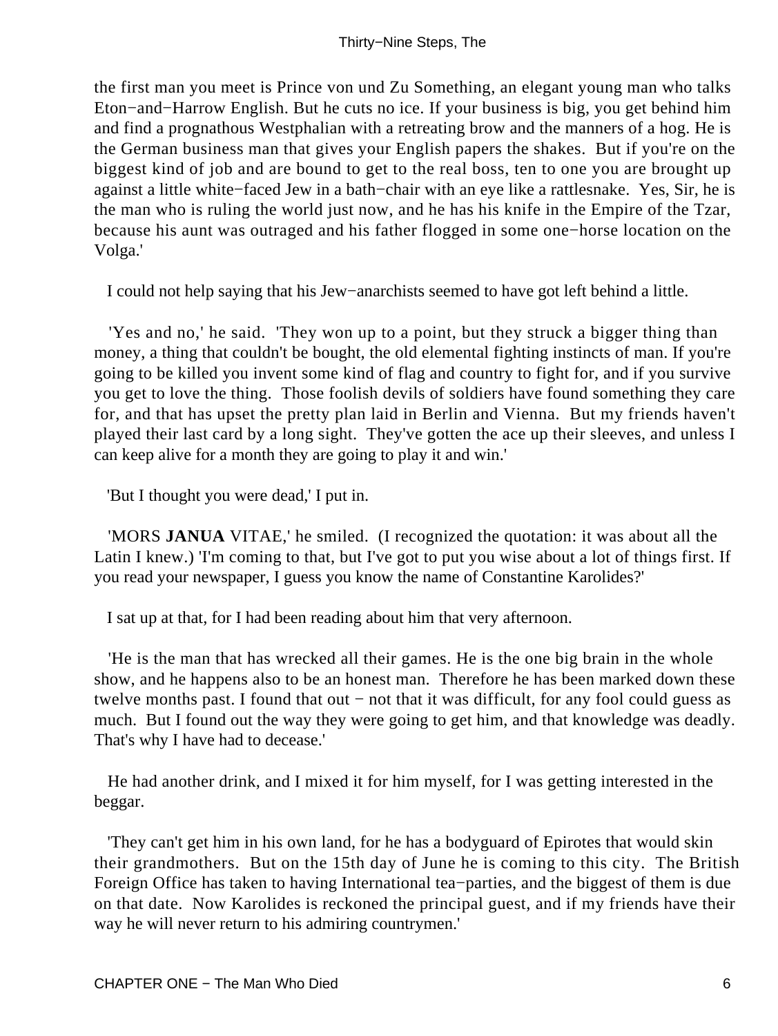the first man you meet is Prince von und Zu Something, an elegant young man who talks Eton−and−Harrow English. But he cuts no ice. If your business is big, you get behind him and find a prognathous Westphalian with a retreating brow and the manners of a hog. He is the German business man that gives your English papers the shakes. But if you're on the biggest kind of job and are bound to get to the real boss, ten to one you are brought up against a little white−faced Jew in a bath−chair with an eye like a rattlesnake. Yes, Sir, he is the man who is ruling the world just now, and he has his knife in the Empire of the Tzar, because his aunt was outraged and his father flogged in some one−horse location on the Volga.'

I could not help saying that his Jew−anarchists seemed to have got left behind a little.

'Yes and no,' he said. 'They won up to a point, but they struck a bigger thing than money, a thing that couldn't be bought, the old elemental fighting instincts of man. If you're going to be killed you invent some kind of flag and country to fight for, and if you survive you get to love the thing. Those foolish devils of soldiers have found something they care for, and that has upset the pretty plan laid in Berlin and Vienna. But my friends haven't played their last card by a long sight. They've gotten the ace up their sleeves, and unless I can keep alive for a month they are going to play it and win.'

'But I thought you were dead,' I put in.

'MORS **JANUA** VITAE,' he smiled. (I recognized the quotation: it was about all the Latin I knew.) 'I'm coming to that, but I've got to put you wise about a lot of things first. If you read your newspaper, I guess you know the name of Constantine Karolides?'

I sat up at that, for I had been reading about him that very afternoon.

'He is the man that has wrecked all their games. He is the one big brain in the whole show, and he happens also to be an honest man. Therefore he has been marked down these twelve months past. I found that out − not that it was difficult, for any fool could guess as much. But I found out the way they were going to get him, and that knowledge was deadly. That's why I have had to decease.'

He had another drink, and I mixed it for him myself, for I was getting interested in the beggar.

'They can't get him in his own land, for he has a bodyguard of Epirotes that would skin their grandmothers. But on the 15th day of June he is coming to this city. The British Foreign Office has taken to having International tea−parties, and the biggest of them is due on that date. Now Karolides is reckoned the principal guest, and if my friends have their way he will never return to his admiring countrymen.'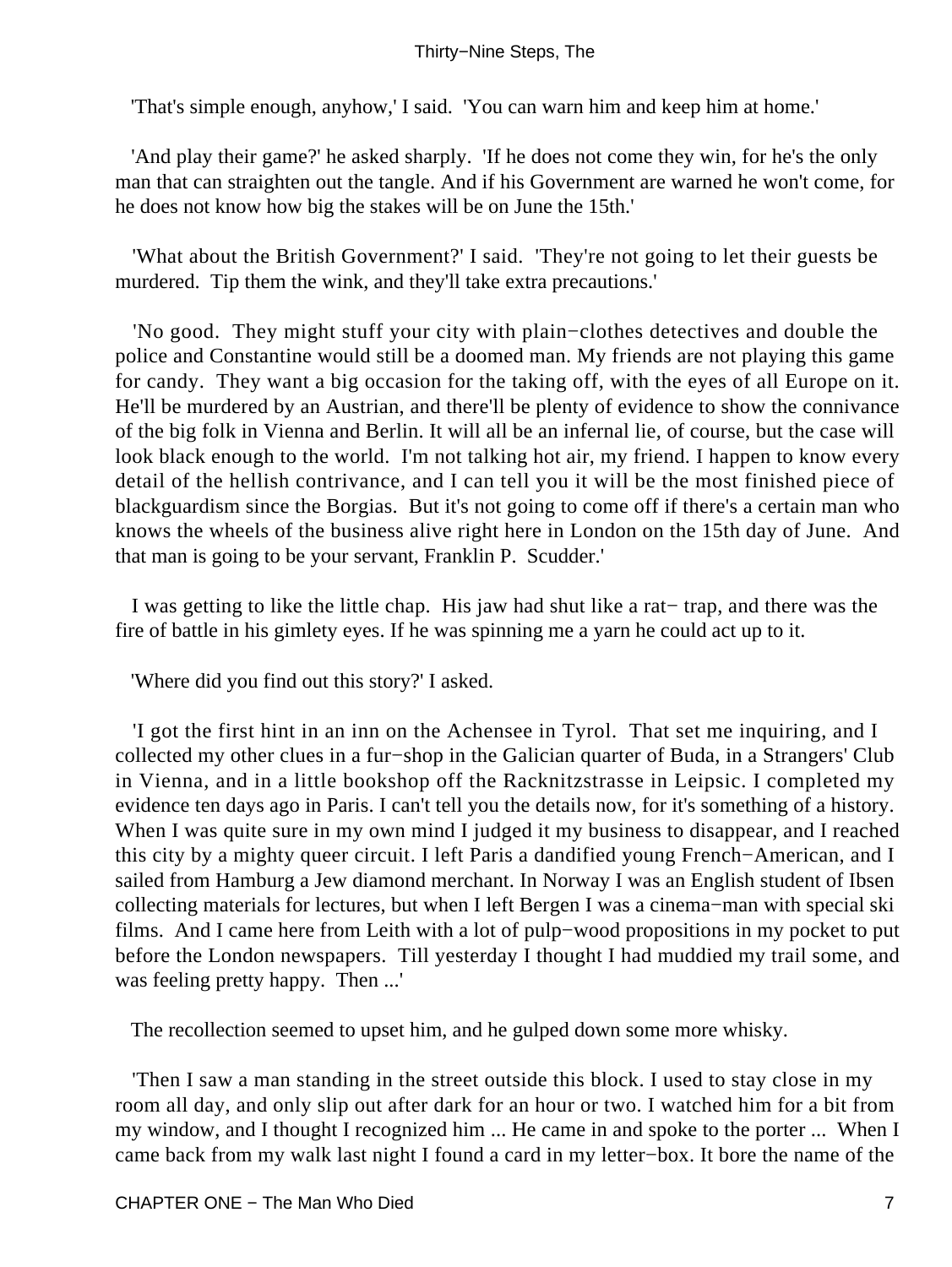'That's simple enough, anyhow,' I said. 'You can warn him and keep him at home.'

'And play their game?' he asked sharply. 'If he does not come they win, for he's the only man that can straighten out the tangle. And if his Government are warned he won't come, for he does not know how big the stakes will be on June the 15th.'

'What about the British Government?' I said. 'They're not going to let their guests be murdered. Tip them the wink, and they'll take extra precautions.'

'No good. They might stuff your city with plain−clothes detectives and double the police and Constantine would still be a doomed man. My friends are not playing this game for candy. They want a big occasion for the taking off, with the eyes of all Europe on it. He'll be murdered by an Austrian, and there'll be plenty of evidence to show the connivance of the big folk in Vienna and Berlin. It will all be an infernal lie, of course, but the case will look black enough to the world. I'm not talking hot air, my friend. I happen to know every detail of the hellish contrivance, and I can tell you it will be the most finished piece of blackguardism since the Borgias. But it's not going to come off if there's a certain man who knows the wheels of the business alive right here in London on the 15th day of June. And that man is going to be your servant, Franklin P. Scudder.'

I was getting to like the little chap. His jaw had shut like a rat− trap, and there was the fire of battle in his gimlety eyes. If he was spinning me a yarn he could act up to it.

'Where did you find out this story?' I asked.

'I got the first hint in an inn on the Achensee in Tyrol. That set me inquiring, and I collected my other clues in a fur−shop in the Galician quarter of Buda, in a Strangers' Club in Vienna, and in a little bookshop off the Racknitzstrasse in Leipsic. I completed my evidence ten days ago in Paris. I can't tell you the details now, for it's something of a history. When I was quite sure in my own mind I judged it my business to disappear, and I reached this city by a mighty queer circuit. I left Paris a dandified young French−American, and I sailed from Hamburg a Jew diamond merchant. In Norway I was an English student of Ibsen collecting materials for lectures, but when I left Bergen I was a cinema−man with special ski films. And I came here from Leith with a lot of pulp−wood propositions in my pocket to put before the London newspapers. Till yesterday I thought I had muddied my trail some, and was feeling pretty happy. Then ...'

The recollection seemed to upset him, and he gulped down some more whisky.

'Then I saw a man standing in the street outside this block. I used to stay close in my room all day, and only slip out after dark for an hour or two. I watched him for a bit from my window, and I thought I recognized him ... He came in and spoke to the porter ... When I came back from my walk last night I found a card in my letter−box. It bore the name of the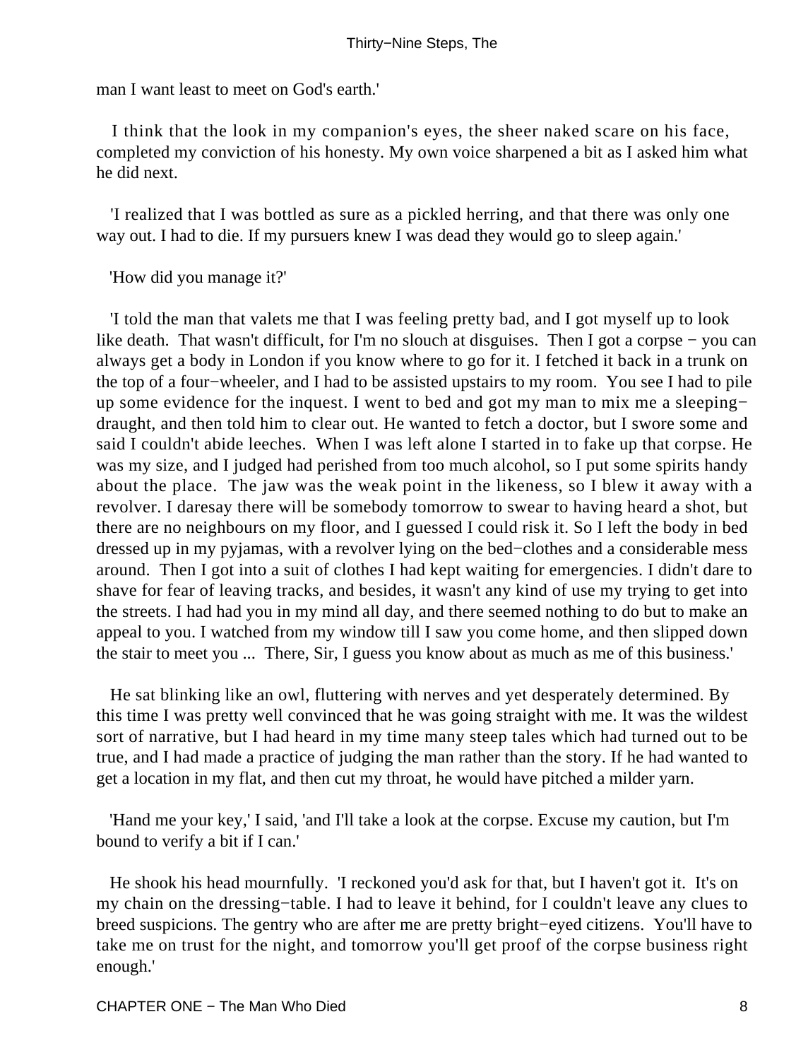man I want least to meet on God's earth.'

I think that the look in my companion's eyes, the sheer naked scare on his face, completed my conviction of his honesty. My own voice sharpened a bit as I asked him what he did next.

'I realized that I was bottled as sure as a pickled herring, and that there was only one way out. I had to die. If my pursuers knew I was dead they would go to sleep again.'

'How did you manage it?'

'I told the man that valets me that I was feeling pretty bad, and I got myself up to look like death. That wasn't difficult, for I'm no slouch at disguises. Then I got a corpse − you can always get a body in London if you know where to go for it. I fetched it back in a trunk on the top of a four−wheeler, and I had to be assisted upstairs to my room. You see I had to pile up some evidence for the inquest. I went to bed and got my man to mix me a sleeping−draught, and then told him to clear out. He wanted to fetch a doctor, but I swore some and said I couldn't abide leeches. When I was left alone I started in to fake up that corpse. He was my size, and I judged had perished from too much alcohol, so I put some spirits handy about the place. The jaw was the weak point in the likeness, so I blew it away with a revolver. I daresay there will be somebody tomorrow to swear to having heard a shot, but there are no neighbours on my floor, and I guessed I could risk it. So I left the body in bed dressed up in my pyjamas, with a revolver lying on the bed−clothes and a considerable mess around. Then I got into a suit of clothes I had kept waiting for emergencies. I didn't dare to shave for fear of leaving tracks, and besides, it wasn't any kind of use my trying to get into the streets. I had had you in my mind all day, and there seemed nothing to do but to make an appeal to you. I watched from my window till I saw you come home, and then slipped down the stair to meet you ... There, Sir, I guess you know about as much as me of this business.'

He sat blinking like an owl, fluttering with nerves and yet desperately determined. By this time I was pretty well convinced that he was going straight with me. It was the wildest sort of narrative, but I had heard in my time many steep tales which had turned out to be true, and I had made a practice of judging the man rather than the story. If he had wanted to get a location in my flat, and then cut my throat, he would have pitched a milder yarn.

'Hand me your key,' I said, 'and I'll take a look at the corpse. Excuse my caution, but I'm bound to verify a bit if I can.'

He shook his head mournfully. 'I reckoned you'd ask for that, but I haven't got it. It's on my chain on the dressing−table. I had to leave it behind, for I couldn't leave any clues to breed suspicions. The gentry who are after me are pretty bright−eyed citizens. You'll have to take me on trust for the night, and tomorrow you'll get proof of the corpse business right enough.'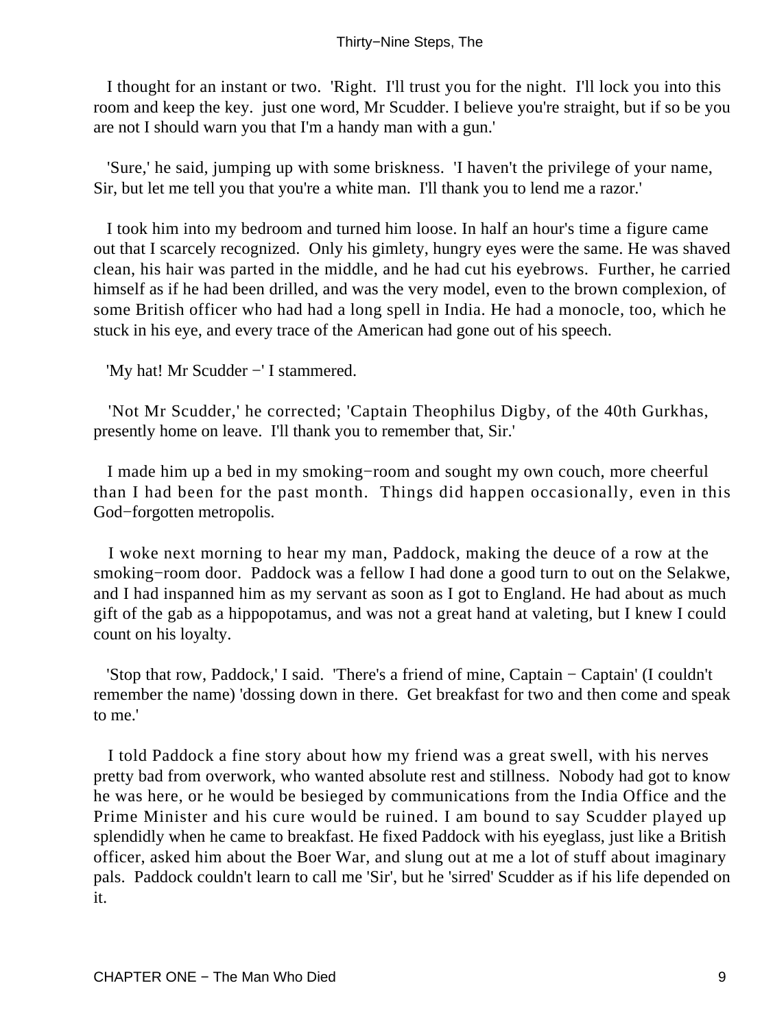I thought for an instant or two. 'Right. I'll trust you for the night. I'll lock you into this room and keep the key. just one word, Mr Scudder. I believe you're straight, but if so be you are not I should warn you that I'm a handy man with a gun.'

'Sure,' he said, jumping up with some briskness. 'I haven't the privilege of your name, Sir, but let me tell you that you're a white man. I'll thank you to lend me a razor.'

I took him into my bedroom and turned him loose. In half an hour's time a figure came out that I scarcely recognized. Only his gimlety, hungry eyes were the same. He was shaved clean, his hair was parted in the middle, and he had cut his eyebrows. Further, he carried himself as if he had been drilled, and was the very model, even to the brown complexion, of some British officer who had had a long spell in India. He had a monocle, too, which he stuck in his eye, and every trace of the American had gone out of his speech.

'My hat! Mr Scudder −' I stammered.

'Not Mr Scudder,' he corrected; 'Captain Theophilus Digby, of the 40th Gurkhas, presently home on leave. I'll thank you to remember that, Sir.'

I made him up a bed in my smoking−room and sought my own couch, more cheerful than I had been for the past month. Things did happen occasionally, even in this God−forgotten metropolis.

I woke next morning to hear my man, Paddock, making the deuce of a row at the smoking−room door. Paddock was a fellow I had done a good turn to out on the Selakwe, and I had inspanned him as my servant as soon as I got to England. He had about as much gift of the gab as a hippopotamus, and was not a great hand at valeting, but I knew I could count on his loyalty.

'Stop that row, Paddock,' I said. 'There's a friend of mine, Captain − Captain' (I couldn't remember the name) 'dossing down in there. Get breakfast for two and then come and speak to me.'

I told Paddock a fine story about how my friend was a great swell, with his nerves pretty bad from overwork, who wanted absolute rest and stillness. Nobody had got to know he was here, or he would be besieged by communications from the India Office and the Prime Minister and his cure would be ruined. I am bound to say Scudder played up splendidly when he came to breakfast. He fixed Paddock with his eyeglass, just like a British officer, asked him about the Boer War, and slung out at me a lot of stuff about imaginary pals. Paddock couldn't learn to call me 'Sir', but he 'sirred' Scudder as if his life depended on it.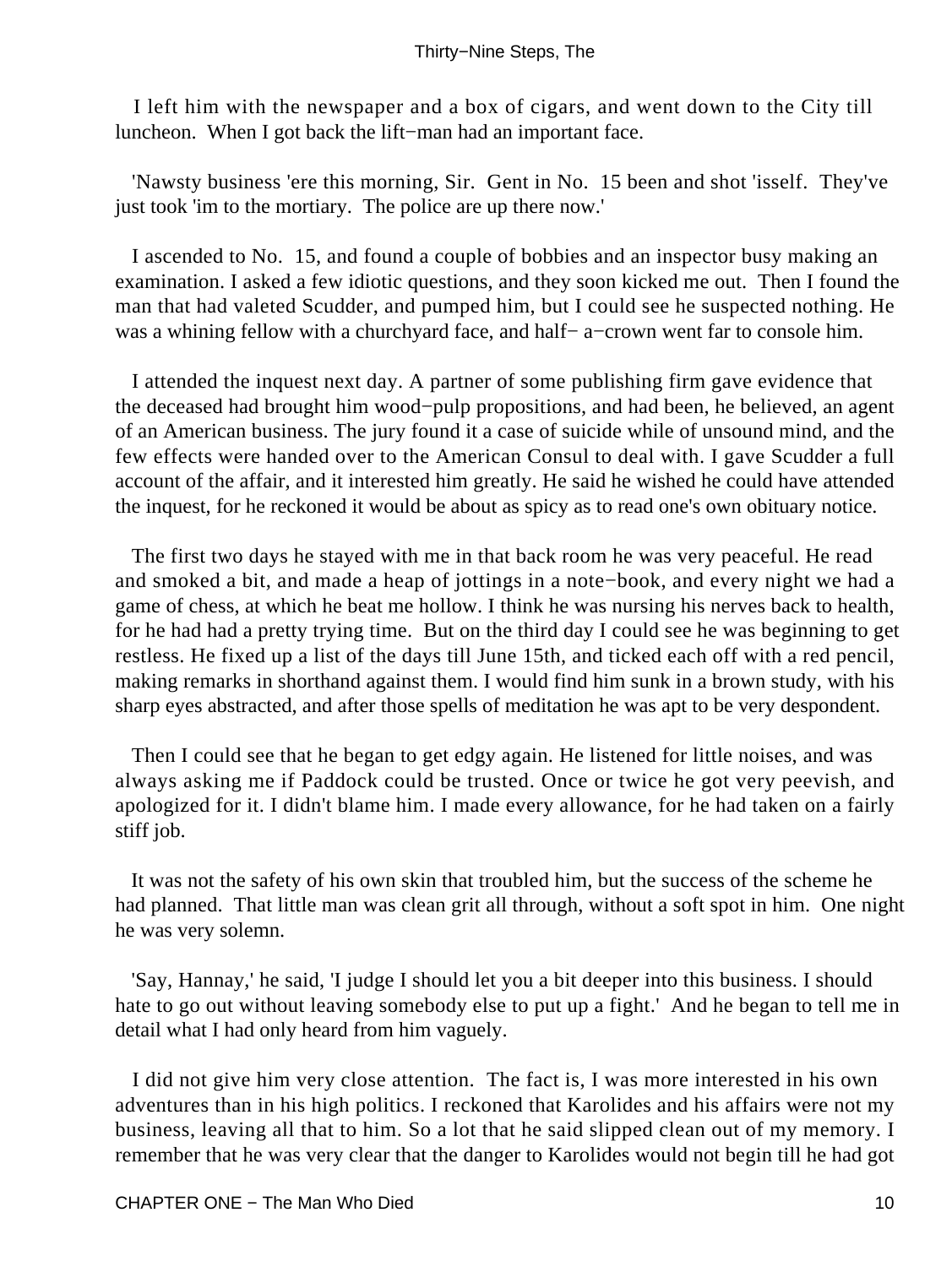I left him with the newspaper and a box of cigars, and went down to the City till luncheon. When I got back the lift−man had an important face.

'Nawsty business 'ere this morning, Sir. Gent in No. 15 been and shot 'isself. They've just took 'im to the mortiary. The police are up there now.'

I ascended to No. 15, and found a couple of bobbies and an inspector busy making an examination. I asked a few idiotic questions, and they soon kicked me out. Then I found the man that had valeted Scudder, and pumped him, but I could see he suspected nothing. He was a whining fellow with a churchyard face, and half− a−crown went far to console him.

I attended the inquest next day. A partner of some publishing firm gave evidence that the deceased had brought him wood−pulp propositions, and had been, he believed, an agent of an American business. The jury found it a case of suicide while of unsound mind, and the few effects were handed over to the American Consul to deal with. I gave Scudder a full account of the affair, and it interested him greatly. He said he wished he could have attended the inquest, for he reckoned it would be about as spicy as to read one's own obituary notice.

The first two days he stayed with me in that back room he was very peaceful. He read and smoked a bit, and made a heap of jottings in a note−book, and every night we had a game of chess, at which he beat me hollow. I think he was nursing his nerves back to health, for he had had a pretty trying time. But on the third day I could see he was beginning to get restless. He fixed up a list of the days till June 15th, and ticked each off with a red pencil, making remarks in shorthand against them. I would find him sunk in a brown study, with his sharp eyes abstracted, and after those spells of meditation he was apt to be very despondent.

Then I could see that he began to get edgy again. He listened for little noises, and was always asking me if Paddock could be trusted. Once or twice he got very peevish, and apologized for it. I didn't blame him. I made every allowance, for he had taken on a fairly stiff job.

It was not the safety of his own skin that troubled him, but the success of the scheme he had planned. That little man was clean grit all through, without a soft spot in him. One night he was very solemn.

'Say, Hannay,' he said, 'I judge I should let you a bit deeper into this business. I should hate to go out without leaving somebody else to put up a fight.' And he began to tell me in detail what I had only heard from him vaguely.

I did not give him very close attention. The fact is, I was more interested in his own adventures than in his high politics. I reckoned that Karolides and his affairs were not my business, leaving all that to him. So a lot that he said slipped clean out of my memory. I remember that he was very clear that the danger to Karolides would not begin till he had got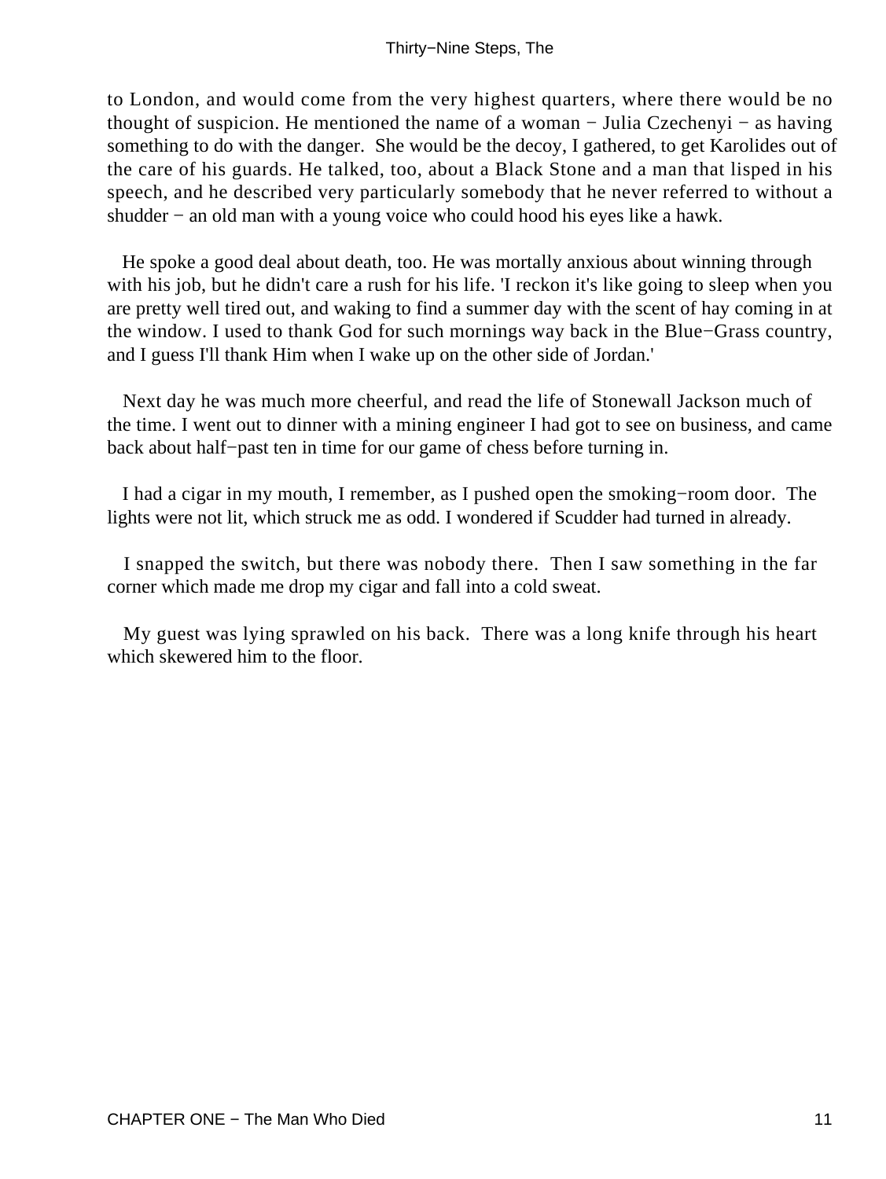to London, and would come from the very highest quarters, where there would be no thought of suspicion. He mentioned the name of a woman − Julia Czechenyi − as having something to do with the danger. She would be the decoy, I gathered, to get Karolides out of the care of his guards. He talked, too, about a Black Stone and a man that lisped in his speech, and he described very particularly somebody that he never referred to without a shudder − an old man with a young voice who could hood his eyes like a hawk.

He spoke a good deal about death, too. He was mortally anxious about winning through with his job, but he didn't care a rush for his life. 'I reckon it's like going to sleep when you are pretty well tired out, and waking to find a summer day with the scent of hay coming in at the window. I used to thank God for such mornings way back in the Blue−Grass country, and I guess I'll thank Him when I wake up on the other side of Jordan.'

Next day he was much more cheerful, and read the life of Stonewall Jackson much of the time. I went out to dinner with a mining engineer I had got to see on business, and came back about half−past ten in time for our game of chess before turning in.

I had a cigar in my mouth, I remember, as I pushed open the smoking−room door. The lights were not lit, which struck me as odd. I wondered if Scudder had turned in already.

I snapped the switch, but there was nobody there. Then I saw something in the far corner which made me drop my cigar and fall into a cold sweat.

My guest was lying sprawled on his back. There was a long knife through his heart which skewered him to the floor.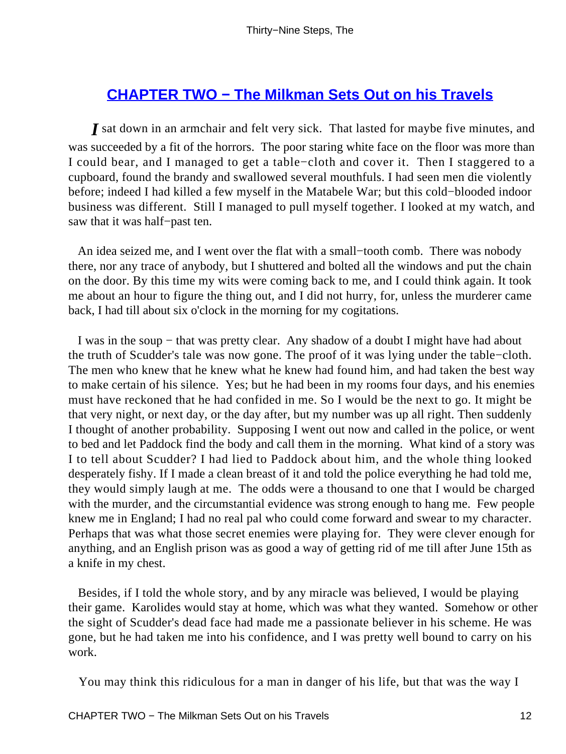## [CHAPTER TWO − The Milkman Sets Out on his Travels]()

*I* sat down in an armchair and felt very sick. That lasted for maybe five minutes, and was succeeded by a fit of the horrors. The poor staring white face on the floor was more than I could bear, and I managed to get a table−cloth and cover it. Then I staggered to a cupboard, found the brandy and swallowed several mouthfuls. I had seen men die violently before; indeed I had killed a few myself in the Matabele War; but this cold−blooded indoor business was different. Still I managed to pull myself together. I looked at my watch, and saw that it was half−past ten.

An idea seized me, and I went over the flat with a small−tooth comb. There was nobody there, nor any trace of anybody, but I shuttered and bolted all the windows and put the chain on the door. By this time my wits were coming back to me, and I could think again. It took me about an hour to figure the thing out, and I did not hurry, for, unless the murderer came back, I had till about six o'clock in the morning for my cogitations.

I was in the soup − that was pretty clear. Any shadow of a doubt I might have had about the truth of Scudder's tale was now gone. The proof of it was lying under the table−cloth. The men who knew that he knew what he knew had found him, and had taken the best way to make certain of his silence. Yes; but he had been in my rooms four days, and his enemies must have reckoned that he had confided in me. So I would be the next to go. It might be that very night, or next day, or the day after, but my number was up all right. Then suddenly I thought of another probability. Supposing I went out now and called in the police, or went to bed and let Paddock find the body and call them in the morning. What kind of a story was I to tell about Scudder? I had lied to Paddock about him, and the whole thing looked desperately fishy. If I made a clean breast of it and told the police everything he had told me, they would simply laugh at me. The odds were a thousand to one that I would be charged with the murder, and the circumstantial evidence was strong enough to hang me. Few people knew me in England; I had no real pal who could come forward and swear to my character. Perhaps that was what those secret enemies were playing for. They were clever enough for anything, and an English prison was as good a way of getting rid of me till after June 15th as a knife in my chest.

Besides, if I told the whole story, and by any miracle was believed, I would be playing their game. Karolides would stay at home, which was what they wanted. Somehow or other the sight of Scudder's dead face had made me a passionate believer in his scheme. He was gone, but he had taken me into his confidence, and I was pretty well bound to carry on his work.

You may think this ridiculous for a man in danger of his life, but that was the way I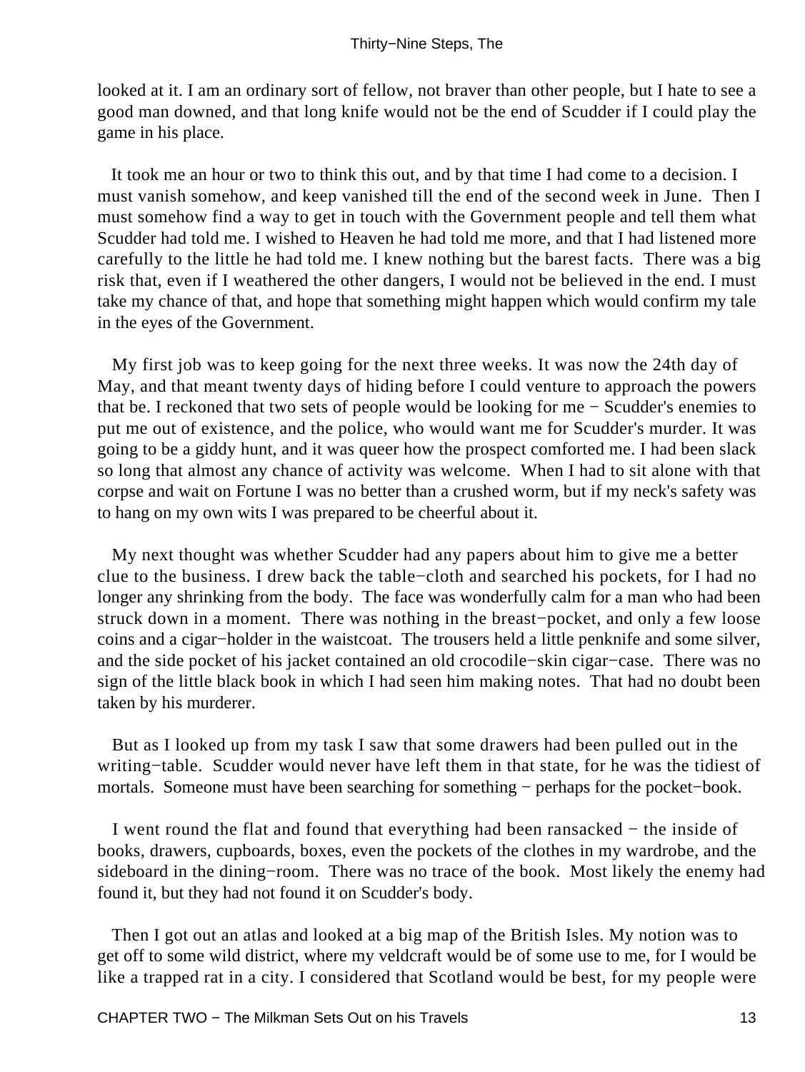looked at it. I am an ordinary sort of fellow, not braver than other people, but I hate to see a good man downed, and that long knife would not be the end of Scudder if I could play the game in his place.

It took me an hour or two to think this out, and by that time I had come to a decision. I must vanish somehow, and keep vanished till the end of the second week in June. Then I must somehow find a way to get in touch with the Government people and tell them what Scudder had told me. I wished to Heaven he had told me more, and that I had listened more carefully to the little he had told me. I knew nothing but the barest facts. There was a big risk that, even if I weathered the other dangers, I would not be believed in the end. I must take my chance of that, and hope that something might happen which would confirm my tale in the eyes of the Government.

My first job was to keep going for the next three weeks. It was now the 24th day of May, and that meant twenty days of hiding before I could venture to approach the powers that be. I reckoned that two sets of people would be looking for me − Scudder's enemies to put me out of existence, and the police, who would want me for Scudder's murder. It was going to be a giddy hunt, and it was queer how the prospect comforted me. I had been slack so long that almost any chance of activity was welcome. When I had to sit alone with that corpse and wait on Fortune I was no better than a crushed worm, but if my neck's safety was to hang on my own wits I was prepared to be cheerful about it.

My next thought was whether Scudder had any papers about him to give me a better clue to the business. I drew back the table−cloth and searched his pockets, for I had no longer any shrinking from the body. The face was wonderfully calm for a man who had been struck down in a moment. There was nothing in the breast−pocket, and only a few loose coins and a cigar−holder in the waistcoat. The trousers held a little penknife and some silver, and the side pocket of his jacket contained an old crocodile−skin cigar−case. There was no sign of the little black book in which I had seen him making notes. That had no doubt been taken by his murderer.

But as I looked up from my task I saw that some drawers had been pulled out in the writing−table. Scudder would never have left them in that state, for he was the tidiest of mortals. Someone must have been searching for something − perhaps for the pocket−book.

I went round the flat and found that everything had been ransacked − the inside of books, drawers, cupboards, boxes, even the pockets of the clothes in my wardrobe, and the sideboard in the dining−room. There was no trace of the book. Most likely the enemy had found it, but they had not found it on Scudder's body.

Then I got out an atlas and looked at a big map of the British Isles. My notion was to get off to some wild district, where my veldcraft would be of some use to me, for I would be like a trapped rat in a city. I considered that Scotland would be best, for my people were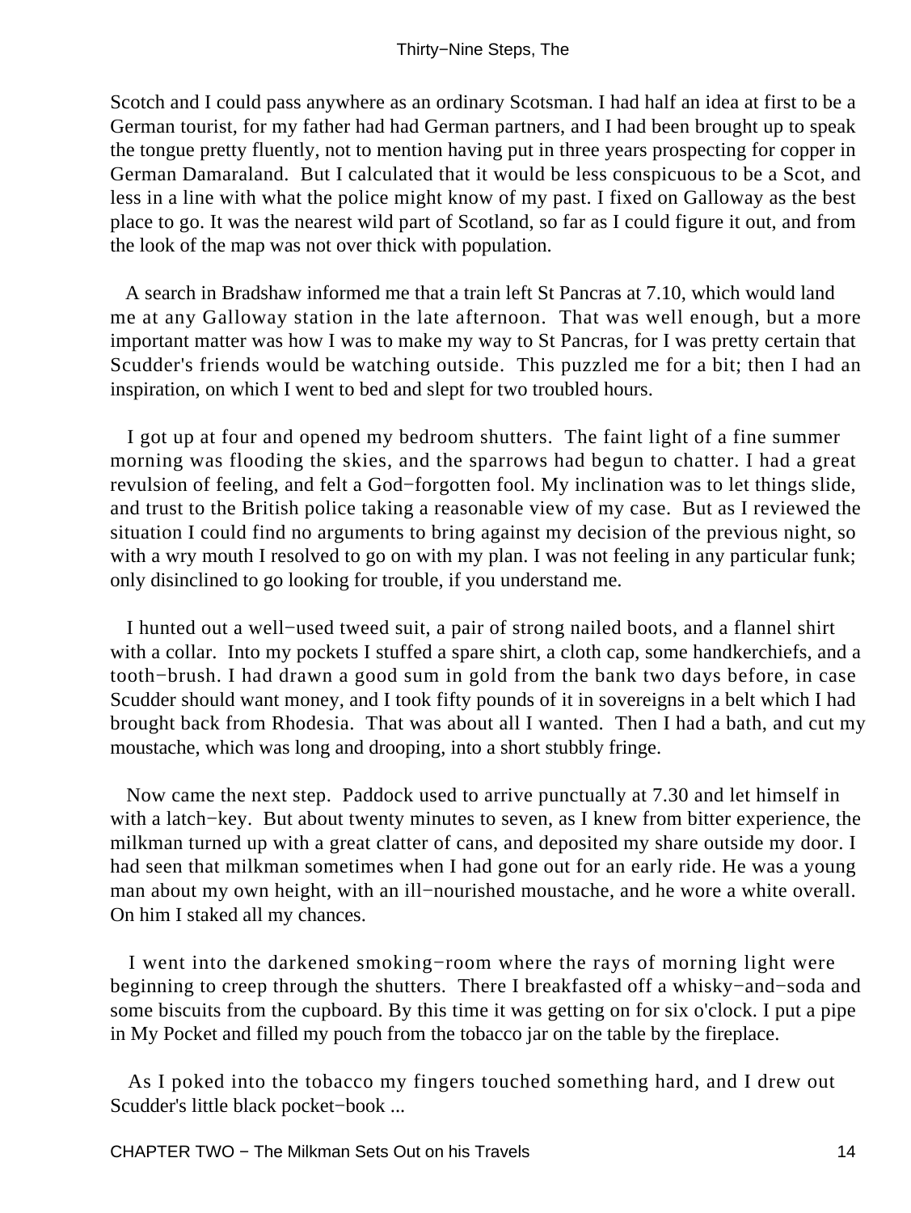Scotch and I could pass anywhere as an ordinary Scotsman. I had half an idea at first to be a German tourist, for my father had had German partners, and I had been brought up to speak the tongue pretty fluently, not to mention having put in three years prospecting for copper in German Damaraland. But I calculated that it would be less conspicuous to be a Scot, and less in a line with what the police might know of my past. I fixed on Galloway as the best place to go. It was the nearest wild part of Scotland, so far as I could figure it out, and from the look of the map was not over thick with population.

A search in Bradshaw informed me that a train left St Pancras at 7.10, which would land me at any Galloway station in the late afternoon. That was well enough, but a more important matter was how I was to make my way to St Pancras, for I was pretty certain that Scudder's friends would be watching outside. This puzzled me for a bit; then I had an inspiration, on which I went to bed and slept for two troubled hours.

I got up at four and opened my bedroom shutters. The faint light of a fine summer morning was flooding the skies, and the sparrows had begun to chatter. I had a great revulsion of feeling, and felt a God−forgotten fool. My inclination was to let things slide, and trust to the British police taking a reasonable view of my case. But as I reviewed the situation I could find no arguments to bring against my decision of the previous night, so with a wry mouth I resolved to go on with my plan. I was not feeling in any particular funk; only disinclined to go looking for trouble, if you understand me.

I hunted out a well−used tweed suit, a pair of strong nailed boots, and a flannel shirt with a collar. Into my pockets I stuffed a spare shirt, a cloth cap, some handkerchiefs, and a tooth−brush. I had drawn a good sum in gold from the bank two days before, in case Scudder should want money, and I took fifty pounds of it in sovereigns in a belt which I had brought back from Rhodesia. That was about all I wanted. Then I had a bath, and cut my moustache, which was long and drooping, into a short stubbly fringe.

Now came the next step. Paddock used to arrive punctually at 7.30 and let himself in with a latch−key. But about twenty minutes to seven, as I knew from bitter experience, the milkman turned up with a great clatter of cans, and deposited my share outside my door. I had seen that milkman sometimes when I had gone out for an early ride. He was a young man about my own height, with an ill−nourished moustache, and he wore a white overall. On him I staked all my chances.

I went into the darkened smoking−room where the rays of morning light were beginning to creep through the shutters. There I breakfasted off a whisky−and−soda and some biscuits from the cupboard. By this time it was getting on for six o'clock. I put a pipe in My Pocket and filled my pouch from the tobacco jar on the table by the fireplace.

As I poked into the tobacco my fingers touched something hard, and I drew out Scudder's little black pocket−book ...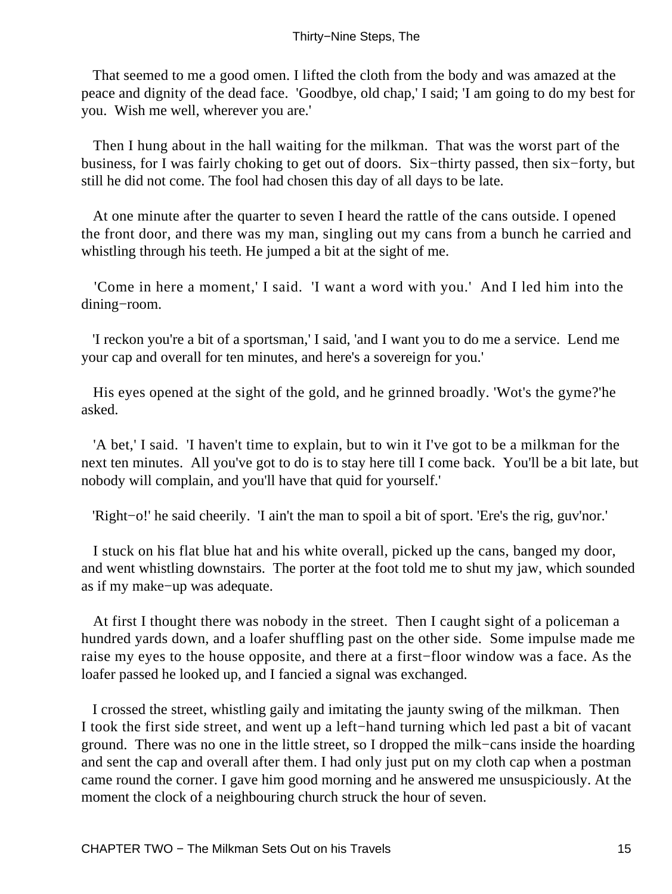That seemed to me a good omen. I lifted the cloth from the body and was amazed at the peace and dignity of the dead face. 'Goodbye, old chap,' I said; 'I am going to do my best for you. Wish me well, wherever you are.'

Then I hung about in the hall waiting for the milkman. That was the worst part of the business, for I was fairly choking to get out of doors. Six−thirty passed, then six−forty, but still he did not come. The fool had chosen this day of all days to be late.

At one minute after the quarter to seven I heard the rattle of the cans outside. I opened the front door, and there was my man, singling out my cans from a bunch he carried and whistling through his teeth. He jumped a bit at the sight of me.

'Come in here a moment,' I said. 'I want a word with you.' And I led him into the dining−room.

'I reckon you're a bit of a sportsman,' I said, 'and I want you to do me a service. Lend me your cap and overall for ten minutes, and here's a sovereign for you.'

His eyes opened at the sight of the gold, and he grinned broadly. 'Wot's the gyme?'he asked.

'A bet,' I said. 'I haven't time to explain, but to win it I've got to be a milkman for the next ten minutes. All you've got to do is to stay here till I come back. You'll be a bit late, but nobody will complain, and you'll have that quid for yourself.'

'Right−o!' he said cheerily. 'I ain't the man to spoil a bit of sport. 'Ere's the rig, guv'nor.'

I stuck on his flat blue hat and his white overall, picked up the cans, banged my door, and went whistling downstairs. The porter at the foot told me to shut my jaw, which sounded as if my make−up was adequate.

At first I thought there was nobody in the street. Then I caught sight of a policeman a hundred yards down, and a loafer shuffling past on the other side. Some impulse made me raise my eyes to the house opposite, and there at a first−floor window was a face. As the loafer passed he looked up, and I fancied a signal was exchanged.

I crossed the street, whistling gaily and imitating the jaunty swing of the milkman. Then I took the first side street, and went up a left−hand turning which led past a bit of vacant ground. There was no one in the little street, so I dropped the milk−cans inside the hoarding and sent the cap and overall after them. I had only just put on my cloth cap when a postman came round the corner. I gave him good morning and he answered me unsuspiciously. At the moment the clock of a neighbouring church struck the hour of seven.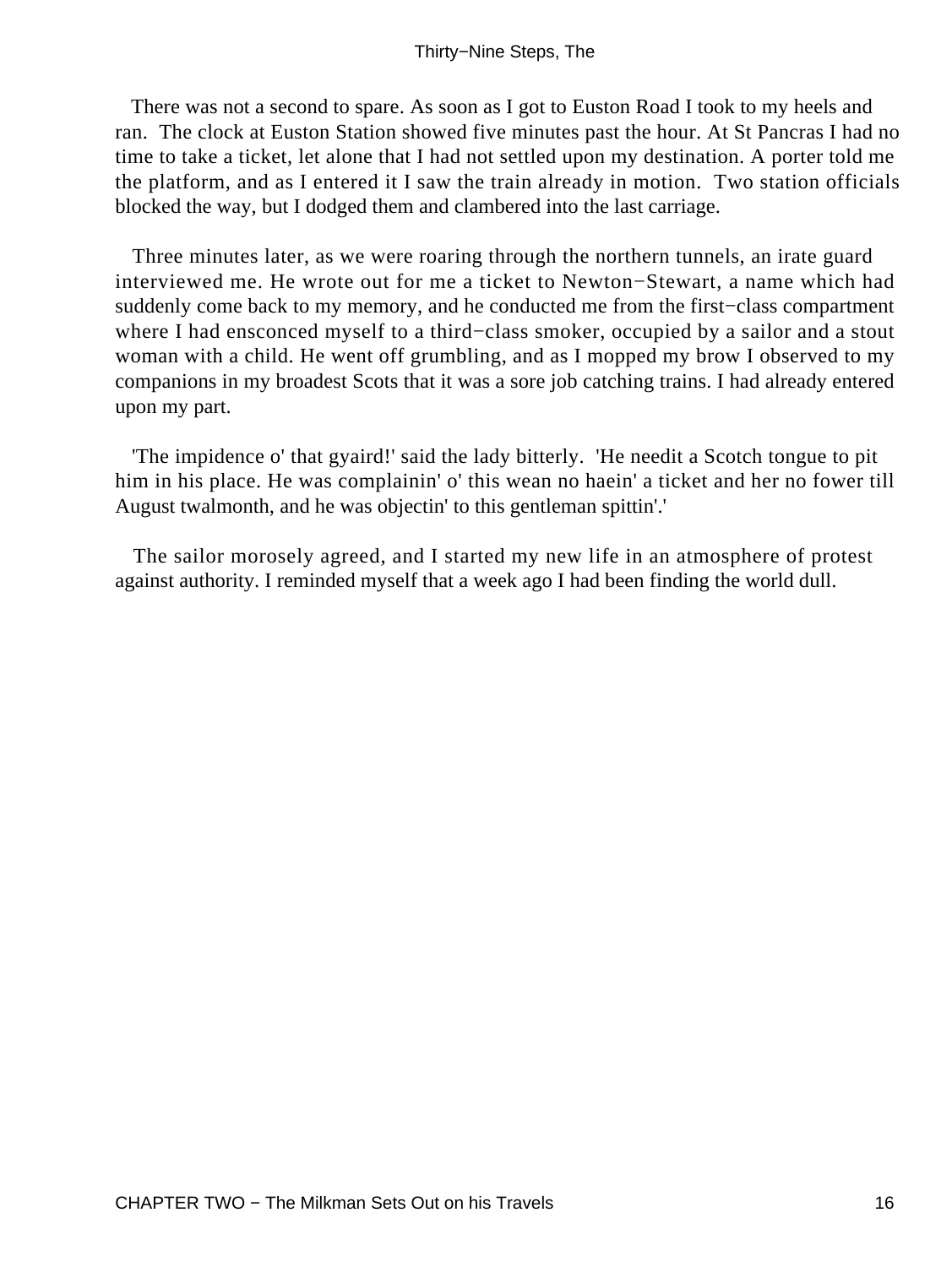There was not a second to spare. As soon as I got to Euston Road I took to my heels and ran. The clock at Euston Station showed five minutes past the hour. At St Pancras I had no time to take a ticket, let alone that I had not settled upon my destination. A porter told me the platform, and as I entered it I saw the train already in motion. Two station officials blocked the way, but I dodged them and clambered into the last carriage.

Three minutes later, as we were roaring through the northern tunnels, an irate guard interviewed me. He wrote out for me a ticket to Newton−Stewart, a name which had suddenly come back to my memory, and he conducted me from the first−class compartment where I had ensconced myself to a third−class smoker, occupied by a sailor and a stout woman with a child. He went off grumbling, and as I mopped my brow I observed to my companions in my broadest Scots that it was a sore job catching trains. I had already entered upon my part.

'The impidence o' that gyaird!' said the lady bitterly. 'He needit a Scotch tongue to pit him in his place. He was complainin' o' this wean no haein' a ticket and her no fower till August twalmonth, and he was objectin' to this gentleman spittin'.'

The sailor morosely agreed, and I started my new life in an atmosphere of protest against authority. I reminded myself that a week ago I had been finding the world dull.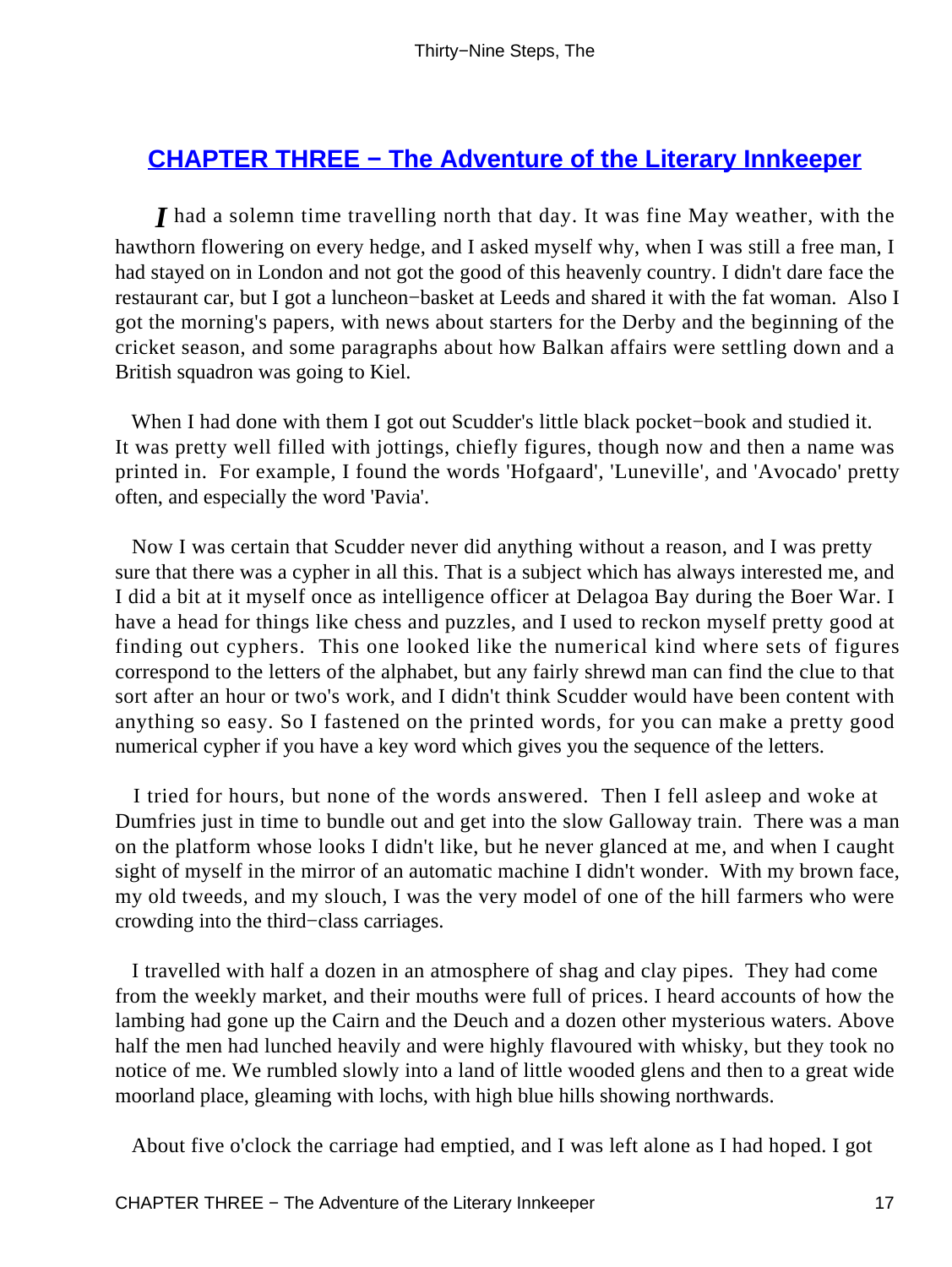## CHAPTER THREE − The Adventure of the Literary Innkeeper

*I* had a solemn time travelling north that day. It was fine May weather, with the hawthorn flowering on every hedge, and I asked myself why, when I was still a free man, I had stayed on in London and not got the good of this heavenly country. I didn't dare face the restaurant car, but I got a luncheon−basket at Leeds and shared it with the fat woman. Also I got the morning's papers, with news about starters for the Derby and the beginning of the cricket season, and some paragraphs about how Balkan affairs were settling down and a British squadron was going to Kiel.

When I had done with them I got out Scudder's little black pocket−book and studied it. It was pretty well filled with jottings, chiefly figures, though now and then a name was printed in. For example, I found the words 'Hofgaard', 'Luneville', and 'Avocado' pretty often, and especially the word 'Pavia'.

Now I was certain that Scudder never did anything without a reason, and I was pretty sure that there was a cypher in all this. That is a subject which has always interested me, and I did a bit at it myself once as intelligence officer at Delagoa Bay during the Boer War. I have a head for things like chess and puzzles, and I used to reckon myself pretty good at finding out cyphers. This one looked like the numerical kind where sets of figures correspond to the letters of the alphabet, but any fairly shrewd man can find the clue to that sort after an hour or two's work, and I didn't think Scudder would have been content with anything so easy. So I fastened on the printed words, for you can make a pretty good numerical cypher if you have a key word which gives you the sequence of the letters.

I tried for hours, but none of the words answered. Then I fell asleep and woke at Dumfries just in time to bundle out and get into the slow Galloway train. There was a man on the platform whose looks I didn't like, but he never glanced at me, and when I caught sight of myself in the mirror of an automatic machine I didn't wonder. With my brown face, my old tweeds, and my slouch, I was the very model of one of the hill farmers who were crowding into the third−class carriages.

I travelled with half a dozen in an atmosphere of shag and clay pipes. They had come from the weekly market, and their mouths were full of prices. I heard accounts of how the lambing had gone up the Cairn and the Deuch and a dozen other mysterious waters. Above half the men had lunched heavily and were highly flavoured with whisky, but they took no notice of me. We rumbled slowly into a land of little wooded glens and then to a great wide moorland place, gleaming with lochs, with high blue hills showing northwards.

About five o'clock the carriage had emptied, and I was left alone as I had hoped. I got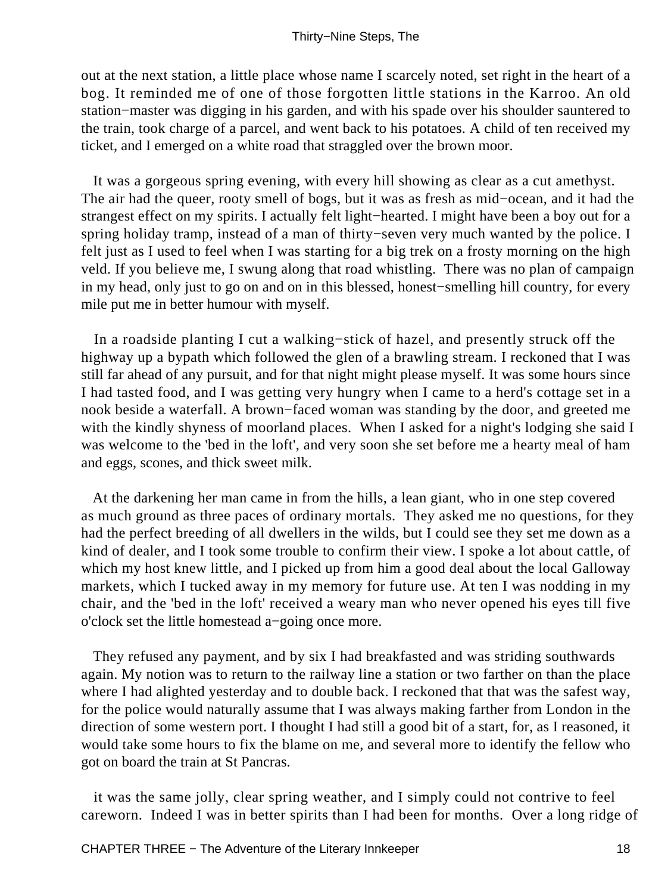out at the next station, a little place whose name I scarcely noted, set right in the heart of a bog. It reminded me of one of those forgotten little stations in the Karroo. An old station−master was digging in his garden, and with his spade over his shoulder sauntered to the train, took charge of a parcel, and went back to his potatoes. A child of ten received my ticket, and I emerged on a white road that straggled over the brown moor.

It was a gorgeous spring evening, with every hill showing as clear as a cut amethyst. The air had the queer, rooty smell of bogs, but it was as fresh as mid−ocean, and it had the strangest effect on my spirits. I actually felt light−hearted. I might have been a boy out for a spring holiday tramp, instead of a man of thirty−seven very much wanted by the police. I felt just as I used to feel when I was starting for a big trek on a frosty morning on the high veld. If you believe me, I swung along that road whistling. There was no plan of campaign in my head, only just to go on and on in this blessed, honest−smelling hill country, for every mile put me in better humour with myself.

In a roadside planting I cut a walking−stick of hazel, and presently struck off the highway up a bypath which followed the glen of a brawling stream. I reckoned that I was still far ahead of any pursuit, and for that night might please myself. It was some hours since I had tasted food, and I was getting very hungry when I came to a herd's cottage set in a nook beside a waterfall. A brown−faced woman was standing by the door, and greeted me with the kindly shyness of moorland places. When I asked for a night's lodging she said I was welcome to the 'bed in the loft', and very soon she set before me a hearty meal of ham and eggs, scones, and thick sweet milk.

At the darkening her man came in from the hills, a lean giant, who in one step covered as much ground as three paces of ordinary mortals. They asked me no questions, for they had the perfect breeding of all dwellers in the wilds, but I could see they set me down as a kind of dealer, and I took some trouble to confirm their view. I spoke a lot about cattle, of which my host knew little, and I picked up from him a good deal about the local Galloway markets, which I tucked away in my memory for future use. At ten I was nodding in my chair, and the 'bed in the loft' received a weary man who never opened his eyes till five o'clock set the little homestead a−going once more.

They refused any payment, and by six I had breakfasted and was striding southwards again. My notion was to return to the railway line a station or two farther on than the place where I had alighted yesterday and to double back. I reckoned that that was the safest way, for the police would naturally assume that I was always making farther from London in the direction of some western port. I thought I had still a good bit of a start, for, as I reasoned, it would take some hours to fix the blame on me, and several more to identify the fellow who got on board the train at St Pancras.

it was the same jolly, clear spring weather, and I simply could not contrive to feel careworn. Indeed I was in better spirits than I had been for months. Over a long ridge of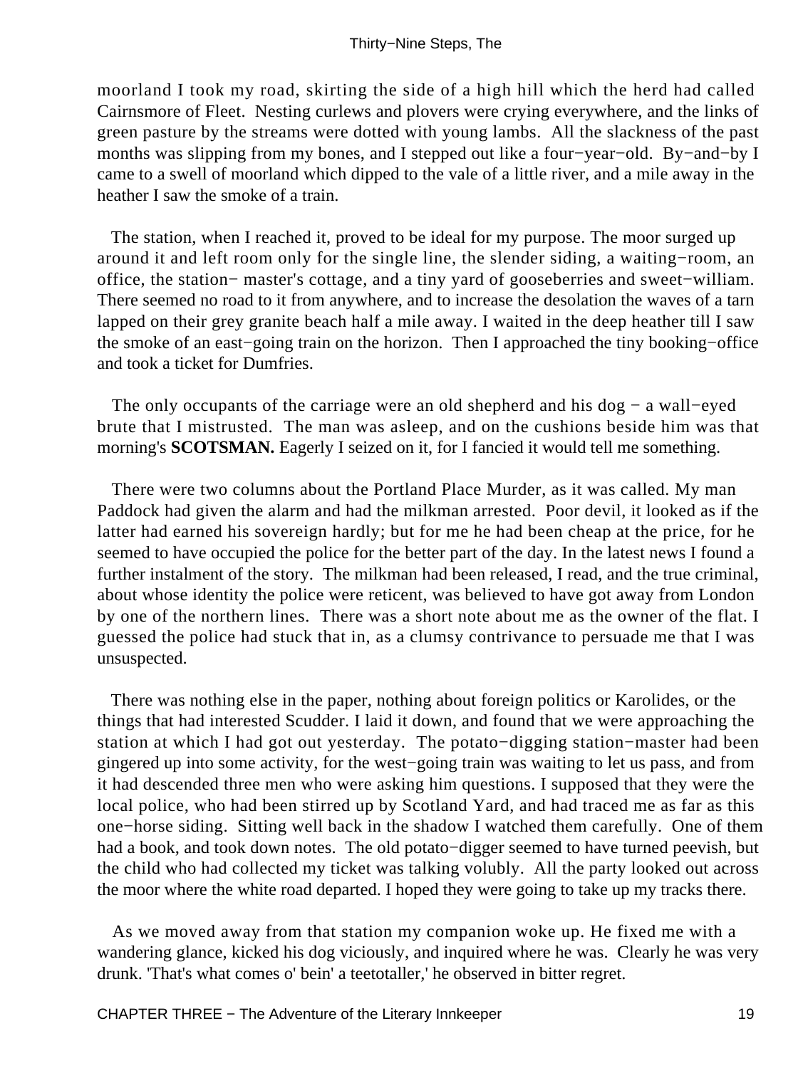moorland I took my road, skirting the side of a high hill which the herd had called Cairnsmore of Fleet. Nesting curlews and plovers were crying everywhere, and the links of green pasture by the streams were dotted with young lambs. All the slackness of the past months was slipping from my bones, and I stepped out like a four−year−old. By−and−by I came to a swell of moorland which dipped to the vale of a little river, and a mile away in the heather I saw the smoke of a train.

The station, when I reached it, proved to be ideal for my purpose. The moor surged up around it and left room only for the single line, the slender siding, a waiting−room, an office, the station− master's cottage, and a tiny yard of gooseberries and sweet−william. There seemed no road to it from anywhere, and to increase the desolation the waves of a tarn lapped on their grey granite beach half a mile away. I waited in the deep heather till I saw the smoke of an east−going train on the horizon. Then I approached the tiny booking−office and took a ticket for Dumfries.

The only occupants of the carriage were an old shepherd and his dog − a wall−eyed brute that I mistrusted. The man was asleep, and on the cushions beside him was that morning's **SCOTSMAN.** Eagerly I seized on it, for I fancied it would tell me something.

There were two columns about the Portland Place Murder, as it was called. My man Paddock had given the alarm and had the milkman arrested. Poor devil, it looked as if the latter had earned his sovereign hardly; but for me he had been cheap at the price, for he seemed to have occupied the police for the better part of the day. In the latest news I found a further instalment of the story. The milkman had been released, I read, and the true criminal, about whose identity the police were reticent, was believed to have got away from London by one of the northern lines. There was a short note about me as the owner of the flat. I guessed the police had stuck that in, as a clumsy contrivance to persuade me that I was unsuspected.

There was nothing else in the paper, nothing about foreign politics or Karolides, or the things that had interested Scudder. I laid it down, and found that we were approaching the station at which I had got out yesterday. The potato−digging station−master had been gingered up into some activity, for the west−going train was waiting to let us pass, and from it had descended three men who were asking him questions. I supposed that they were the local police, who had been stirred up by Scotland Yard, and had traced me as far as this one−horse siding. Sitting well back in the shadow I watched them carefully. One of them had a book, and took down notes. The old potato−digger seemed to have turned peevish, but the child who had collected my ticket was talking volubly. All the party looked out across the moor where the white road departed. I hoped they were going to take up my tracks there.

As we moved away from that station my companion woke up. He fixed me with a wandering glance, kicked his dog viciously, and inquired where he was. Clearly he was very drunk. 'That's what comes o' bein' a teetotaller,' he observed in bitter regret.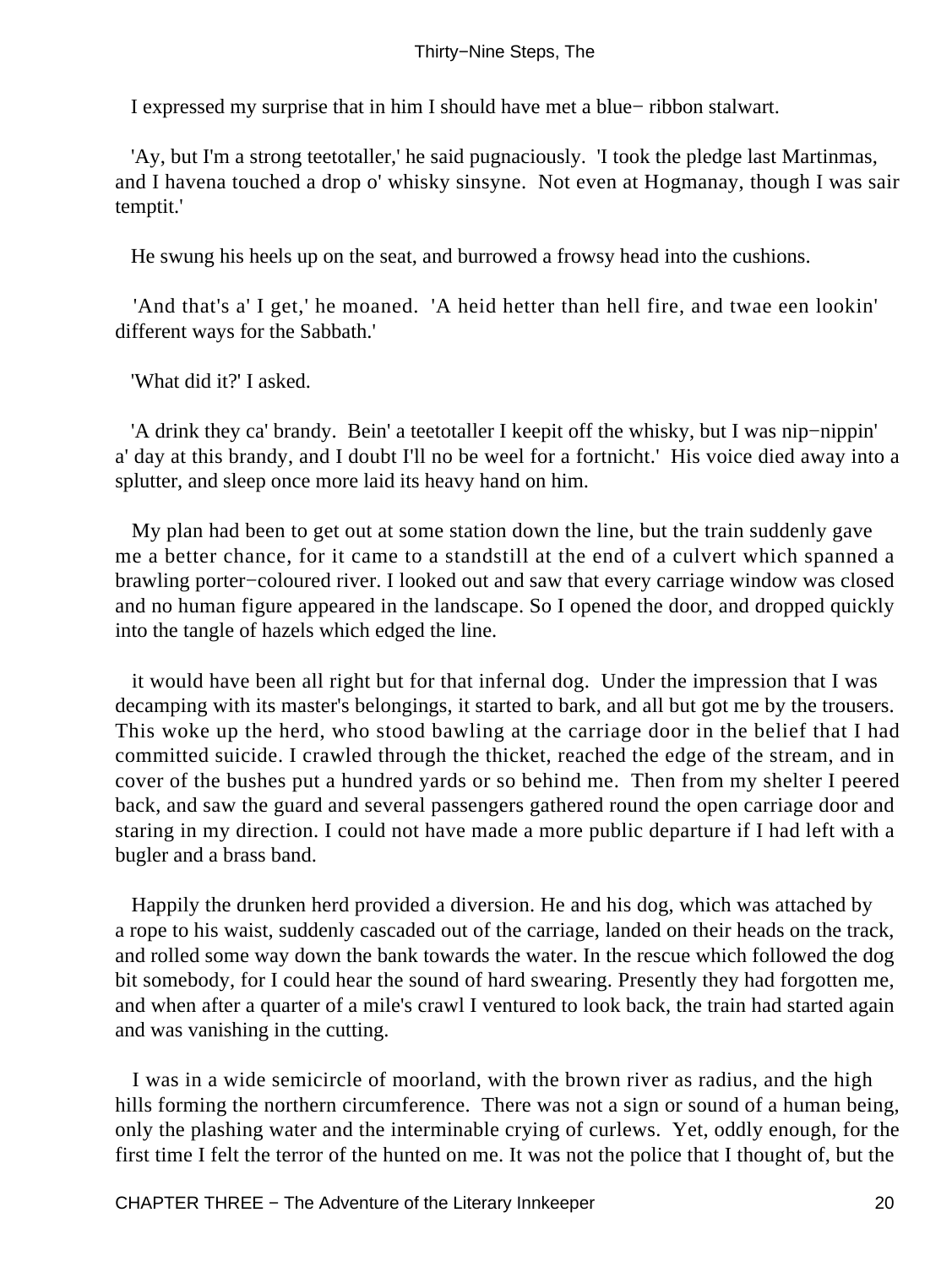I expressed my surprise that in him I should have met a blue− ribbon stalwart.

'Ay, but I'm a strong teetotaller,' he said pugnaciously. 'I took the pledge last Martinmas, and I havena touched a drop o' whisky sinsyne. Not even at Hogmanay, though I was sair temptit.'

He swung his heels up on the seat, and burrowed a frowsy head into the cushions.

'And that's a' I get,' he moaned. 'A heid hetter than hell fire, and twae een lookin' different ways for the Sabbath.'

'What did it?' I asked.

'A drink they ca' brandy. Bein' a teetotaller I keepit off the whisky, but I was nip−nippin' a' day at this brandy, and I doubt I'll no be weel for a fortnicht.' His voice died away into a splutter, and sleep once more laid its heavy hand on him.

My plan had been to get out at some station down the line, but the train suddenly gave me a better chance, for it came to a standstill at the end of a culvert which spanned a brawling porter−coloured river. I looked out and saw that every carriage window was closed and no human figure appeared in the landscape. So I opened the door, and dropped quickly into the tangle of hazels which edged the line.

it would have been all right but for that infernal dog. Under the impression that I was decamping with its master's belongings, it started to bark, and all but got me by the trousers. This woke up the herd, who stood bawling at the carriage door in the belief that I had committed suicide. I crawled through the thicket, reached the edge of the stream, and in cover of the bushes put a hundred yards or so behind me. Then from my shelter I peered back, and saw the guard and several passengers gathered round the open carriage door and staring in my direction. I could not have made a more public departure if I had left with a bugler and a brass band.

Happily the drunken herd provided a diversion. He and his dog, which was attached by a rope to his waist, suddenly cascaded out of the carriage, landed on their heads on the track, and rolled some way down the bank towards the water. In the rescue which followed the dog bit somebody, for I could hear the sound of hard swearing. Presently they had forgotten me, and when after a quarter of a mile's crawl I ventured to look back, the train had started again and was vanishing in the cutting.

I was in a wide semicircle of moorland, with the brown river as radius, and the high hills forming the northern circumference. There was not a sign or sound of a human being, only the plashing water and the interminable crying of curlews. Yet, oddly enough, for the first time I felt the terror of the hunted on me. It was not the police that I thought of, but the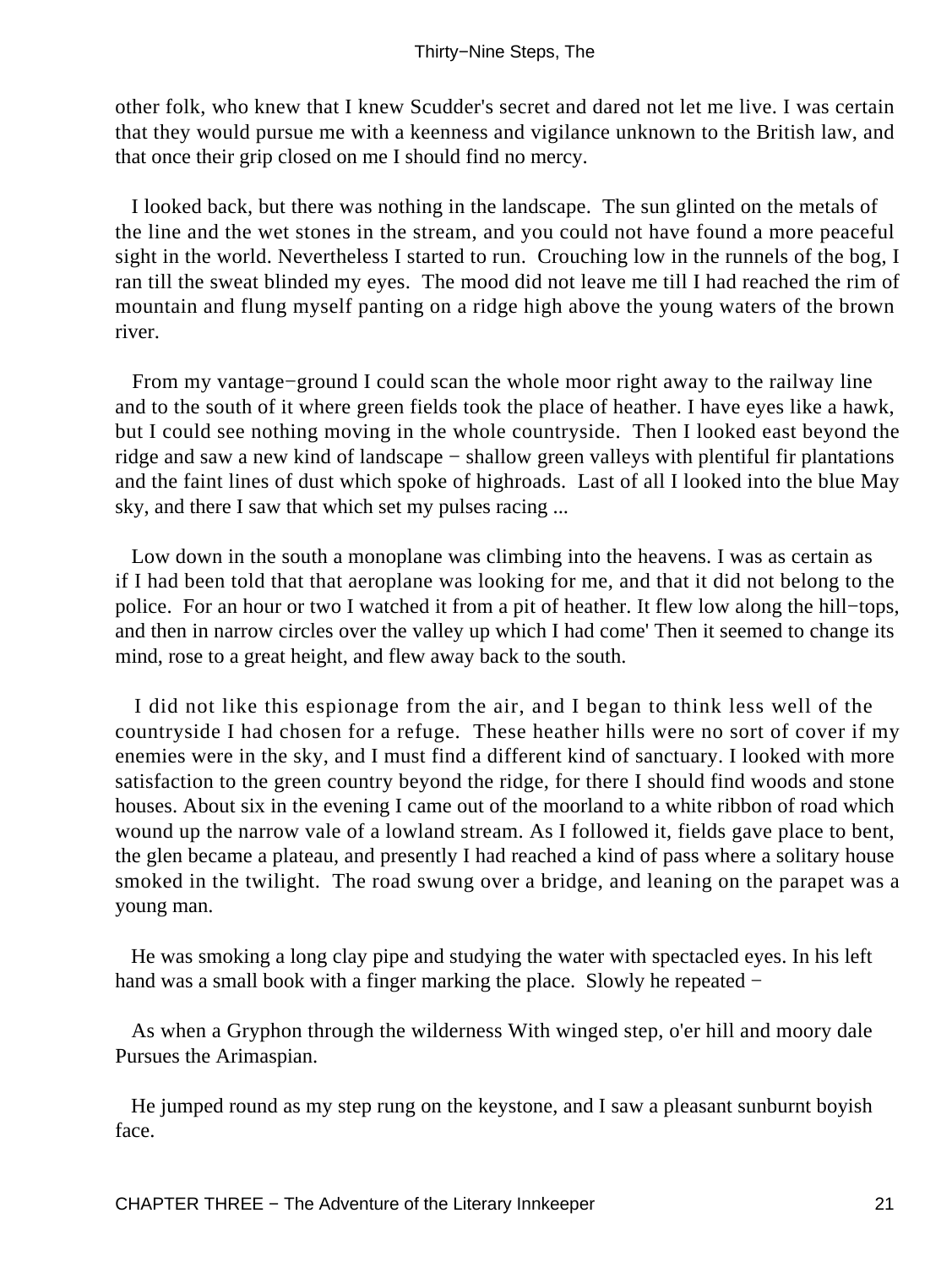other folk, who knew that I knew Scudder's secret and dared not let me live. I was certain that they would pursue me with a keenness and vigilance unknown to the British law, and that once their grip closed on me I should find no mercy.

I looked back, but there was nothing in the landscape. The sun glinted on the metals of the line and the wet stones in the stream, and you could not have found a more peaceful sight in the world. Nevertheless I started to run. Crouching low in the runnels of the bog, I ran till the sweat blinded my eyes. The mood did not leave me till I had reached the rim of mountain and flung myself panting on a ridge high above the young waters of the brown river.

From my vantage−ground I could scan the whole moor right away to the railway line and to the south of it where green fields took the place of heather. I have eyes like a hawk, but I could see nothing moving in the whole countryside. Then I looked east beyond the ridge and saw a new kind of landscape − shallow green valleys with plentiful fir plantations and the faint lines of dust which spoke of highroads. Last of all I looked into the blue May sky, and there I saw that which set my pulses racing ...

Low down in the south a monoplane was climbing into the heavens. I was as certain as if I had been told that that aeroplane was looking for me, and that it did not belong to the police. For an hour or two I watched it from a pit of heather. It flew low along the hill−tops, and then in narrow circles over the valley up which I had come' Then it seemed to change its mind, rose to a great height, and flew away back to the south.

I did not like this espionage from the air, and I began to think less well of the countryside I had chosen for a refuge. These heather hills were no sort of cover if my enemies were in the sky, and I must find a different kind of sanctuary. I looked with more satisfaction to the green country beyond the ridge, for there I should find woods and stone houses. About six in the evening I came out of the moorland to a white ribbon of road which wound up the narrow vale of a lowland stream. As I followed it, fields gave place to bent, the glen became a plateau, and presently I had reached a kind of pass where a solitary house smoked in the twilight. The road swung over a bridge, and leaning on the parapet was a young man.

He was smoking a long clay pipe and studying the water with spectacled eyes. In his left hand was a small book with a finger marking the place. Slowly he repeated −

As when a Gryphon through the wilderness With winged step, o'er hill and moory dale Pursues the Arimaspian.

He jumped round as my step rung on the keystone, and I saw a pleasant sunburnt boyish face.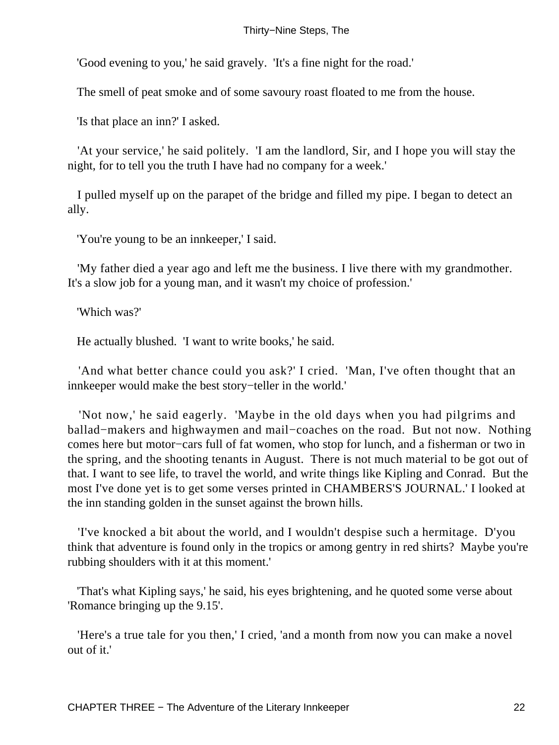'Good evening to you,' he said gravely. 'It's a fine night for the road.'

The smell of peat smoke and of some savoury roast floated to me from the house.

'Is that place an inn?' I asked.

'At your service,' he said politely. 'I am the landlord, Sir, and I hope you will stay the night, for to tell you the truth I have had no company for a week.'

I pulled myself up on the parapet of the bridge and filled my pipe. I began to detect an ally.

'You're young to be an innkeeper,' I said.

'My father died a year ago and left me the business. I live there with my grandmother. It's a slow job for a young man, and it wasn't my choice of profession.'

'Which was?'

He actually blushed. 'I want to write books,' he said.

'And what better chance could you ask?' I cried. 'Man, I've often thought that an innkeeper would make the best story−teller in the world.'

'Not now,' he said eagerly. 'Maybe in the old days when you had pilgrims and ballad−makers and highwaymen and mail−coaches on the road. But not now. Nothing comes here but motor−cars full of fat women, who stop for lunch, and a fisherman or two in the spring, and the shooting tenants in August. There is not much material to be got out of that. I want to see life, to travel the world, and write things like Kipling and Conrad. But the most I've done yet is to get some verses printed in CHAMBERS'S JOURNAL.' I looked at the inn standing golden in the sunset against the brown hills.

'I've knocked a bit about the world, and I wouldn't despise such a hermitage. D'you think that adventure is found only in the tropics or among gentry in red shirts? Maybe you're rubbing shoulders with it at this moment.'

'That's what Kipling says,' he said, his eyes brightening, and he quoted some verse about 'Romance bringing up the 9.15'.

'Here's a true tale for you then,' I cried, 'and a month from now you can make a novel out of it.'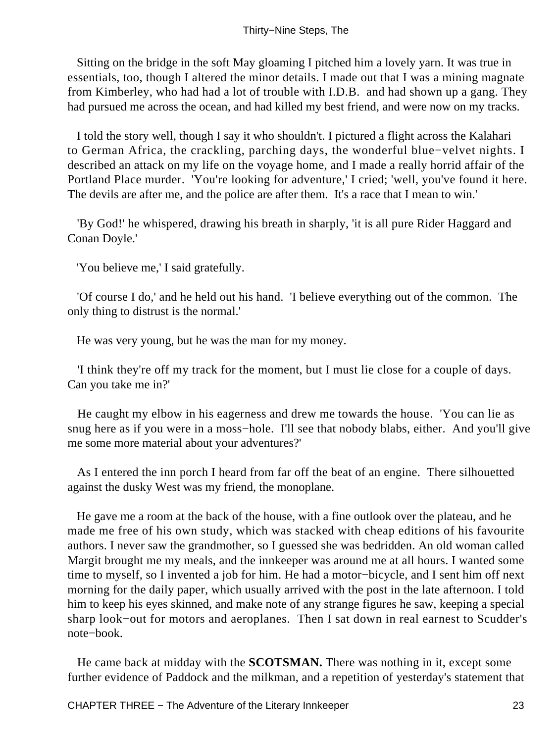Sitting on the bridge in the soft May gloaming I pitched him a lovely yarn. It was true in essentials, too, though I altered the minor details. I made out that I was a mining magnate from Kimberley, who had had a lot of trouble with I.D.B. and had shown up a gang. They had pursued me across the ocean, and had killed my best friend, and were now on my tracks.

I told the story well, though I say it who shouldn't. I pictured a flight across the Kalahari to German Africa, the crackling, parching days, the wonderful blue−velvet nights. I described an attack on my life on the voyage home, and I made a really horrid affair of the Portland Place murder. 'You're looking for adventure,' I cried; 'well, you've found it here. The devils are after me, and the police are after them. It's a race that I mean to win.'

'By God!' he whispered, drawing his breath in sharply, 'it is all pure Rider Haggard and Conan Doyle.'

'You believe me,' I said gratefully.

'Of course I do,' and he held out his hand. 'I believe everything out of the common. The only thing to distrust is the normal.'

He was very young, but he was the man for my money.

'I think they're off my track for the moment, but I must lie close for a couple of days. Can you take me in?'

He caught my elbow in his eagerness and drew me towards the house. 'You can lie as snug here as if you were in a moss−hole. I'll see that nobody blabs, either. And you'll give me some more material about your adventures?'

As I entered the inn porch I heard from far off the beat of an engine. There silhouetted against the dusky West was my friend, the monoplane.

He gave me a room at the back of the house, with a fine outlook over the plateau, and he made me free of his own study, which was stacked with cheap editions of his favourite authors. I never saw the grandmother, so I guessed she was bedridden. An old woman called Margit brought me my meals, and the innkeeper was around me at all hours. I wanted some time to myself, so I invented a job for him. He had a motor−bicycle, and I sent him off next morning for the daily paper, which usually arrived with the post in the late afternoon. I told him to keep his eyes skinned, and make note of any strange figures he saw, keeping a special sharp look−out for motors and aeroplanes. Then I sat down in real earnest to Scudder's note−book.

He came back at midday with the **SCOTSMAN.** There was nothing in it, except some further evidence of Paddock and the milkman, and a repetition of yesterday's statement that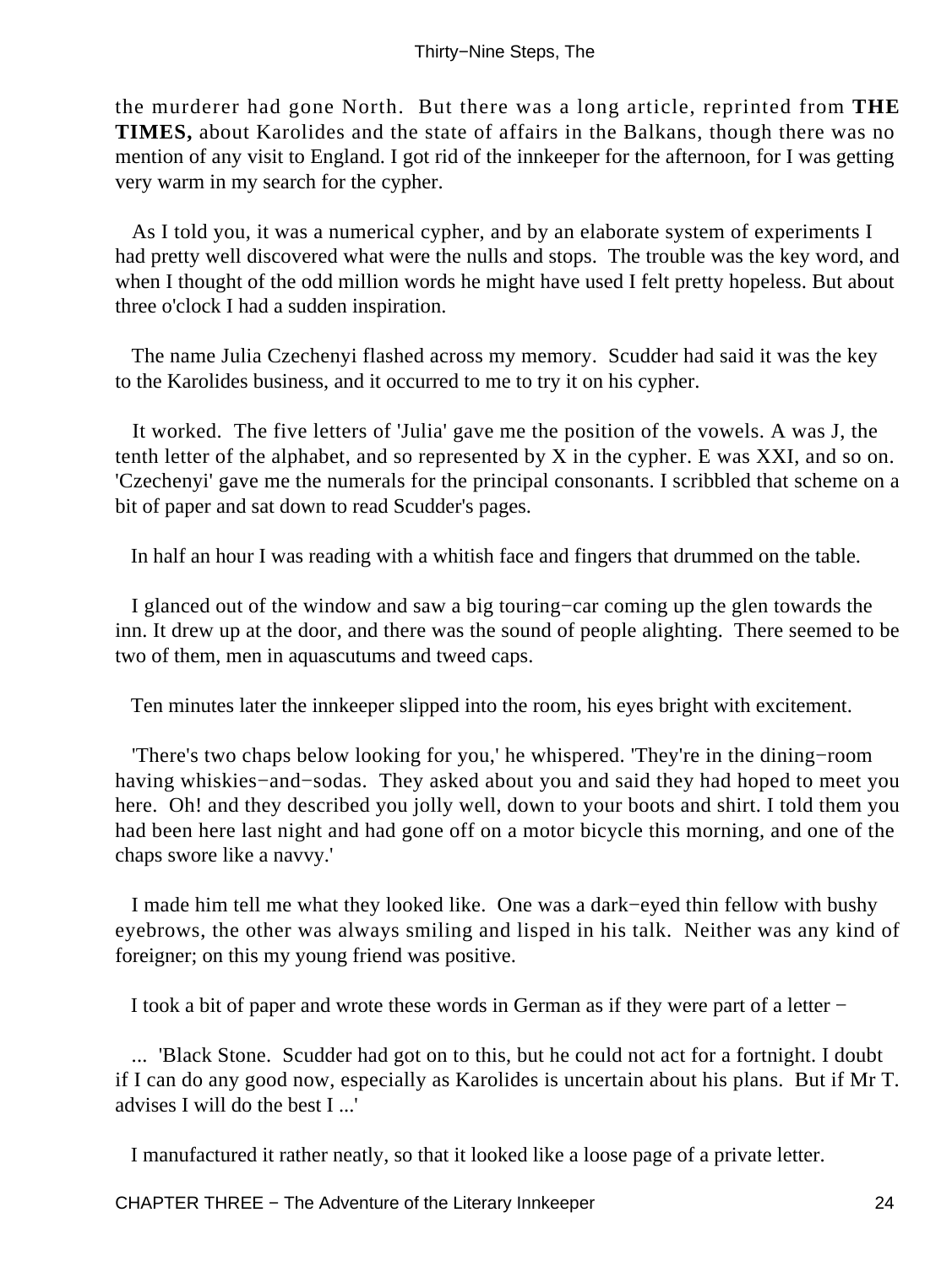the murderer had gone North. But there was a long article, reprinted from **THE TIMES,** about Karolides and the state of affairs in the Balkans, though there was no mention of any visit to England. I got rid of the innkeeper for the afternoon, for I was getting very warm in my search for the cypher.

As I told you, it was a numerical cypher, and by an elaborate system of experiments I had pretty well discovered what were the nulls and stops. The trouble was the key word, and when I thought of the odd million words he might have used I felt pretty hopeless. But about three o'clock I had a sudden inspiration.

The name Julia Czechenyi flashed across my memory. Scudder had said it was the key to the Karolides business, and it occurred to me to try it on his cypher.

It worked. The five letters of 'Julia' gave me the position of the vowels. A was J, the tenth letter of the alphabet, and so represented by X in the cypher. E was XXI, and so on. 'Czechenyi' gave me the numerals for the principal consonants. I scribbled that scheme on a bit of paper and sat down to read Scudder's pages.

In half an hour I was reading with a whitish face and fingers that drummed on the table.

I glanced out of the window and saw a big touring−car coming up the glen towards the inn. It drew up at the door, and there was the sound of people alighting. There seemed to be two of them, men in aquascutums and tweed caps.

Ten minutes later the innkeeper slipped into the room, his eyes bright with excitement.

'There's two chaps below looking for you,' he whispered. 'They're in the dining−room having whiskies−and−sodas. They asked about you and said they had hoped to meet you here. Oh! and they described you jolly well, down to your boots and shirt. I told them you had been here last night and had gone off on a motor bicycle this morning, and one of the chaps swore like a navvy.'

I made him tell me what they looked like. One was a dark−eyed thin fellow with bushy eyebrows, the other was always smiling and lisped in his talk. Neither was any kind of foreigner; on this my young friend was positive.

I took a bit of paper and wrote these words in German as if they were part of a letter −

... 'Black Stone. Scudder had got on to this, but he could not act for a fortnight. I doubt if I can do any good now, especially as Karolides is uncertain about his plans. But if Mr T. advises I will do the best I ...'

I manufactured it rather neatly, so that it looked like a loose page of a private letter.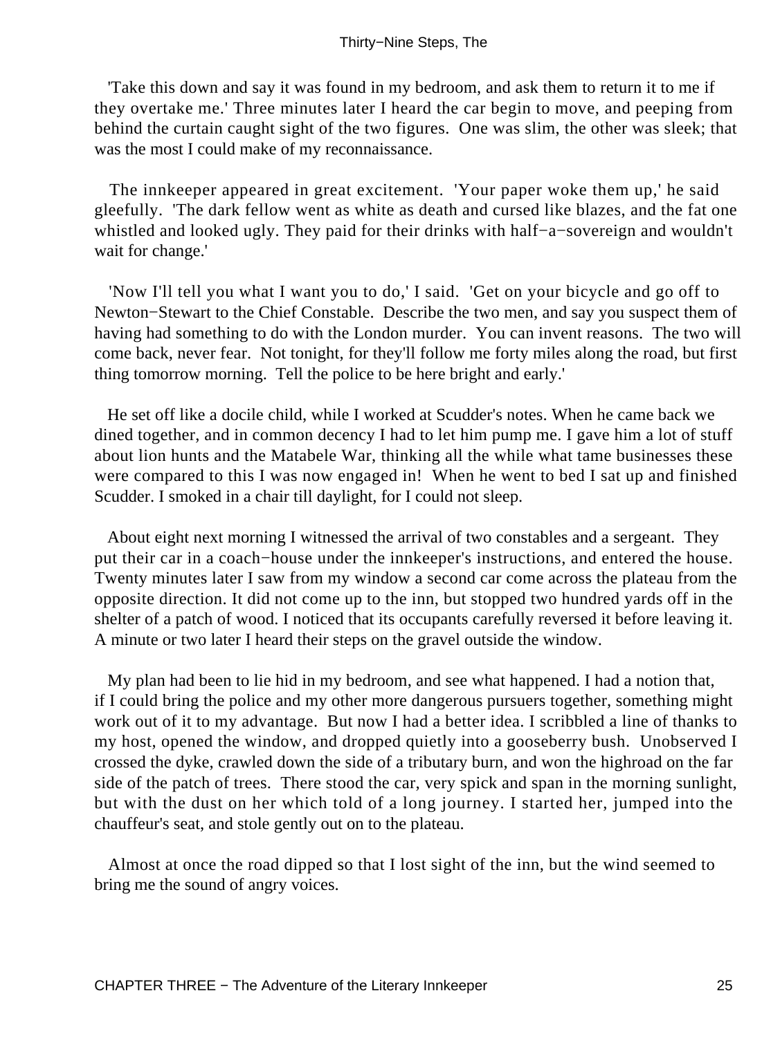'Take this down and say it was found in my bedroom, and ask them to return it to me if they overtake me.' Three minutes later I heard the car begin to move, and peeping from behind the curtain caught sight of the two figures. One was slim, the other was sleek; that was the most I could make of my reconnaissance.

The innkeeper appeared in great excitement. 'Your paper woke them up,' he said gleefully. 'The dark fellow went as white as death and cursed like blazes, and the fat one whistled and looked ugly. They paid for their drinks with half−a−sovereign and wouldn't wait for change.'

'Now I'll tell you what I want you to do,' I said. 'Get on your bicycle and go off to Newton−Stewart to the Chief Constable. Describe the two men, and say you suspect them of having had something to do with the London murder. You can invent reasons. The two will come back, never fear. Not tonight, for they'll follow me forty miles along the road, but first thing tomorrow morning. Tell the police to be here bright and early.'

He set off like a docile child, while I worked at Scudder's notes. When he came back we dined together, and in common decency I had to let him pump me. I gave him a lot of stuff about lion hunts and the Matabele War, thinking all the while what tame businesses these were compared to this I was now engaged in! When he went to bed I sat up and finished Scudder. I smoked in a chair till daylight, for I could not sleep.

About eight next morning I witnessed the arrival of two constables and a sergeant. They put their car in a coach−house under the innkeeper's instructions, and entered the house. Twenty minutes later I saw from my window a second car come across the plateau from the opposite direction. It did not come up to the inn, but stopped two hundred yards off in the shelter of a patch of wood. I noticed that its occupants carefully reversed it before leaving it. A minute or two later I heard their steps on the gravel outside the window.

My plan had been to lie hid in my bedroom, and see what happened. I had a notion that, if I could bring the police and my other more dangerous pursuers together, something might work out of it to my advantage. But now I had a better idea. I scribbled a line of thanks to my host, opened the window, and dropped quietly into a gooseberry bush. Unobserved I crossed the dyke, crawled down the side of a tributary burn, and won the highroad on the far side of the patch of trees. There stood the car, very spick and span in the morning sunlight, but with the dust on her which told of a long journey. I started her, jumped into the chauffeur's seat, and stole gently out on to the plateau.

Almost at once the road dipped so that I lost sight of the inn, but the wind seemed to bring me the sound of angry voices.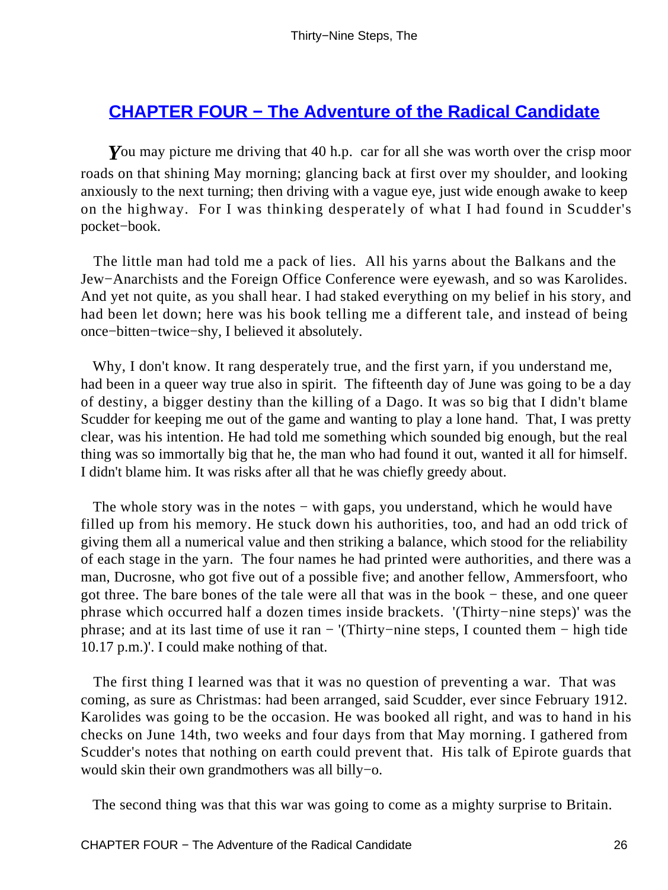## CHAPTER FOUR − The Adventure of the Radical Candidate

*Y*ou may picture me driving that 40 h.p. car for all she was worth over the crisp moor roads on that shining May morning; glancing back at first over my shoulder, and looking anxiously to the next turning; then driving with a vague eye, just wide enough awake to keep on the highway. For I was thinking desperately of what I had found in Scudder's pocket−book.

The little man had told me a pack of lies. All his yarns about the Balkans and the Jew−Anarchists and the Foreign Office Conference were eyewash, and so was Karolides. And yet not quite, as you shall hear. I had staked everything on my belief in his story, and had been let down; here was his book telling me a different tale, and instead of being once−bitten−twice−shy, I believed it absolutely.

Why, I don't know. It rang desperately true, and the first yarn, if you understand me, had been in a queer way true also in spirit. The fifteenth day of June was going to be a day of destiny, a bigger destiny than the killing of a Dago. It was so big that I didn't blame Scudder for keeping me out of the game and wanting to play a lone hand. That, I was pretty clear, was his intention. He had told me something which sounded big enough, but the real thing was so immortally big that he, the man who had found it out, wanted it all for himself. I didn't blame him. It was risks after all that he was chiefly greedy about.

The whole story was in the notes − with gaps, you understand, which he would have filled up from his memory. He stuck down his authorities, too, and had an odd trick of giving them all a numerical value and then striking a balance, which stood for the reliability of each stage in the yarn. The four names he had printed were authorities, and there was a man, Ducrosne, who got five out of a possible five; and another fellow, Ammersfoort, who got three. The bare bones of the tale were all that was in the book − these, and one queer phrase which occurred half a dozen times inside brackets. '(Thirty−nine steps)' was the phrase; and at its last time of use it ran − '(Thirty−nine steps, I counted them − high tide 10.17 p.m.)'. I could make nothing of that.

The first thing I learned was that it was no question of preventing a war. That was coming, as sure as Christmas: had been arranged, said Scudder, ever since February 1912. Karolides was going to be the occasion. He was booked all right, and was to hand in his checks on June 14th, two weeks and four days from that May morning. I gathered from Scudder's notes that nothing on earth could prevent that. His talk of Epirote guards that would skin their own grandmothers was all billy−o.

The second thing was that this war was going to come as a mighty surprise to Britain.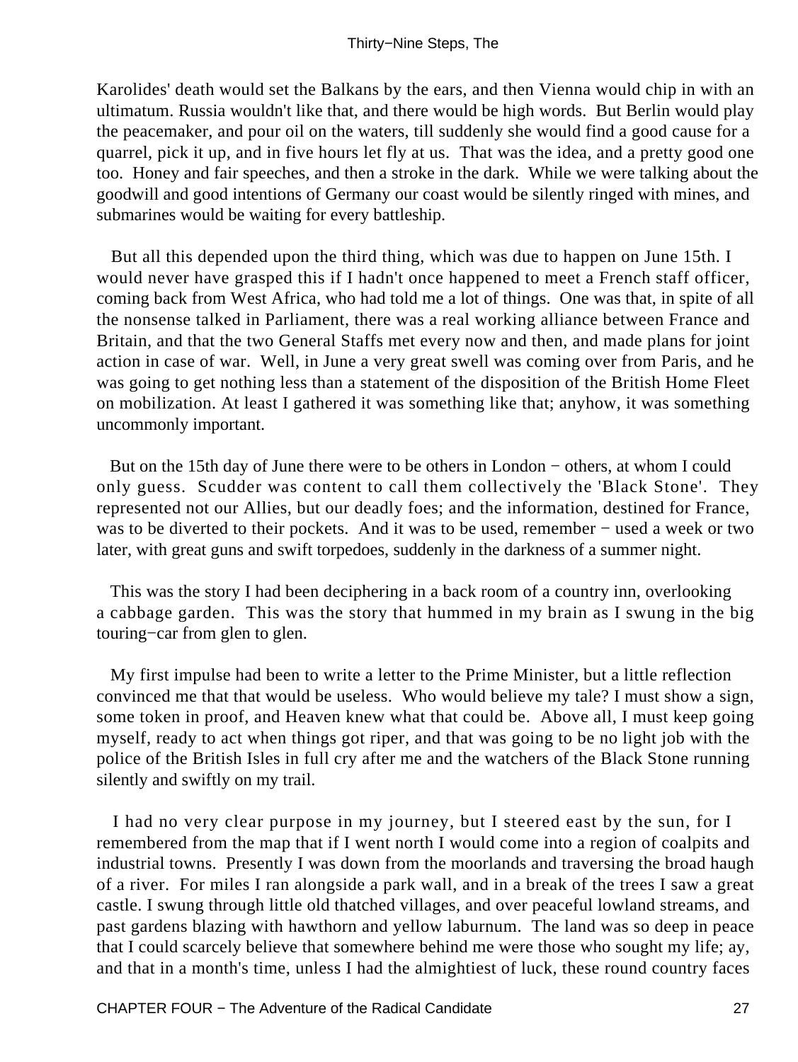Karolides' death would set the Balkans by the ears, and then Vienna would chip in with an ultimatum. Russia wouldn't like that, and there would be high words. But Berlin would play the peacemaker, and pour oil on the waters, till suddenly she would find a good cause for a quarrel, pick it up, and in five hours let fly at us. That was the idea, and a pretty good one too. Honey and fair speeches, and then a stroke in the dark. While we were talking about the goodwill and good intentions of Germany our coast would be silently ringed with mines, and submarines would be waiting for every battleship.

But all this depended upon the third thing, which was due to happen on June 15th. I would never have grasped this if I hadn't once happened to meet a French staff officer, coming back from West Africa, who had told me a lot of things. One was that, in spite of all the nonsense talked in Parliament, there was a real working alliance between France and Britain, and that the two General Staffs met every now and then, and made plans for joint action in case of war. Well, in June a very great swell was coming over from Paris, and he was going to get nothing less than a statement of the disposition of the British Home Fleet on mobilization. At least I gathered it was something like that; anyhow, it was something uncommonly important.

But on the 15th day of June there were to be others in London − others, at whom I could only guess. Scudder was content to call them collectively the 'Black Stone'. They represented not our Allies, but our deadly foes; and the information, destined for France, was to be diverted to their pockets. And it was to be used, remember − used a week or two later, with great guns and swift torpedoes, suddenly in the darkness of a summer night.

This was the story I had been deciphering in a back room of a country inn, overlooking a cabbage garden. This was the story that hummed in my brain as I swung in the big touring−car from glen to glen.

My first impulse had been to write a letter to the Prime Minister, but a little reflection convinced me that that would be useless. Who would believe my tale? I must show a sign, some token in proof, and Heaven knew what that could be. Above all, I must keep going myself, ready to act when things got riper, and that was going to be no light job with the police of the British Isles in full cry after me and the watchers of the Black Stone running silently and swiftly on my trail.

I had no very clear purpose in my journey, but I steered east by the sun, for I remembered from the map that if I went north I would come into a region of coalpits and industrial towns. Presently I was down from the moorlands and traversing the broad haugh of a river. For miles I ran alongside a park wall, and in a break of the trees I saw a great castle. I swung through little old thatched villages, and over peaceful lowland streams, and past gardens blazing with hawthorn and yellow laburnum. The land was so deep in peace that I could scarcely believe that somewhere behind me were those who sought my life; ay, and that in a month's time, unless I had the almightiest of luck, these round country faces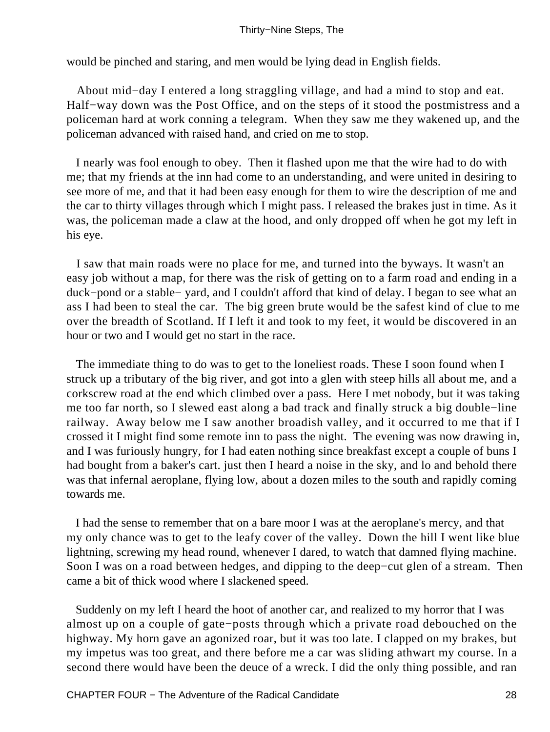would be pinched and staring, and men would be lying dead in English fields.

About mid−day I entered a long straggling village, and had a mind to stop and eat. Half−way down was the Post Office, and on the steps of it stood the postmistress and a policeman hard at work conning a telegram. When they saw me they wakened up, and the policeman advanced with raised hand, and cried on me to stop.

I nearly was fool enough to obey. Then it flashed upon me that the wire had to do with me; that my friends at the inn had come to an understanding, and were united in desiring to see more of me, and that it had been easy enough for them to wire the description of me and the car to thirty villages through which I might pass. I released the brakes just in time. As it was, the policeman made a claw at the hood, and only dropped off when he got my left in his eye.

I saw that main roads were no place for me, and turned into the byways. It wasn't an easy job without a map, for there was the risk of getting on to a farm road and ending in a duck−pond or a stable− yard, and I couldn't afford that kind of delay. I began to see what an ass I had been to steal the car. The big green brute would be the safest kind of clue to me over the breadth of Scotland. If I left it and took to my feet, it would be discovered in an hour or two and I would get no start in the race.

The immediate thing to do was to get to the loneliest roads. These I soon found when I struck up a tributary of the big river, and got into a glen with steep hills all about me, and a corkscrew road at the end which climbed over a pass. Here I met nobody, but it was taking me too far north, so I slewed east along a bad track and finally struck a big double−line railway. Away below me I saw another broadish valley, and it occurred to me that if I crossed it I might find some remote inn to pass the night. The evening was now drawing in, and I was furiously hungry, for I had eaten nothing since breakfast except a couple of buns I had bought from a baker's cart. just then I heard a noise in the sky, and lo and behold there was that infernal aeroplane, flying low, about a dozen miles to the south and rapidly coming towards me.

I had the sense to remember that on a bare moor I was at the aeroplane's mercy, and that my only chance was to get to the leafy cover of the valley. Down the hill I went like blue lightning, screwing my head round, whenever I dared, to watch that damned flying machine. Soon I was on a road between hedges, and dipping to the deep−cut glen of a stream. Then came a bit of thick wood where I slackened speed.

Suddenly on my left I heard the hoot of another car, and realized to my horror that I was almost up on a couple of gate−posts through which a private road debouched on the highway. My horn gave an agonized roar, but it was too late. I clapped on my brakes, but my impetus was too great, and there before me a car was sliding athwart my course. In a second there would have been the deuce of a wreck. I did the only thing possible, and ran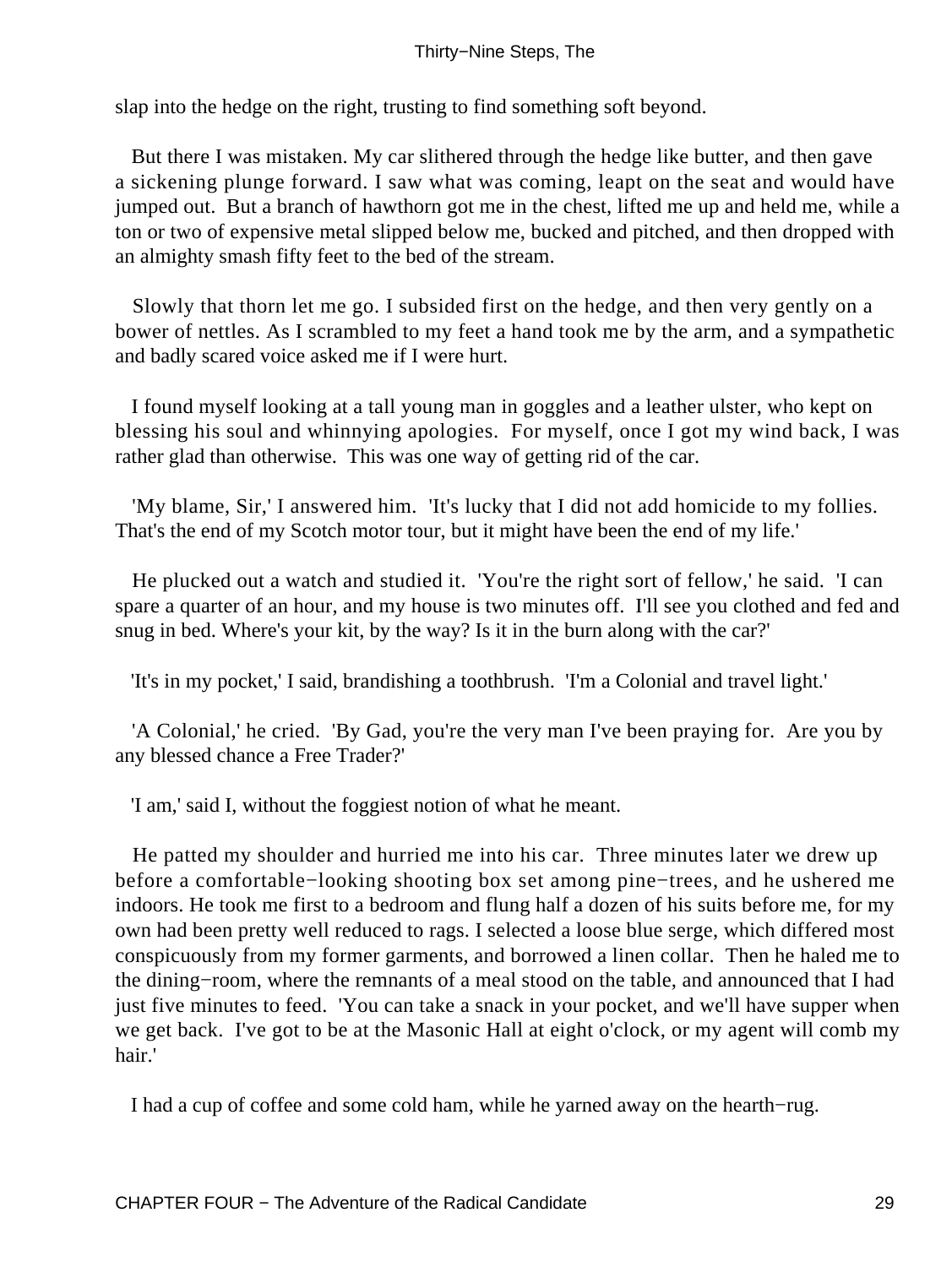slap into the hedge on the right, trusting to find something soft beyond.

But there I was mistaken. My car slithered through the hedge like butter, and then gave a sickening plunge forward. I saw what was coming, leapt on the seat and would have jumped out. But a branch of hawthorn got me in the chest, lifted me up and held me, while a ton or two of expensive metal slipped below me, bucked and pitched, and then dropped with an almighty smash fifty feet to the bed of the stream.

Slowly that thorn let me go. I subsided first on the hedge, and then very gently on a bower of nettles. As I scrambled to my feet a hand took me by the arm, and a sympathetic and badly scared voice asked me if I were hurt.

I found myself looking at a tall young man in goggles and a leather ulster, who kept on blessing his soul and whinnying apologies. For myself, once I got my wind back, I was rather glad than otherwise. This was one way of getting rid of the car.

'My blame, Sir,' I answered him. 'It's lucky that I did not add homicide to my follies. That's the end of my Scotch motor tour, but it might have been the end of my life.'

He plucked out a watch and studied it. 'You're the right sort of fellow,' he said. 'I can spare a quarter of an hour, and my house is two minutes off. I'll see you clothed and fed and snug in bed. Where's your kit, by the way? Is it in the burn along with the car?'

'It's in my pocket,' I said, brandishing a toothbrush. 'I'm a Colonial and travel light.'

'A Colonial,' he cried. 'By Gad, you're the very man I've been praying for. Are you by any blessed chance a Free Trader?'

'I am,' said I, without the foggiest notion of what he meant.

He patted my shoulder and hurried me into his car. Three minutes later we drew up before a comfortable−looking shooting box set among pine−trees, and he ushered me indoors. He took me first to a bedroom and flung half a dozen of his suits before me, for my own had been pretty well reduced to rags. I selected a loose blue serge, which differed most conspicuously from my former garments, and borrowed a linen collar. Then he haled me to the dining−room, where the remnants of a meal stood on the table, and announced that I had just five minutes to feed. 'You can take a snack in your pocket, and we'll have supper when we get back. I've got to be at the Masonic Hall at eight o'clock, or my agent will comb my hair.'

I had a cup of coffee and some cold ham, while he yarned away on the hearth−rug.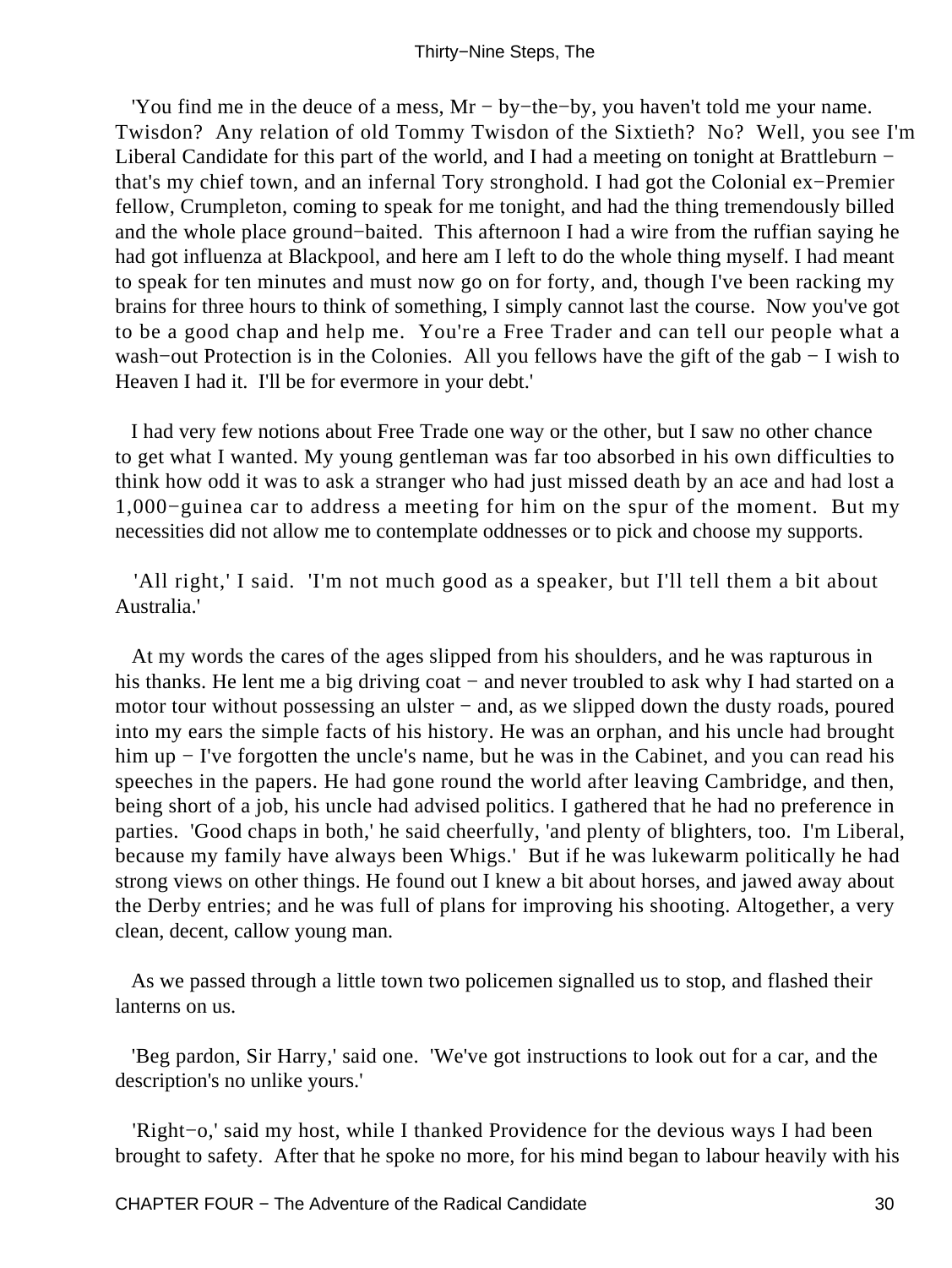'You find me in the deuce of a mess, Mr − by−the−by, you haven't told me your name. Twisdon? Any relation of old Tommy Twisdon of the Sixtieth? No? Well, you see I'm Liberal Candidate for this part of the world, and I had a meeting on tonight at Brattleburn − that's my chief town, and an infernal Tory stronghold. I had got the Colonial ex−Premier fellow, Crumpleton, coming to speak for me tonight, and had the thing tremendously billed and the whole place ground−baited. This afternoon I had a wire from the ruffian saying he had got influenza at Blackpool, and here am I left to do the whole thing myself. I had meant to speak for ten minutes and must now go on for forty, and, though I've been racking my brains for three hours to think of something, I simply cannot last the course. Now you've got to be a good chap and help me. You're a Free Trader and can tell our people what a wash−out Protection is in the Colonies. All you fellows have the gift of the gab − I wish to Heaven I had it. I'll be for evermore in your debt.'

I had very few notions about Free Trade one way or the other, but I saw no other chance to get what I wanted. My young gentleman was far too absorbed in his own difficulties to think how odd it was to ask a stranger who had just missed death by an ace and had lost a 1,000−guinea car to address a meeting for him on the spur of the moment. But my necessities did not allow me to contemplate oddnesses or to pick and choose my supports.

'All right,' I said. 'I'm not much good as a speaker, but I'll tell them a bit about Australia.'

At my words the cares of the ages slipped from his shoulders, and he was rapturous in his thanks. He lent me a big driving coat − and never troubled to ask why I had started on a motor tour without possessing an ulster − and, as we slipped down the dusty roads, poured into my ears the simple facts of his history. He was an orphan, and his uncle had brought him up − I've forgotten the uncle's name, but he was in the Cabinet, and you can read his speeches in the papers. He had gone round the world after leaving Cambridge, and then, being short of a job, his uncle had advised politics. I gathered that he had no preference in parties. 'Good chaps in both,' he said cheerfully, 'and plenty of blighters, too. I'm Liberal, because my family have always been Whigs.' But if he was lukewarm politically he had strong views on other things. He found out I knew a bit about horses, and jawed away about the Derby entries; and he was full of plans for improving his shooting. Altogether, a very clean, decent, callow young man.

As we passed through a little town two policemen signalled us to stop, and flashed their lanterns on us.

'Beg pardon, Sir Harry,' said one. 'We've got instructions to look out for a car, and the description's no unlike yours.'

'Right−o,' said my host, while I thanked Providence for the devious ways I had been brought to safety. After that he spoke no more, for his mind began to labour heavily with his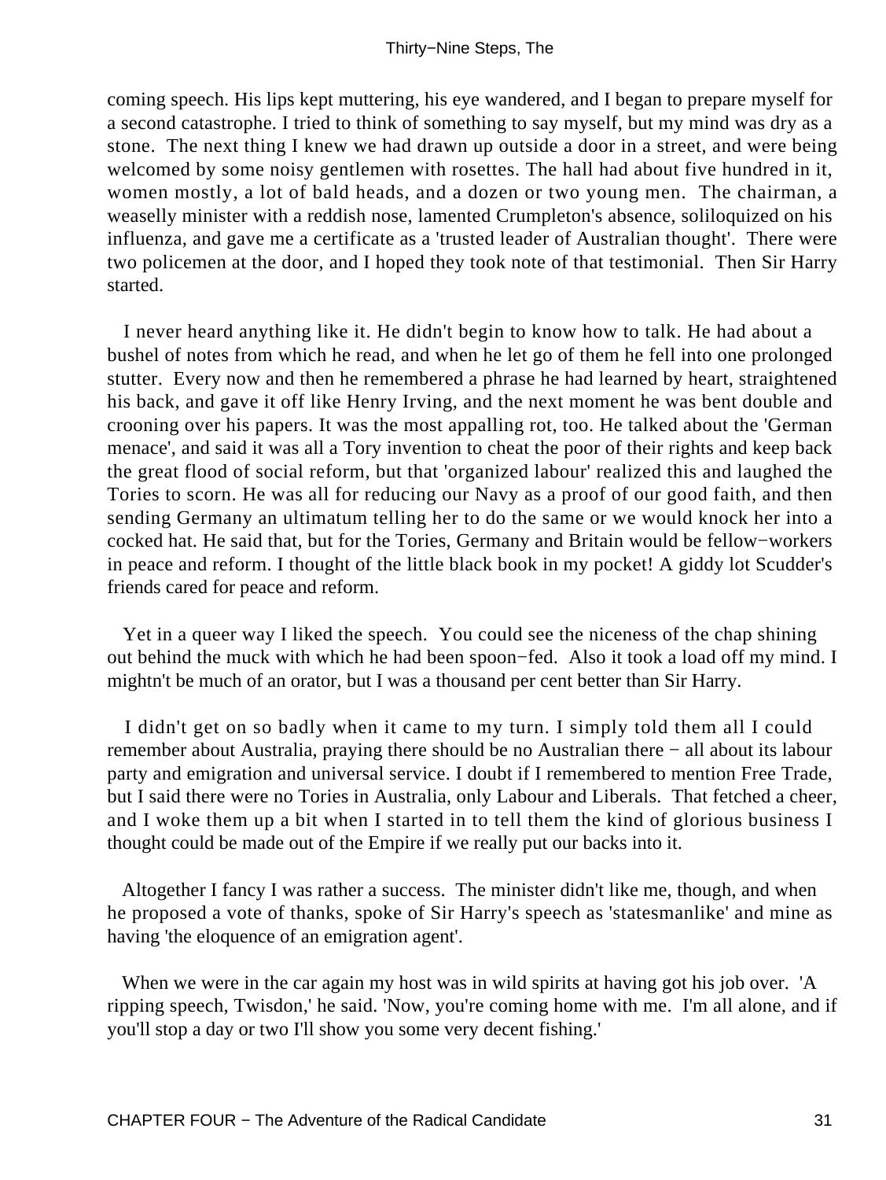coming speech. His lips kept muttering, his eye wandered, and I began to prepare myself for a second catastrophe. I tried to think of something to say myself, but my mind was dry as a stone. The next thing I knew we had drawn up outside a door in a street, and were being welcomed by some noisy gentlemen with rosettes. The hall had about five hundred in it, women mostly, a lot of bald heads, and a dozen or two young men. The chairman, a weaselly minister with a reddish nose, lamented Crumpleton's absence, soliloquized on his influenza, and gave me a certificate as a 'trusted leader of Australian thought'. There were two policemen at the door, and I hoped they took note of that testimonial. Then Sir Harry started.

I never heard anything like it. He didn't begin to know how to talk. He had about a bushel of notes from which he read, and when he let go of them he fell into one prolonged stutter. Every now and then he remembered a phrase he had learned by heart, straightened his back, and gave it off like Henry Irving, and the next moment he was bent double and crooning over his papers. It was the most appalling rot, too. He talked about the 'German menace', and said it was all a Tory invention to cheat the poor of their rights and keep back the great flood of social reform, but that 'organized labour' realized this and laughed the Tories to scorn. He was all for reducing our Navy as a proof of our good faith, and then sending Germany an ultimatum telling her to do the same or we would knock her into a cocked hat. He said that, but for the Tories, Germany and Britain would be fellow−workers in peace and reform. I thought of the little black book in my pocket! A giddy lot Scudder's friends cared for peace and reform.

Yet in a queer way I liked the speech. You could see the niceness of the chap shining out behind the muck with which he had been spoon−fed. Also it took a load off my mind. I mightn't be much of an orator, but I was a thousand per cent better than Sir Harry.

I didn't get on so badly when it came to my turn. I simply told them all I could remember about Australia, praying there should be no Australian there − all about its labour party and emigration and universal service. I doubt if I remembered to mention Free Trade, but I said there were no Tories in Australia, only Labour and Liberals. That fetched a cheer, and I woke them up a bit when I started in to tell them the kind of glorious business I thought could be made out of the Empire if we really put our backs into it.

Altogether I fancy I was rather a success. The minister didn't like me, though, and when he proposed a vote of thanks, spoke of Sir Harry's speech as 'statesmanlike' and mine as having 'the eloquence of an emigration agent'.

When we were in the car again my host was in wild spirits at having got his job over. 'A ripping speech, Twisdon,' he said. 'Now, you're coming home with me. I'm all alone, and if you'll stop a day or two I'll show you some very decent fishing.'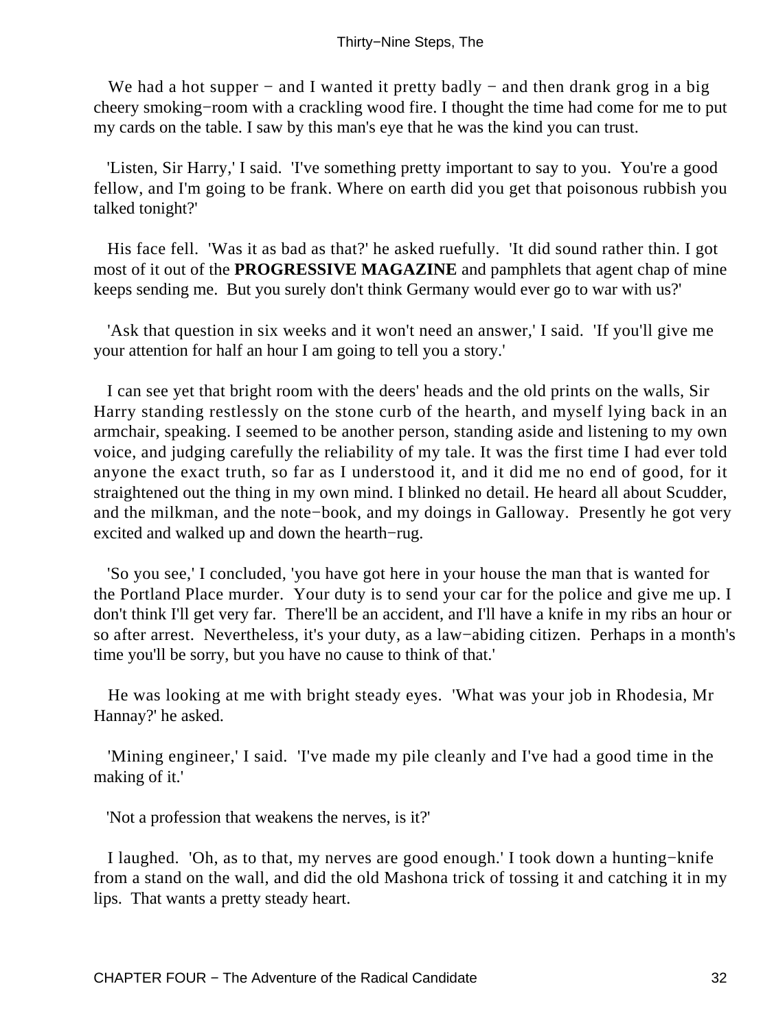We had a hot supper − and I wanted it pretty badly − and then drank grog in a big cheery smoking−room with a crackling wood fire. I thought the time had come for me to put my cards on the table. I saw by this man's eye that he was the kind you can trust.

'Listen, Sir Harry,' I said. 'I've something pretty important to say to you. You're a good fellow, and I'm going to be frank. Where on earth did you get that poisonous rubbish you talked tonight?'

His face fell. 'Was it as bad as that?' he asked ruefully. 'It did sound rather thin. I got most of it out of the **PROGRESSIVE MAGAZINE** and pamphlets that agent chap of mine keeps sending me. But you surely don't think Germany would ever go to war with us?'

'Ask that question in six weeks and it won't need an answer,' I said. 'If you'll give me your attention for half an hour I am going to tell you a story.'

I can see yet that bright room with the deers' heads and the old prints on the walls, Sir Harry standing restlessly on the stone curb of the hearth, and myself lying back in an armchair, speaking. I seemed to be another person, standing aside and listening to my own voice, and judging carefully the reliability of my tale. It was the first time I had ever told anyone the exact truth, so far as I understood it, and it did me no end of good, for it straightened out the thing in my own mind. I blinked no detail. He heard all about Scudder, and the milkman, and the note−book, and my doings in Galloway. Presently he got very excited and walked up and down the hearth−rug.

'So you see,' I concluded, 'you have got here in your house the man that is wanted for the Portland Place murder. Your duty is to send your car for the police and give me up. I don't think I'll get very far. There'll be an accident, and I'll have a knife in my ribs an hour or so after arrest. Nevertheless, it's your duty, as a law−abiding citizen. Perhaps in a month's time you'll be sorry, but you have no cause to think of that.'

He was looking at me with bright steady eyes. 'What was your job in Rhodesia, Mr Hannay?' he asked.

'Mining engineer,' I said. 'I've made my pile cleanly and I've had a good time in the making of it.'

'Not a profession that weakens the nerves, is it?'

I laughed. 'Oh, as to that, my nerves are good enough.' I took down a hunting−knife from a stand on the wall, and did the old Mashona trick of tossing it and catching it in my lips. That wants a pretty steady heart.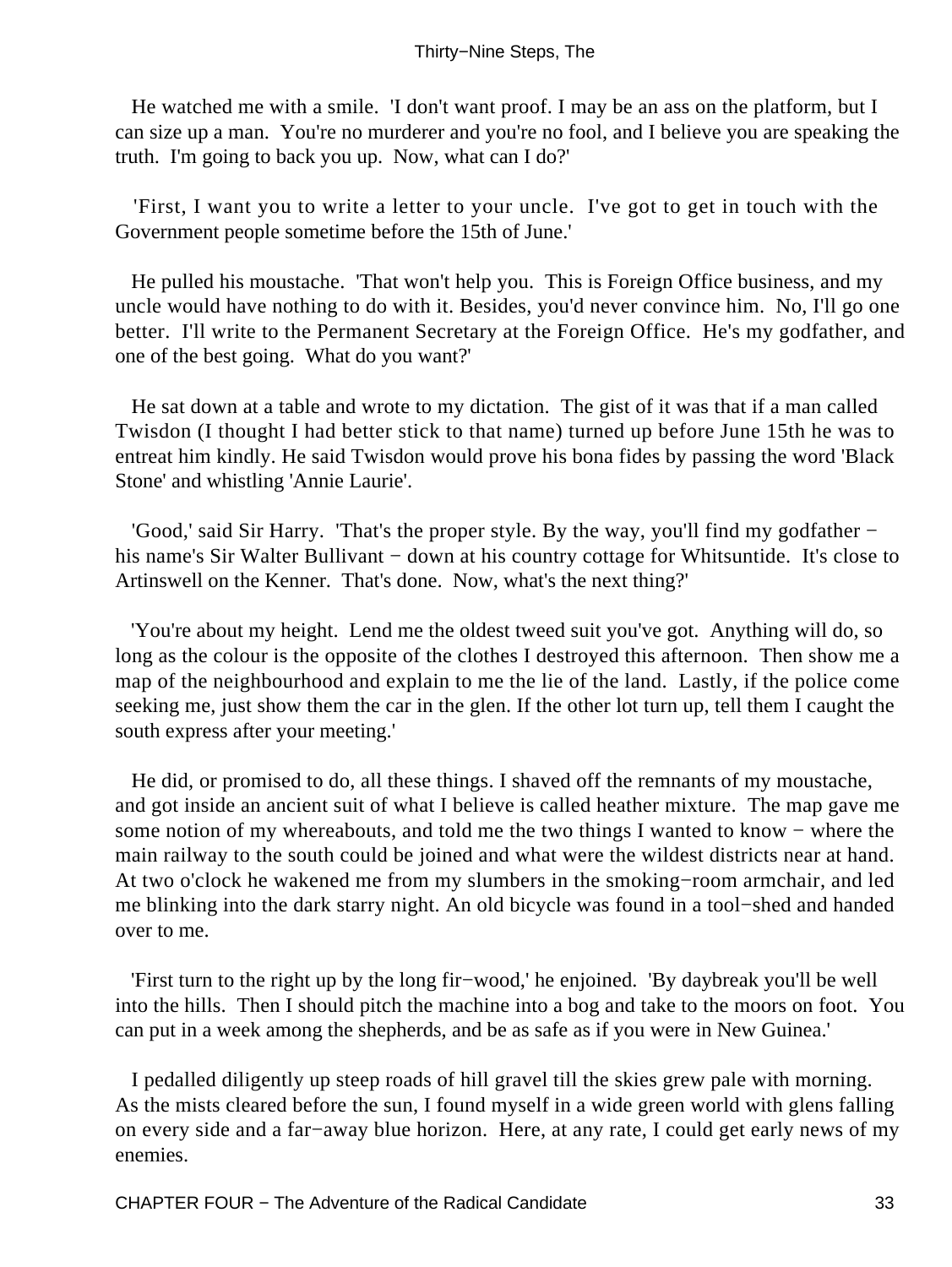He watched me with a smile. 'I don't want proof. I may be an ass on the platform, but I can size up a man. You're no murderer and you're no fool, and I believe you are speaking the truth. I'm going to back you up. Now, what can I do?'

'First, I want you to write a letter to your uncle. I've got to get in touch with the Government people sometime before the 15th of June.'

He pulled his moustache. 'That won't help you. This is Foreign Office business, and my uncle would have nothing to do with it. Besides, you'd never convince him. No, I'll go one better. I'll write to the Permanent Secretary at the Foreign Office. He's my godfather, and one of the best going. What do you want?'

He sat down at a table and wrote to my dictation. The gist of it was that if a man called Twisdon (I thought I had better stick to that name) turned up before June 15th he was to entreat him kindly. He said Twisdon would prove his bona fides by passing the word 'Black Stone' and whistling 'Annie Laurie'.

'Good,' said Sir Harry. 'That's the proper style. By the way, you'll find my godfather − his name's Sir Walter Bullivant − down at his country cottage for Whitsuntide. It's close to Artinswell on the Kenner. That's done. Now, what's the next thing?'

'You're about my height. Lend me the oldest tweed suit you've got. Anything will do, so long as the colour is the opposite of the clothes I destroyed this afternoon. Then show me a map of the neighbourhood and explain to me the lie of the land. Lastly, if the police come seeking me, just show them the car in the glen. If the other lot turn up, tell them I caught the south express after your meeting.'

He did, or promised to do, all these things. I shaved off the remnants of my moustache, and got inside an ancient suit of what I believe is called heather mixture. The map gave me some notion of my whereabouts, and told me the two things I wanted to know − where the main railway to the south could be joined and what were the wildest districts near at hand. At two o'clock he wakened me from my slumbers in the smoking−room armchair, and led me blinking into the dark starry night. An old bicycle was found in a tool−shed and handed over to me.

'First turn to the right up by the long fir−wood,' he enjoined. 'By daybreak you'll be well into the hills. Then I should pitch the machine into a bog and take to the moors on foot. You can put in a week among the shepherds, and be as safe as if you were in New Guinea.'

I pedalled diligently up steep roads of hill gravel till the skies grew pale with morning. As the mists cleared before the sun, I found myself in a wide green world with glens falling on every side and a far−away blue horizon. Here, at any rate, I could get early news of my enemies.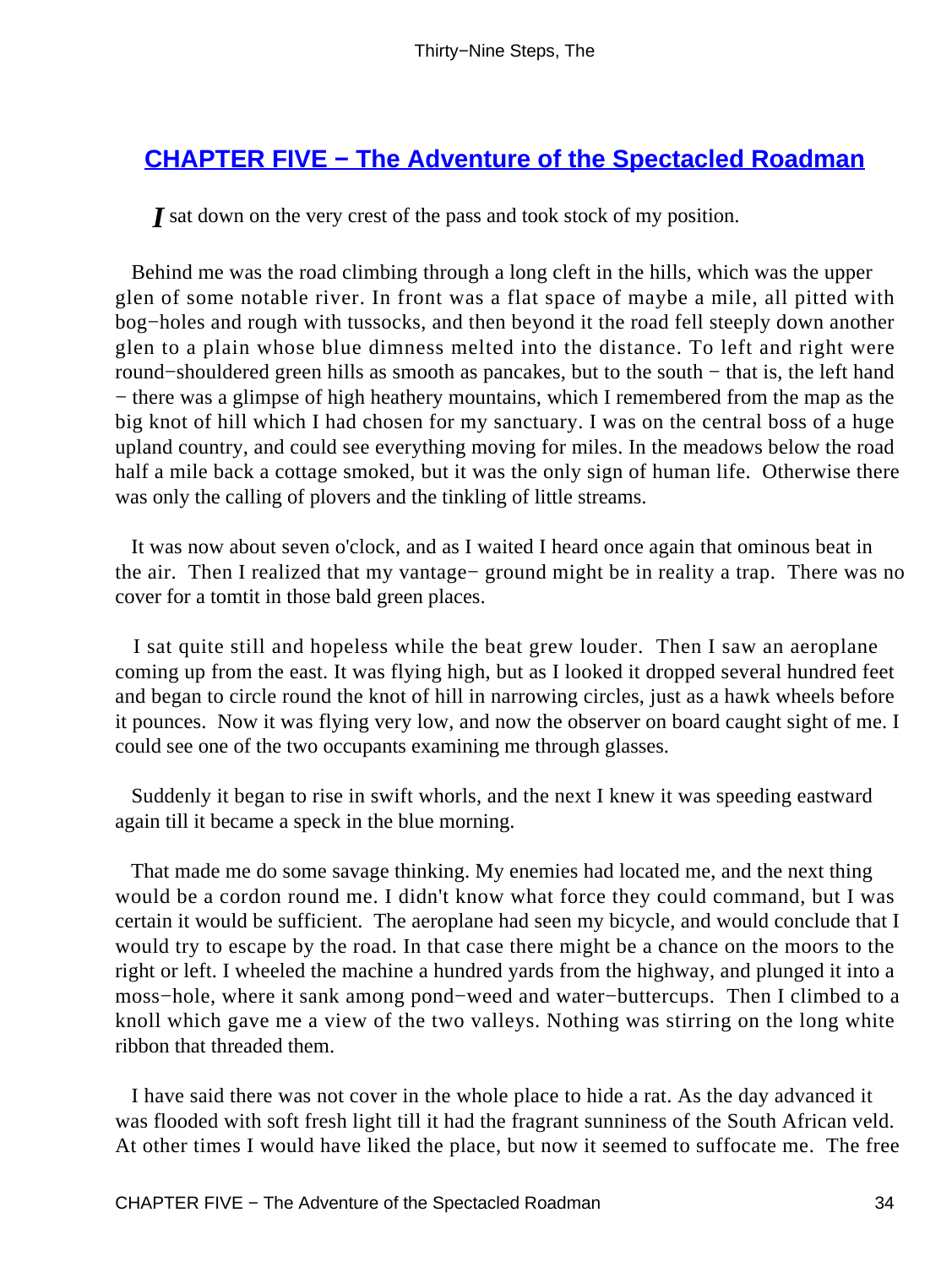## CHAPTER FIVE − The Adventure of the Spectacled Roadman

*I* sat down on the very crest of the pass and took stock of my position.

Behind me was the road climbing through a long cleft in the hills, which was the upper glen of some notable river. In front was a flat space of maybe a mile, all pitted with bog−holes and rough with tussocks, and then beyond it the road fell steeply down another glen to a plain whose blue dimness melted into the distance. To left and right were round−shouldered green hills as smooth as pancakes, but to the south − that is, the left hand − there was a glimpse of high heathery mountains, which I remembered from the map as the big knot of hill which I had chosen for my sanctuary. I was on the central boss of a huge upland country, and could see everything moving for miles. In the meadows below the road half a mile back a cottage smoked, but it was the only sign of human life. Otherwise there was only the calling of plovers and the tinkling of little streams.

It was now about seven o'clock, and as I waited I heard once again that ominous beat in the air. Then I realized that my vantage− ground might be in reality a trap. There was no cover for a tomtit in those bald green places.

I sat quite still and hopeless while the beat grew louder. Then I saw an aeroplane coming up from the east. It was flying high, but as I looked it dropped several hundred feet and began to circle round the knot of hill in narrowing circles, just as a hawk wheels before it pounces. Now it was flying very low, and now the observer on board caught sight of me. I could see one of the two occupants examining me through glasses.

Suddenly it began to rise in swift whorls, and the next I knew it was speeding eastward again till it became a speck in the blue morning.

That made me do some savage thinking. My enemies had located me, and the next thing would be a cordon round me. I didn't know what force they could command, but I was certain it would be sufficient. The aeroplane had seen my bicycle, and would conclude that I would try to escape by the road. In that case there might be a chance on the moors to the right or left. I wheeled the machine a hundred yards from the highway, and plunged it into a moss−hole, where it sank among pond−weed and water−buttercups. Then I climbed to a knoll which gave me a view of the two valleys. Nothing was stirring on the long white ribbon that threaded them.

I have said there was not cover in the whole place to hide a rat. As the day advanced it was flooded with soft fresh light till it had the fragrant sunniness of the South African veld. At other times I would have liked the place, but now it seemed to suffocate me. The free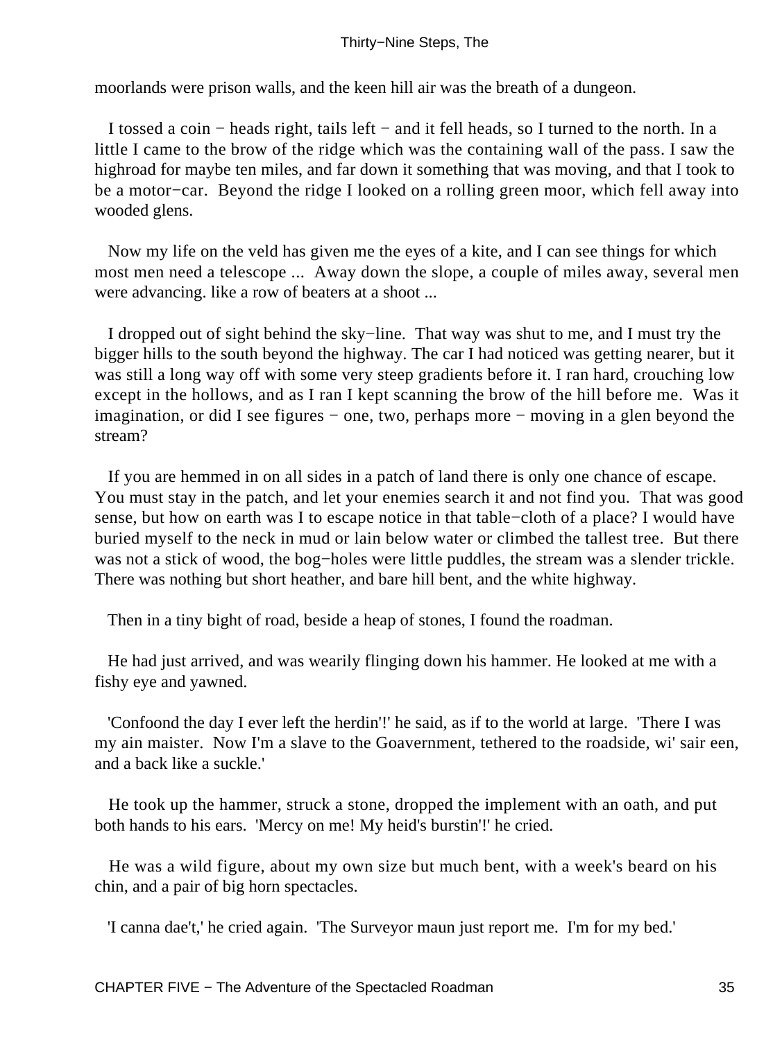moorlands were prison walls, and the keen hill air was the breath of a dungeon.

I tossed a coin − heads right, tails left − and it fell heads, so I turned to the north. In a little I came to the brow of the ridge which was the containing wall of the pass. I saw the highroad for maybe ten miles, and far down it something that was moving, and that I took to be a motor−car. Beyond the ridge I looked on a rolling green moor, which fell away into wooded glens.

Now my life on the veld has given me the eyes of a kite, and I can see things for which most men need a telescope ... Away down the slope, a couple of miles away, several men were advancing. like a row of beaters at a shoot ...

I dropped out of sight behind the sky−line. That way was shut to me, and I must try the bigger hills to the south beyond the highway. The car I had noticed was getting nearer, but it was still a long way off with some very steep gradients before it. I ran hard, crouching low except in the hollows, and as I ran I kept scanning the brow of the hill before me. Was it imagination, or did I see figures − one, two, perhaps more − moving in a glen beyond the stream?

If you are hemmed in on all sides in a patch of land there is only one chance of escape. You must stay in the patch, and let your enemies search it and not find you. That was good sense, but how on earth was I to escape notice in that table−cloth of a place? I would have buried myself to the neck in mud or lain below water or climbed the tallest tree. But there was not a stick of wood, the bog−holes were little puddles, the stream was a slender trickle. There was nothing but short heather, and bare hill bent, and the white highway.

Then in a tiny bight of road, beside a heap of stones, I found the roadman.

He had just arrived, and was wearily flinging down his hammer. He looked at me with a fishy eye and yawned.

'Confoond the day I ever left the herdin'!' he said, as if to the world at large. 'There I was my ain maister. Now I'm a slave to the Goavernment, tethered to the roadside, wi' sair een, and a back like a suckle.'

He took up the hammer, struck a stone, dropped the implement with an oath, and put both hands to his ears. 'Mercy on me! My heid's burstin'!' he cried.

He was a wild figure, about my own size but much bent, with a week's beard on his chin, and a pair of big horn spectacles.

'I canna dae't,' he cried again. 'The Surveyor maun just report me. I'm for my bed.'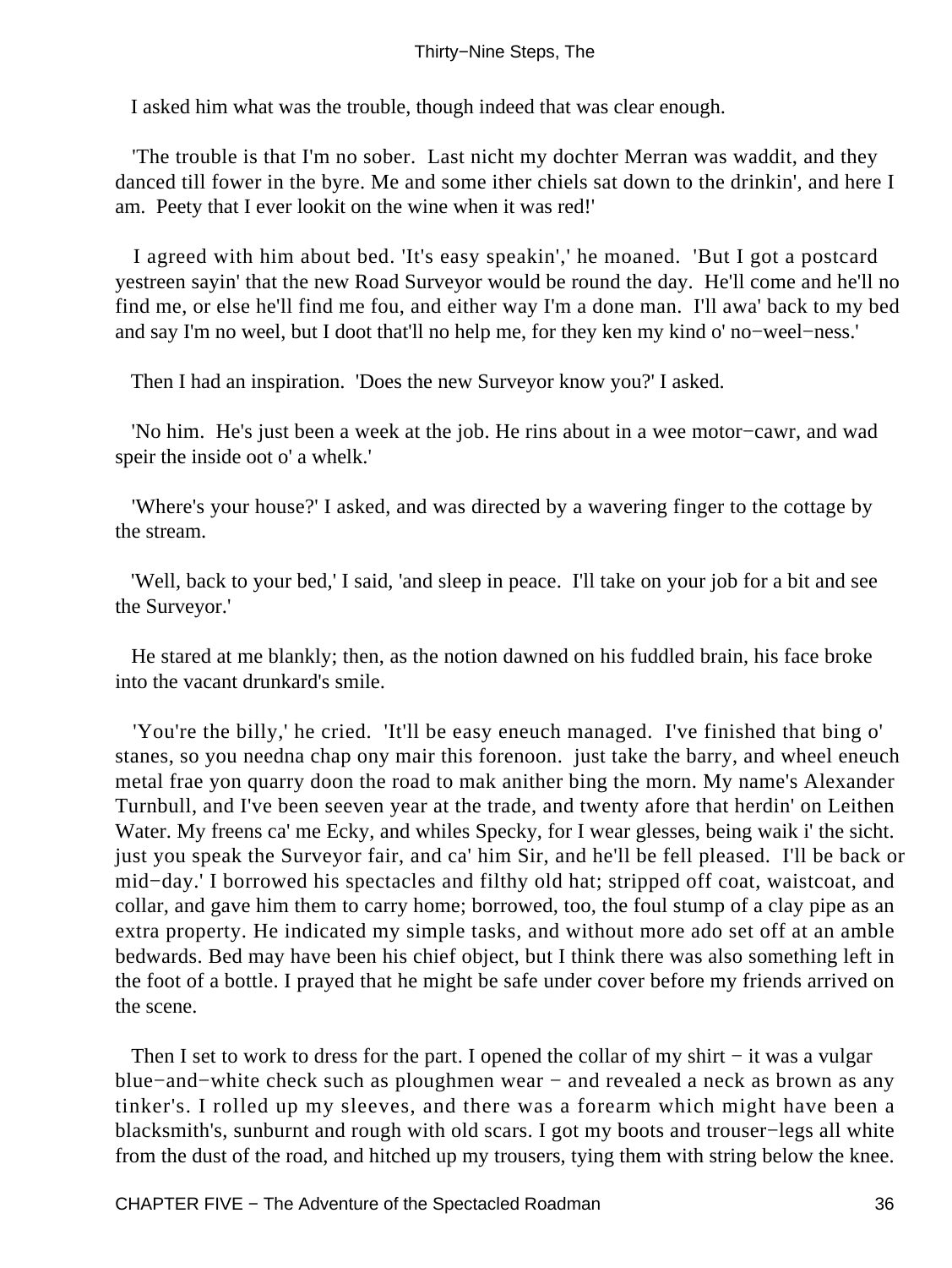I asked him what was the trouble, though indeed that was clear enough.

'The trouble is that I'm no sober. Last nicht my dochter Merran was waddit, and they danced till fower in the byre. Me and some ither chiels sat down to the drinkin', and here I am. Peety that I ever lookit on the wine when it was red!'

I agreed with him about bed. 'It's easy speakin',' he moaned. 'But I got a postcard yestreen sayin' that the new Road Surveyor would be round the day. He'll come and he'll no find me, or else he'll find me fou, and either way I'm a done man. I'll awa' back to my bed and say I'm no weel, but I doot that'll no help me, for they ken my kind o' no−weel−ness.'

Then I had an inspiration. 'Does the new Surveyor know you?' I asked.

'No him. He's just been a week at the job. He rins about in a wee motor−cawr, and wad speir the inside oot o' a whelk.'

'Where's your house?' I asked, and was directed by a wavering finger to the cottage by the stream.

'Well, back to your bed,' I said, 'and sleep in peace. I'll take on your job for a bit and see the Surveyor.'

He stared at me blankly; then, as the notion dawned on his fuddled brain, his face broke into the vacant drunkard's smile.

'You're the billy,' he cried. 'It'll be easy eneuch managed. I've finished that bing o' stanes, so you needna chap ony mair this forenoon. just take the barry, and wheel eneuch metal frae yon quarry doon the road to mak anither bing the morn. My name's Alexander Turnbull, and I've been seeven year at the trade, and twenty afore that herdin' on Leithen Water. My freens ca' me Ecky, and whiles Specky, for I wear glesses, being waik i' the sicht. just you speak the Surveyor fair, and ca' him Sir, and he'll be fell pleased. I'll be back or mid−day.' I borrowed his spectacles and filthy old hat; stripped off coat, waistcoat, and collar, and gave him them to carry home; borrowed, too, the foul stump of a clay pipe as an extra property. He indicated my simple tasks, and without more ado set off at an amble bedwards. Bed may have been his chief object, but I think there was also something left in the foot of a bottle. I prayed that he might be safe under cover before my friends arrived on the scene.

Then I set to work to dress for the part. I opened the collar of my shirt − it was a vulgar blue−and−white check such as ploughmen wear − and revealed a neck as brown as any tinker's. I rolled up my sleeves, and there was a forearm which might have been a blacksmith's, sunburnt and rough with old scars. I got my boots and trouser−legs all white from the dust of the road, and hitched up my trousers, tying them with string below the knee.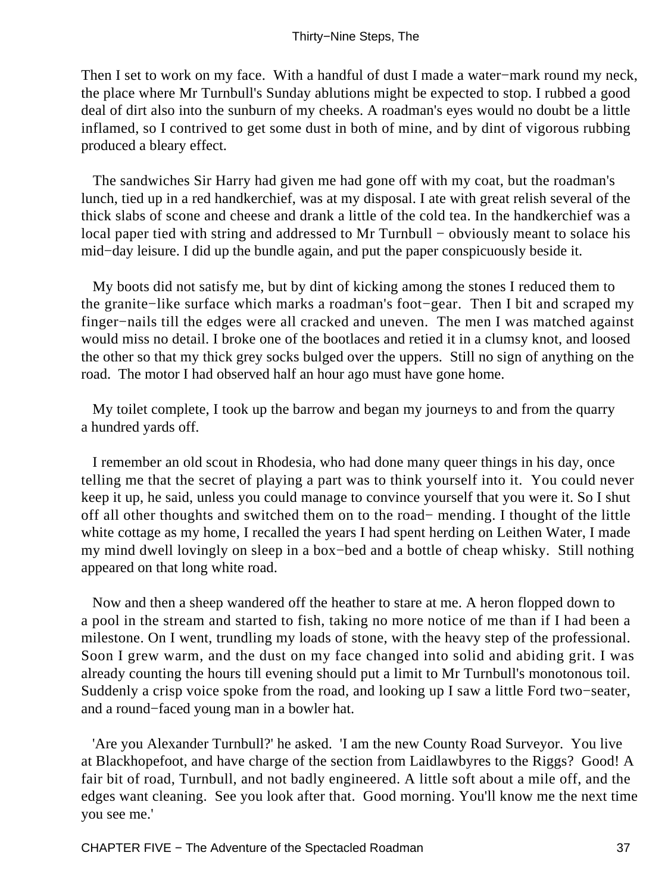Then I set to work on my face. With a handful of dust I made a water−mark round my neck, the place where Mr Turnbull's Sunday ablutions might be expected to stop. I rubbed a good deal of dirt also into the sunburn of my cheeks. A roadman's eyes would no doubt be a little inflamed, so I contrived to get some dust in both of mine, and by dint of vigorous rubbing produced a bleary effect.

The sandwiches Sir Harry had given me had gone off with my coat, but the roadman's lunch, tied up in a red handkerchief, was at my disposal. I ate with great relish several of the thick slabs of scone and cheese and drank a little of the cold tea. In the handkerchief was a local paper tied with string and addressed to Mr Turnbull − obviously meant to solace his mid−day leisure. I did up the bundle again, and put the paper conspicuously beside it.

My boots did not satisfy me, but by dint of kicking among the stones I reduced them to the granite−like surface which marks a roadman's foot−gear. Then I bit and scraped my finger−nails till the edges were all cracked and uneven. The men I was matched against would miss no detail. I broke one of the bootlaces and retied it in a clumsy knot, and loosed the other so that my thick grey socks bulged over the uppers. Still no sign of anything on the road. The motor I had observed half an hour ago must have gone home.

My toilet complete, I took up the barrow and began my journeys to and from the quarry a hundred yards off.

I remember an old scout in Rhodesia, who had done many queer things in his day, once telling me that the secret of playing a part was to think yourself into it. You could never keep it up, he said, unless you could manage to convince yourself that you were it. So I shut off all other thoughts and switched them on to the road− mending. I thought of the little white cottage as my home, I recalled the years I had spent herding on Leithen Water, I made my mind dwell lovingly on sleep in a box−bed and a bottle of cheap whisky. Still nothing appeared on that long white road.

Now and then a sheep wandered off the heather to stare at me. A heron flopped down to a pool in the stream and started to fish, taking no more notice of me than if I had been a milestone. On I went, trundling my loads of stone, with the heavy step of the professional. Soon I grew warm, and the dust on my face changed into solid and abiding grit. I was already counting the hours till evening should put a limit to Mr Turnbull's monotonous toil. Suddenly a crisp voice spoke from the road, and looking up I saw a little Ford two−seater, and a round−faced young man in a bowler hat.

'Are you Alexander Turnbull?' he asked. 'I am the new County Road Surveyor. You live at Blackhopefoot, and have charge of the section from Laidlawbyres to the Riggs? Good! A fair bit of road, Turnbull, and not badly engineered. A little soft about a mile off, and the edges want cleaning. See you look after that. Good morning. You'll know me the next time you see me.'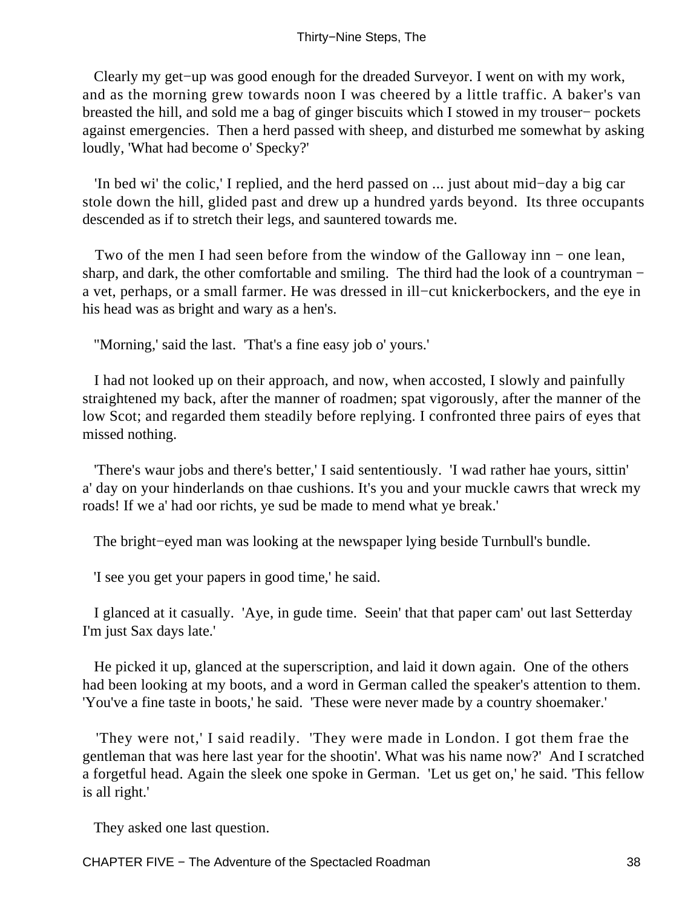Clearly my get−up was good enough for the dreaded Surveyor. I went on with my work, and as the morning grew towards noon I was cheered by a little traffic. A baker's van breasted the hill, and sold me a bag of ginger biscuits which I stowed in my trouser− pockets against emergencies. Then a herd passed with sheep, and disturbed me somewhat by asking loudly, 'What had become o' Specky?'

'In bed wi' the colic,' I replied, and the herd passed on ... just about mid−day a big car stole down the hill, glided past and drew up a hundred yards beyond. Its three occupants descended as if to stretch their legs, and sauntered towards me.

Two of the men I had seen before from the window of the Galloway inn − one lean, sharp, and dark, the other comfortable and smiling. The third had the look of a countryman − a vet, perhaps, or a small farmer. He was dressed in ill−cut knickerbockers, and the eye in his head was as bright and wary as a hen's.

''Morning,' said the last. 'That's a fine easy job o' yours.'

I had not looked up on their approach, and now, when accosted, I slowly and painfully straightened my back, after the manner of roadmen; spat vigorously, after the manner of the low Scot; and regarded them steadily before replying. I confronted three pairs of eyes that missed nothing.

'There's waur jobs and there's better,' I said sententiously. 'I wad rather hae yours, sittin' a' day on your hinderlands on thae cushions. It's you and your muckle cawrs that wreck my roads! If we a' had oor richts, ye sud be made to mend what ye break.'

The bright−eyed man was looking at the newspaper lying beside Turnbull's bundle.

'I see you get your papers in good time,' he said.

I glanced at it casually. 'Aye, in gude time. Seein' that that paper cam' out last Setterday I'm just Sax days late.'

He picked it up, glanced at the superscription, and laid it down again. One of the others had been looking at my boots, and a word in German called the speaker's attention to them. 'You've a fine taste in boots,' he said. 'These were never made by a country shoemaker.'

'They were not,' I said readily. 'They were made in London. I got them frae the gentleman that was here last year for the shootin'. What was his name now?' And I scratched a forgetful head. Again the sleek one spoke in German. 'Let us get on,' he said. 'This fellow is all right.'

They asked one last question.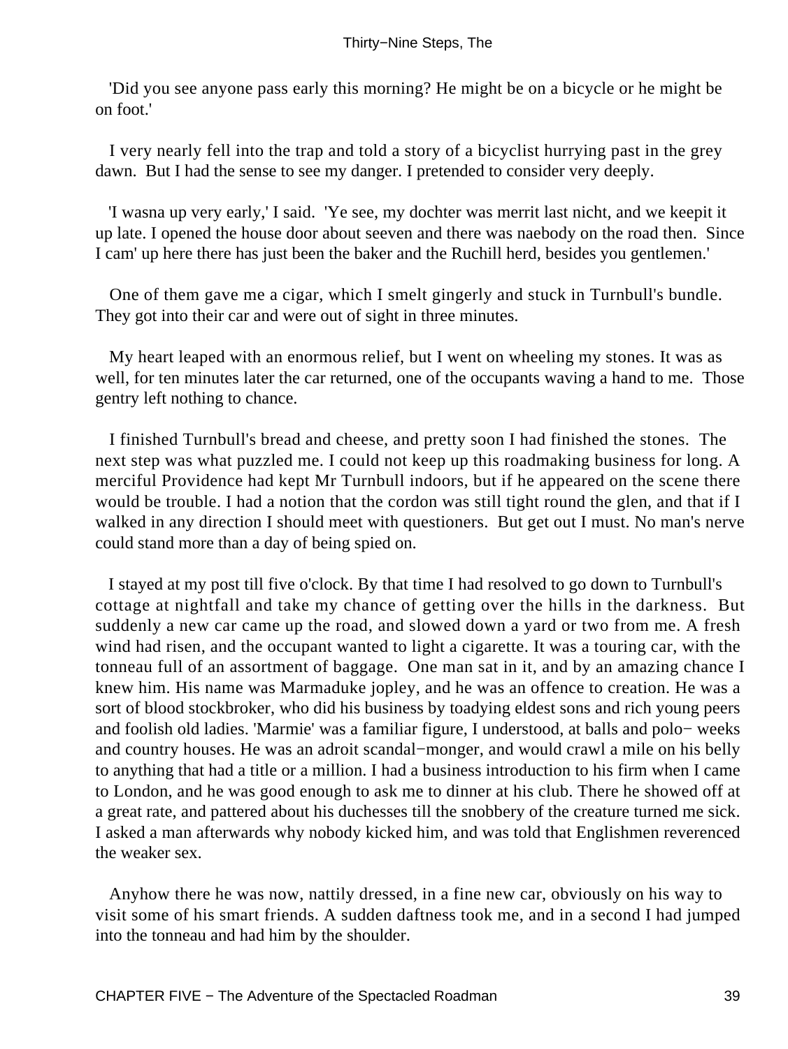'Did you see anyone pass early this morning? He might be on a bicycle or he might be on foot.'

I very nearly fell into the trap and told a story of a bicyclist hurrying past in the grey dawn. But I had the sense to see my danger. I pretended to consider very deeply.

'I wasna up very early,' I said. 'Ye see, my dochter was merrit last nicht, and we keepit it up late. I opened the house door about seeven and there was naebody on the road then. Since I cam' up here there has just been the baker and the Ruchill herd, besides you gentlemen.'

One of them gave me a cigar, which I smelt gingerly and stuck in Turnbull's bundle. They got into their car and were out of sight in three minutes.

My heart leaped with an enormous relief, but I went on wheeling my stones. It was as well, for ten minutes later the car returned, one of the occupants waving a hand to me. Those gentry left nothing to chance.

I finished Turnbull's bread and cheese, and pretty soon I had finished the stones. The next step was what puzzled me. I could not keep up this roadmaking business for long. A merciful Providence had kept Mr Turnbull indoors, but if he appeared on the scene there would be trouble. I had a notion that the cordon was still tight round the glen, and that if I walked in any direction I should meet with questioners. But get out I must. No man's nerve could stand more than a day of being spied on.

I stayed at my post till five o'clock. By that time I had resolved to go down to Turnbull's cottage at nightfall and take my chance of getting over the hills in the darkness. But suddenly a new car came up the road, and slowed down a yard or two from me. A fresh wind had risen, and the occupant wanted to light a cigarette. It was a touring car, with the tonneau full of an assortment of baggage. One man sat in it, and by an amazing chance I knew him. His name was Marmaduke jopley, and he was an offence to creation. He was a sort of blood stockbroker, who did his business by toadying eldest sons and rich young peers and foolish old ladies. 'Marmie' was a familiar figure, I understood, at balls and polo− weeks and country houses. He was an adroit scandal−monger, and would crawl a mile on his belly to anything that had a title or a million. I had a business introduction to his firm when I came to London, and he was good enough to ask me to dinner at his club. There he showed off at a great rate, and pattered about his duchesses till the snobbery of the creature turned me sick. I asked a man afterwards why nobody kicked him, and was told that Englishmen reverenced the weaker sex.

Anyhow there he was now, nattily dressed, in a fine new car, obviously on his way to visit some of his smart friends. A sudden daftness took me, and in a second I had jumped into the tonneau and had him by the shoulder.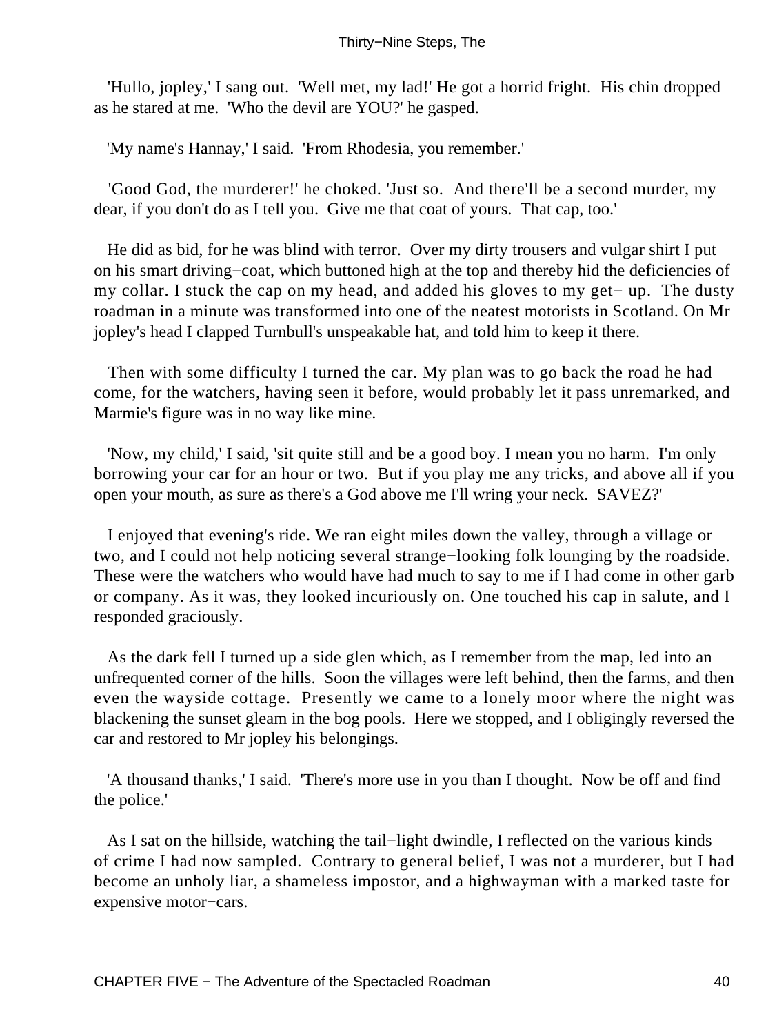'Hullo, jopley,' I sang out. 'Well met, my lad!' He got a horrid fright. His chin dropped as he stared at me. 'Who the devil are YOU?' he gasped.

'My name's Hannay,' I said. 'From Rhodesia, you remember.'

'Good God, the murderer!' he choked. 'Just so. And there'll be a second murder, my dear, if you don't do as I tell you. Give me that coat of yours. That cap, too.'

He did as bid, for he was blind with terror. Over my dirty trousers and vulgar shirt I put on his smart driving−coat, which buttoned high at the top and thereby hid the deficiencies of my collar. I stuck the cap on my head, and added his gloves to my get− up. The dusty roadman in a minute was transformed into one of the neatest motorists in Scotland. On Mr jopley's head I clapped Turnbull's unspeakable hat, and told him to keep it there.

Then with some difficulty I turned the car. My plan was to go back the road he had come, for the watchers, having seen it before, would probably let it pass unremarked, and Marmie's figure was in no way like mine.

'Now, my child,' I said, 'sit quite still and be a good boy. I mean you no harm. I'm only borrowing your car for an hour or two. But if you play me any tricks, and above all if you open your mouth, as sure as there's a God above me I'll wring your neck. SAVEZ?'

I enjoyed that evening's ride. We ran eight miles down the valley, through a village or two, and I could not help noticing several strange−looking folk lounging by the roadside. These were the watchers who would have had much to say to me if I had come in other garb or company. As it was, they looked incuriously on. One touched his cap in salute, and I responded graciously.

As the dark fell I turned up a side glen which, as I remember from the map, led into an unfrequented corner of the hills. Soon the villages were left behind, then the farms, and then even the wayside cottage. Presently we came to a lonely moor where the night was blackening the sunset gleam in the bog pools. Here we stopped, and I obligingly reversed the car and restored to Mr jopley his belongings.

'A thousand thanks,' I said. 'There's more use in you than I thought. Now be off and find the police.'

As I sat on the hillside, watching the tail−light dwindle, I reflected on the various kinds of crime I had now sampled. Contrary to general belief, I was not a murderer, but I had become an unholy liar, a shameless impostor, and a highwayman with a marked taste for expensive motor−cars.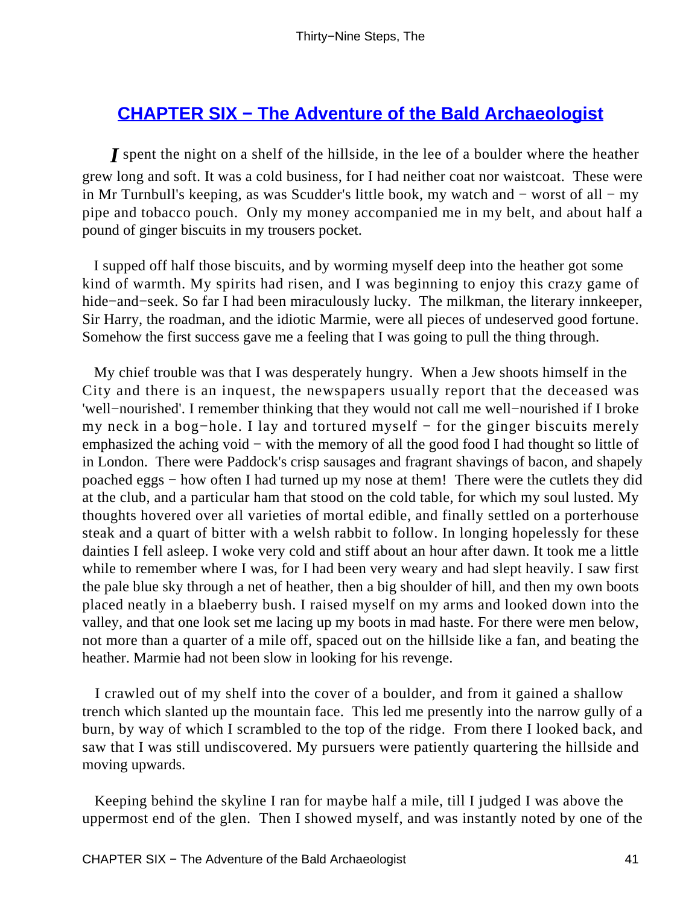## CHAPTER SIX − The Adventure of the Bald Archaeologist

*I* spent the night on a shelf of the hillside, in the lee of a boulder where the heather grew long and soft. It was a cold business, for I had neither coat nor waistcoat. These were in Mr Turnbull's keeping, as was Scudder's little book, my watch and − worst of all − my pipe and tobacco pouch. Only my money accompanied me in my belt, and about half a pound of ginger biscuits in my trousers pocket.

I supped off half those biscuits, and by worming myself deep into the heather got some kind of warmth. My spirits had risen, and I was beginning to enjoy this crazy game of hide−and−seek. So far I had been miraculously lucky. The milkman, the literary innkeeper, Sir Harry, the roadman, and the idiotic Marmie, were all pieces of undeserved good fortune. Somehow the first success gave me a feeling that I was going to pull the thing through.

My chief trouble was that I was desperately hungry. When a Jew shoots himself in the City and there is an inquest, the newspapers usually report that the deceased was 'well−nourished'. I remember thinking that they would not call me well−nourished if I broke my neck in a bog−hole. I lay and tortured myself − for the ginger biscuits merely emphasized the aching void − with the memory of all the good food I had thought so little of in London. There were Paddock's crisp sausages and fragrant shavings of bacon, and shapely poached eggs − how often I had turned up my nose at them! There were the cutlets they did at the club, and a particular ham that stood on the cold table, for which my soul lusted. My thoughts hovered over all varieties of mortal edible, and finally settled on a porterhouse steak and a quart of bitter with a welsh rabbit to follow. In longing hopelessly for these dainties I fell asleep. I woke very cold and stiff about an hour after dawn. It took me a little while to remember where I was, for I had been very weary and had slept heavily. I saw first the pale blue sky through a net of heather, then a big shoulder of hill, and then my own boots placed neatly in a blaeberry bush. I raised myself on my arms and looked down into the valley, and that one look set me lacing up my boots in mad haste. For there were men below, not more than a quarter of a mile off, spaced out on the hillside like a fan, and beating the heather. Marmie had not been slow in looking for his revenge.

I crawled out of my shelf into the cover of a boulder, and from it gained a shallow trench which slanted up the mountain face. This led me presently into the narrow gully of a burn, by way of which I scrambled to the top of the ridge. From there I looked back, and saw that I was still undiscovered. My pursuers were patiently quartering the hillside and moving upwards.

Keeping behind the skyline I ran for maybe half a mile, till I judged I was above the uppermost end of the glen. Then I showed myself, and was instantly noted by one of the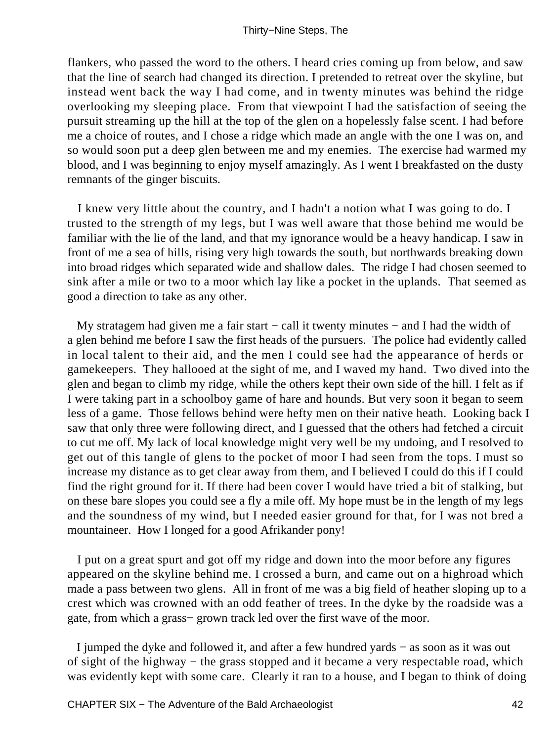flankers, who passed the word to the others. I heard cries coming up from below, and saw that the line of search had changed its direction. I pretended to retreat over the skyline, but instead went back the way I had come, and in twenty minutes was behind the ridge overlooking my sleeping place. From that viewpoint I had the satisfaction of seeing the pursuit streaming up the hill at the top of the glen on a hopelessly false scent. I had before me a choice of routes, and I chose a ridge which made an angle with the one I was on, and so would soon put a deep glen between me and my enemies. The exercise had warmed my blood, and I was beginning to enjoy myself amazingly. As I went I breakfasted on the dusty remnants of the ginger biscuits.

I knew very little about the country, and I hadn't a notion what I was going to do. I trusted to the strength of my legs, but I was well aware that those behind me would be familiar with the lie of the land, and that my ignorance would be a heavy handicap. I saw in front of me a sea of hills, rising very high towards the south, but northwards breaking down into broad ridges which separated wide and shallow dales. The ridge I had chosen seemed to sink after a mile or two to a moor which lay like a pocket in the uplands. That seemed as good a direction to take as any other.

My stratagem had given me a fair start − call it twenty minutes − and I had the width of a glen behind me before I saw the first heads of the pursuers. The police had evidently called in local talent to their aid, and the men I could see had the appearance of herds or gamekeepers. They hallooed at the sight of me, and I waved my hand. Two dived into the glen and began to climb my ridge, while the others kept their own side of the hill. I felt as if I were taking part in a schoolboy game of hare and hounds. But very soon it began to seem less of a game. Those fellows behind were hefty men on their native heath. Looking back I saw that only three were following direct, and I guessed that the others had fetched a circuit to cut me off. My lack of local knowledge might very well be my undoing, and I resolved to get out of this tangle of glens to the pocket of moor I had seen from the tops. I must so increase my distance as to get clear away from them, and I believed I could do this if I could find the right ground for it. If there had been cover I would have tried a bit of stalking, but on these bare slopes you could see a fly a mile off. My hope must be in the length of my legs and the soundness of my wind, but I needed easier ground for that, for I was not bred a mountaineer. How I longed for a good Afrikander pony!

I put on a great spurt and got off my ridge and down into the moor before any figures appeared on the skyline behind me. I crossed a burn, and came out on a highroad which made a pass between two glens. All in front of me was a big field of heather sloping up to a crest which was crowned with an odd feather of trees. In the dyke by the roadside was a gate, from which a grass− grown track led over the first wave of the moor.

I jumped the dyke and followed it, and after a few hundred yards − as soon as it was out of sight of the highway − the grass stopped and it became a very respectable road, which was evidently kept with some care. Clearly it ran to a house, and I began to think of doing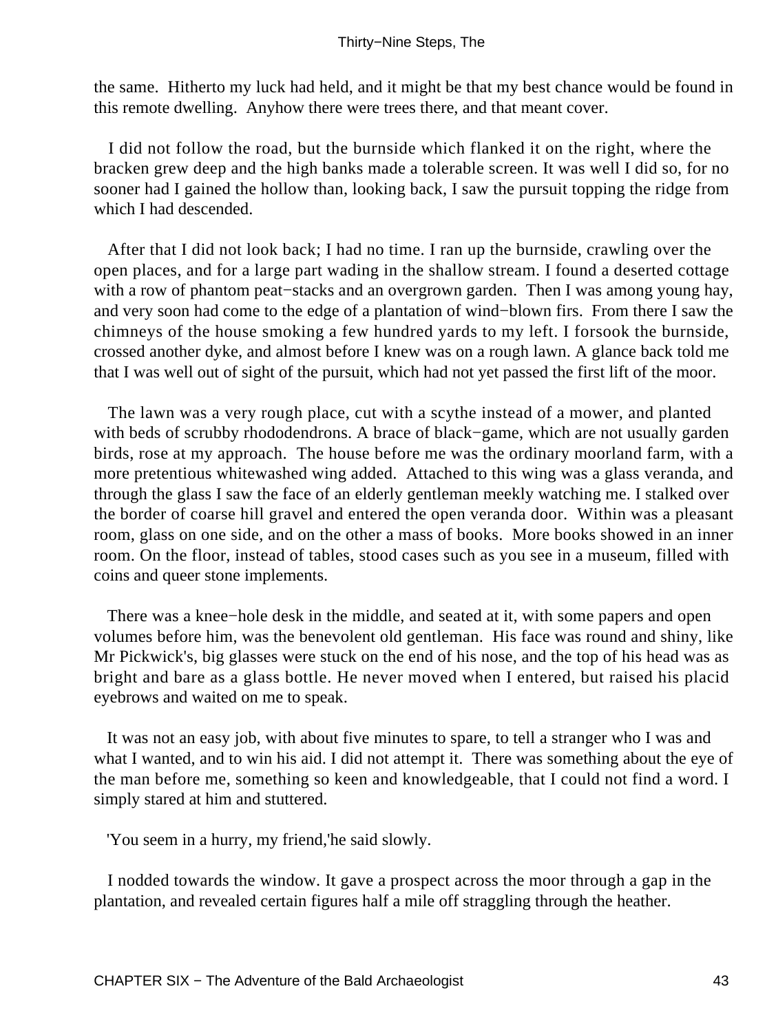the same. Hitherto my luck had held, and it might be that my best chance would be found in this remote dwelling. Anyhow there were trees there, and that meant cover.

I did not follow the road, but the burnside which flanked it on the right, where the bracken grew deep and the high banks made a tolerable screen. It was well I did so, for no sooner had I gained the hollow than, looking back, I saw the pursuit topping the ridge from which I had descended.

After that I did not look back; I had no time. I ran up the burnside, crawling over the open places, and for a large part wading in the shallow stream. I found a deserted cottage with a row of phantom peat−stacks and an overgrown garden. Then I was among young hay, and very soon had come to the edge of a plantation of wind−blown firs. From there I saw the chimneys of the house smoking a few hundred yards to my left. I forsook the burnside, crossed another dyke, and almost before I knew was on a rough lawn. A glance back told me that I was well out of sight of the pursuit, which had not yet passed the first lift of the moor.

The lawn was a very rough place, cut with a scythe instead of a mower, and planted with beds of scrubby rhododendrons. A brace of black−game, which are not usually garden birds, rose at my approach. The house before me was the ordinary moorland farm, with a more pretentious whitewashed wing added. Attached to this wing was a glass veranda, and through the glass I saw the face of an elderly gentleman meekly watching me. I stalked over the border of coarse hill gravel and entered the open veranda door. Within was a pleasant room, glass on one side, and on the other a mass of books. More books showed in an inner room. On the floor, instead of tables, stood cases such as you see in a museum, filled with coins and queer stone implements.

There was a knee−hole desk in the middle, and seated at it, with some papers and open volumes before him, was the benevolent old gentleman. His face was round and shiny, like Mr Pickwick's, big glasses were stuck on the end of his nose, and the top of his head was as bright and bare as a glass bottle. He never moved when I entered, but raised his placid eyebrows and waited on me to speak.

It was not an easy job, with about five minutes to spare, to tell a stranger who I was and what I wanted, and to win his aid. I did not attempt it. There was something about the eye of the man before me, something so keen and knowledgeable, that I could not find a word. I simply stared at him and stuttered.

'You seem in a hurry, my friend,'he said slowly.

I nodded towards the window. It gave a prospect across the moor through a gap in the plantation, and revealed certain figures half a mile off straggling through the heather.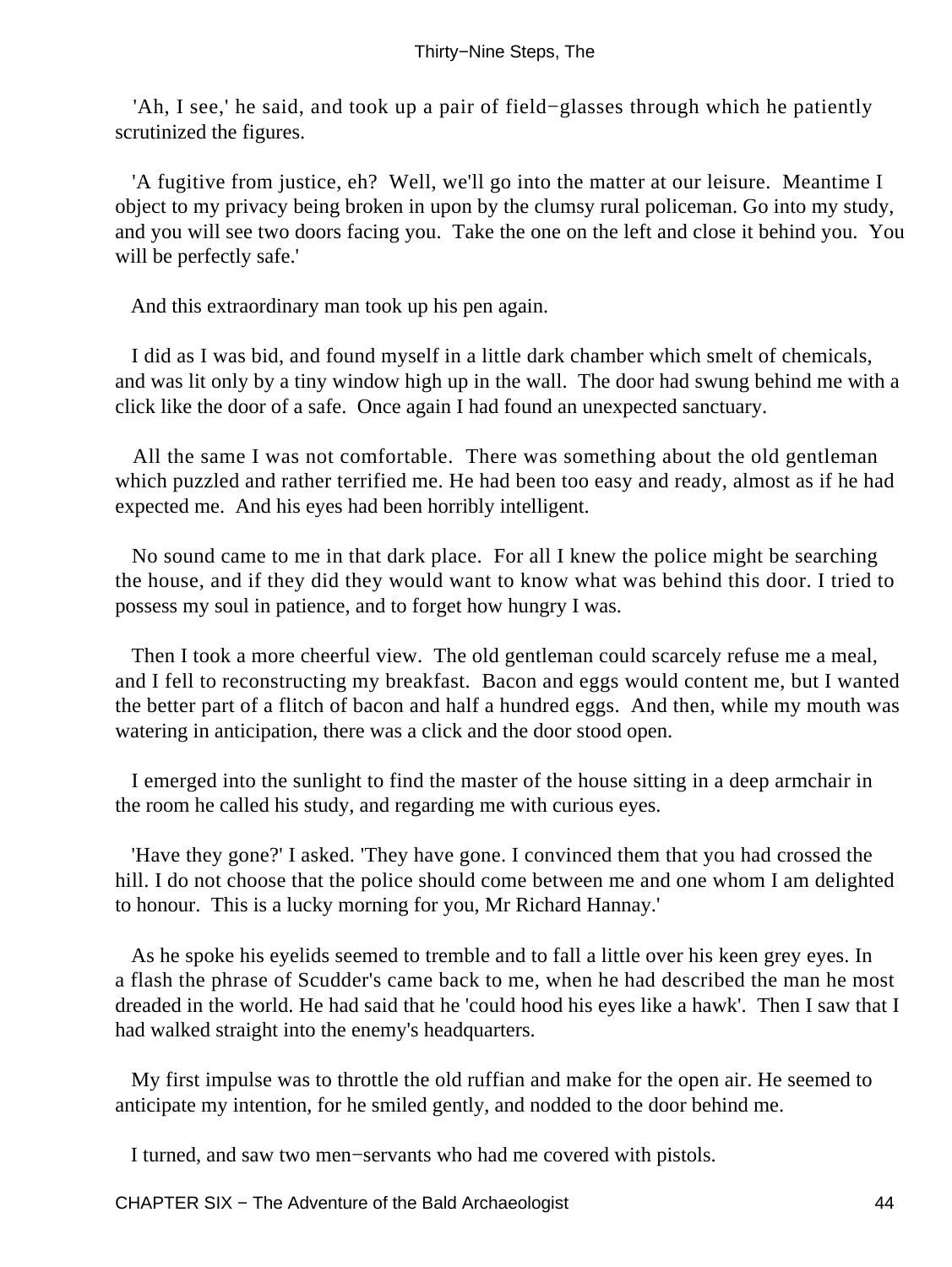'Ah, I see,' he said, and took up a pair of field−glasses through which he patiently scrutinized the figures.

'A fugitive from justice, eh? Well, we'll go into the matter at our leisure. Meantime I object to my privacy being broken in upon by the clumsy rural policeman. Go into my study, and you will see two doors facing you. Take the one on the left and close it behind you. You will be perfectly safe.'

And this extraordinary man took up his pen again.

I did as I was bid, and found myself in a little dark chamber which smelt of chemicals, and was lit only by a tiny window high up in the wall. The door had swung behind me with a click like the door of a safe. Once again I had found an unexpected sanctuary.

All the same I was not comfortable. There was something about the old gentleman which puzzled and rather terrified me. He had been too easy and ready, almost as if he had expected me. And his eyes had been horribly intelligent.

No sound came to me in that dark place. For all I knew the police might be searching the house, and if they did they would want to know what was behind this door. I tried to possess my soul in patience, and to forget how hungry I was.

Then I took a more cheerful view. The old gentleman could scarcely refuse me a meal, and I fell to reconstructing my breakfast. Bacon and eggs would content me, but I wanted the better part of a flitch of bacon and half a hundred eggs. And then, while my mouth was watering in anticipation, there was a click and the door stood open.

I emerged into the sunlight to find the master of the house sitting in a deep armchair in the room he called his study, and regarding me with curious eyes.

'Have they gone?' I asked. 'They have gone. I convinced them that you had crossed the hill. I do not choose that the police should come between me and one whom I am delighted to honour. This is a lucky morning for you, Mr Richard Hannay.'

As he spoke his eyelids seemed to tremble and to fall a little over his keen grey eyes. In a flash the phrase of Scudder's came back to me, when he had described the man he most dreaded in the world. He had said that he 'could hood his eyes like a hawk'. Then I saw that I had walked straight into the enemy's headquarters.

My first impulse was to throttle the old ruffian and make for the open air. He seemed to anticipate my intention, for he smiled gently, and nodded to the door behind me.

I turned, and saw two men−servants who had me covered with pistols.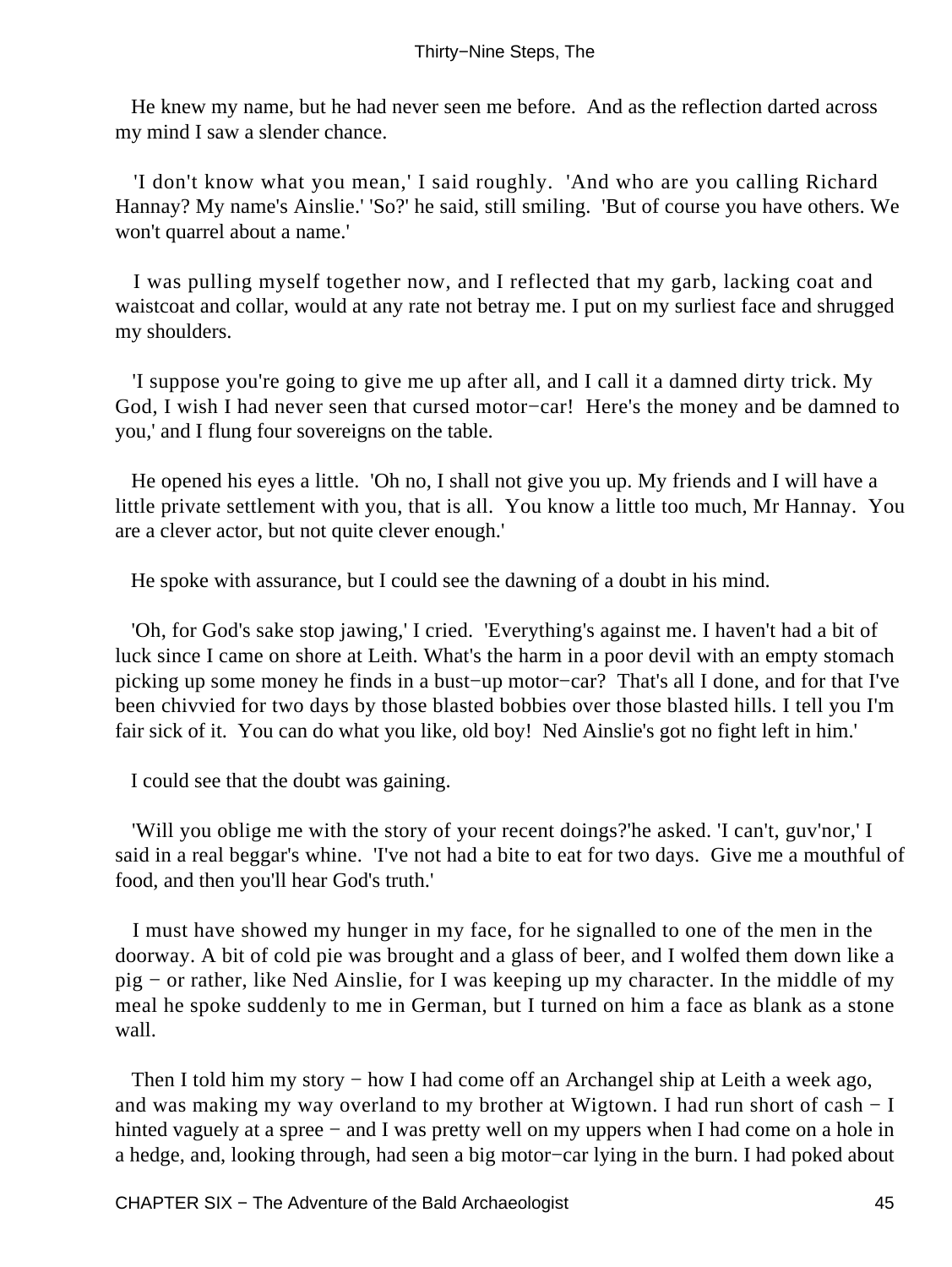He knew my name, but he had never seen me before. And as the reflection darted across my mind I saw a slender chance.

'I don't know what you mean,' I said roughly. 'And who are you calling Richard Hannay? My name's Ainslie.' 'So?' he said, still smiling. 'But of course you have others. We won't quarrel about a name.'

I was pulling myself together now, and I reflected that my garb, lacking coat and waistcoat and collar, would at any rate not betray me. I put on my surliest face and shrugged my shoulders.

'I suppose you're going to give me up after all, and I call it a damned dirty trick. My God, I wish I had never seen that cursed motor−car! Here's the money and be damned to you,' and I flung four sovereigns on the table.

He opened his eyes a little. 'Oh no, I shall not give you up. My friends and I will have a little private settlement with you, that is all. You know a little too much, Mr Hannay. You are a clever actor, but not quite clever enough.'

He spoke with assurance, but I could see the dawning of a doubt in his mind.

'Oh, for God's sake stop jawing,' I cried. 'Everything's against me. I haven't had a bit of luck since I came on shore at Leith. What's the harm in a poor devil with an empty stomach picking up some money he finds in a bust−up motor−car? That's all I done, and for that I've been chivvied for two days by those blasted bobbies over those blasted hills. I tell you I'm fair sick of it. You can do what you like, old boy! Ned Ainslie's got no fight left in him.'

I could see that the doubt was gaining.

'Will you oblige me with the story of your recent doings?'he asked. 'I can't, guv'nor,' I said in a real beggar's whine. 'I've not had a bite to eat for two days. Give me a mouthful of food, and then you'll hear God's truth.'

I must have showed my hunger in my face, for he signalled to one of the men in the doorway. A bit of cold pie was brought and a glass of beer, and I wolfed them down like a pig − or rather, like Ned Ainslie, for I was keeping up my character. In the middle of my meal he spoke suddenly to me in German, but I turned on him a face as blank as a stone wall.

Then I told him my story − how I had come off an Archangel ship at Leith a week ago, and was making my way overland to my brother at Wigtown. I had run short of cash − I hinted vaguely at a spree − and I was pretty well on my uppers when I had come on a hole in a hedge, and, looking through, had seen a big motor−car lying in the burn. I had poked about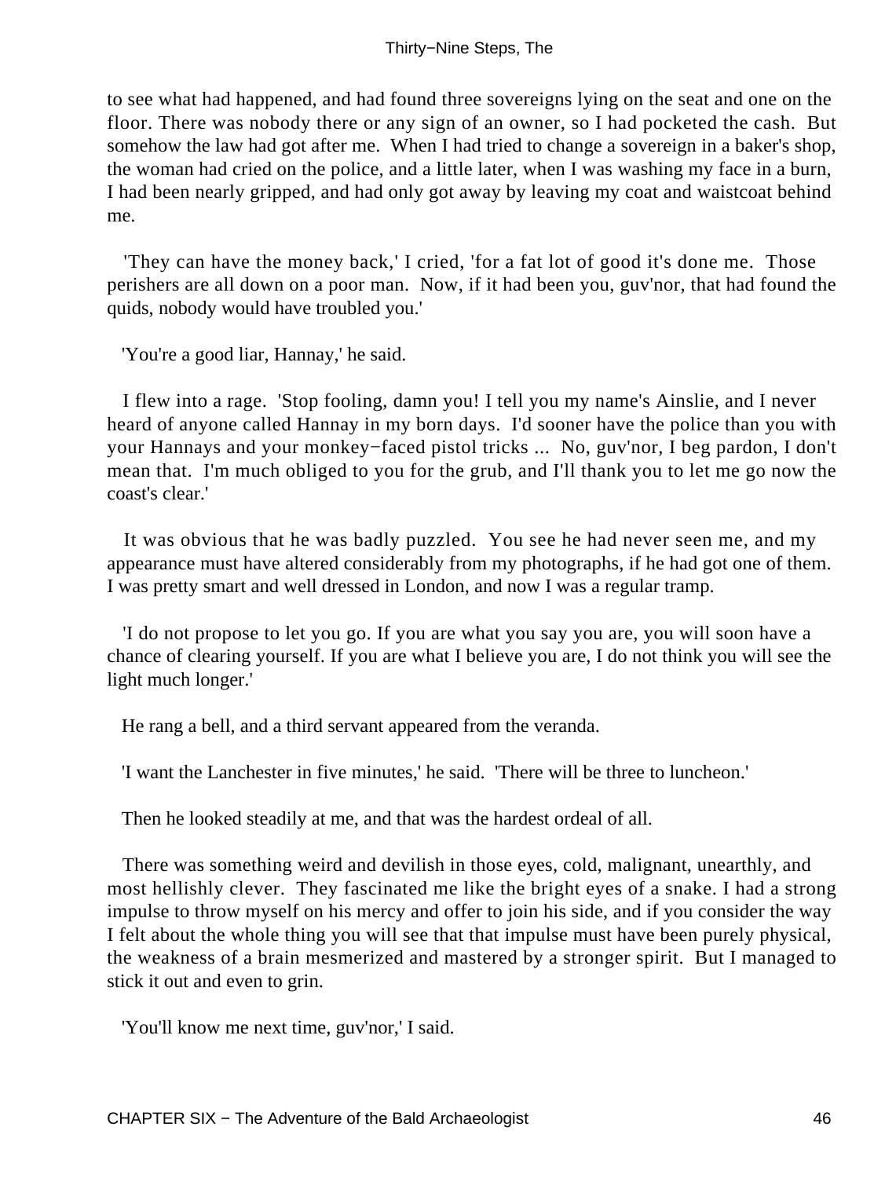to see what had happened, and had found three sovereigns lying on the seat and one on the floor. There was nobody there or any sign of an owner, so I had pocketed the cash. But somehow the law had got after me. When I had tried to change a sovereign in a baker's shop, the woman had cried on the police, and a little later, when I was washing my face in a burn, I had been nearly gripped, and had only got away by leaving my coat and waistcoat behind me.

'They can have the money back,' I cried, 'for a fat lot of good it's done me. Those perishers are all down on a poor man. Now, if it had been you, guv'nor, that had found the quids, nobody would have troubled you.'

'You're a good liar, Hannay,' he said.

I flew into a rage. 'Stop fooling, damn you! I tell you my name's Ainslie, and I never heard of anyone called Hannay in my born days. I'd sooner have the police than you with your Hannays and your monkey−faced pistol tricks ... No, guv'nor, I beg pardon, I don't mean that. I'm much obliged to you for the grub, and I'll thank you to let me go now the coast's clear.'

It was obvious that he was badly puzzled. You see he had never seen me, and my appearance must have altered considerably from my photographs, if he had got one of them. I was pretty smart and well dressed in London, and now I was a regular tramp.

'I do not propose to let you go. If you are what you say you are, you will soon have a chance of clearing yourself. If you are what I believe you are, I do not think you will see the light much longer.'

He rang a bell, and a third servant appeared from the veranda.

'I want the Lanchester in five minutes,' he said. 'There will be three to luncheon.'

Then he looked steadily at me, and that was the hardest ordeal of all.

There was something weird and devilish in those eyes, cold, malignant, unearthly, and most hellishly clever. They fascinated me like the bright eyes of a snake. I had a strong impulse to throw myself on his mercy and offer to join his side, and if you consider the way I felt about the whole thing you will see that that impulse must have been purely physical, the weakness of a brain mesmerized and mastered by a stronger spirit. But I managed to stick it out and even to grin.

'You'll know me next time, guv'nor,' I said.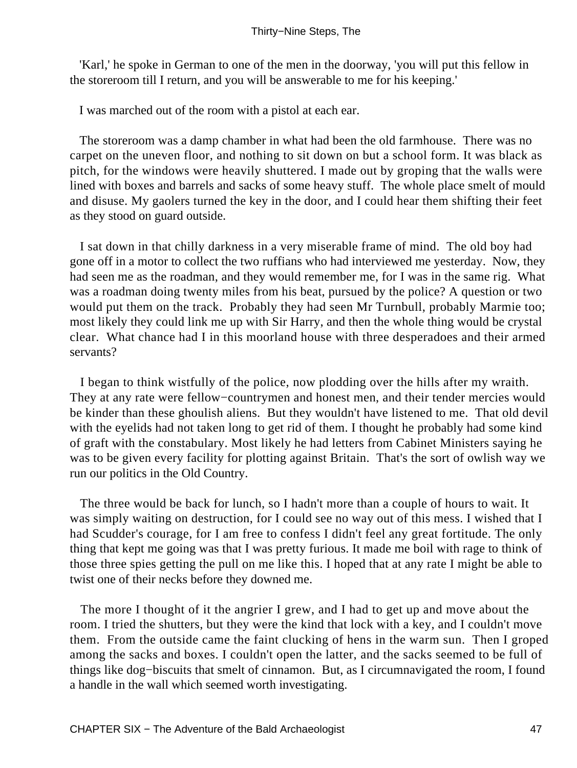'Karl,' he spoke in German to one of the men in the doorway, 'you will put this fellow in the storeroom till I return, and you will be answerable to me for his keeping.'

I was marched out of the room with a pistol at each ear.

The storeroom was a damp chamber in what had been the old farmhouse. There was no carpet on the uneven floor, and nothing to sit down on but a school form. It was black as pitch, for the windows were heavily shuttered. I made out by groping that the walls were lined with boxes and barrels and sacks of some heavy stuff. The whole place smelt of mould and disuse. My gaolers turned the key in the door, and I could hear them shifting their feet as they stood on guard outside.

I sat down in that chilly darkness in a very miserable frame of mind. The old boy had gone off in a motor to collect the two ruffians who had interviewed me yesterday. Now, they had seen me as the roadman, and they would remember me, for I was in the same rig. What was a roadman doing twenty miles from his beat, pursued by the police? A question or two would put them on the track. Probably they had seen Mr Turnbull, probably Marmie too; most likely they could link me up with Sir Harry, and then the whole thing would be crystal clear. What chance had I in this moorland house with three desperadoes and their armed servants?

I began to think wistfully of the police, now plodding over the hills after my wraith. They at any rate were fellow−countrymen and honest men, and their tender mercies would be kinder than these ghoulish aliens. But they wouldn't have listened to me. That old devil with the eyelids had not taken long to get rid of them. I thought he probably had some kind of graft with the constabulary. Most likely he had letters from Cabinet Ministers saying he was to be given every facility for plotting against Britain. That's the sort of owlish way we run our politics in the Old Country.

The three would be back for lunch, so I hadn't more than a couple of hours to wait. It was simply waiting on destruction, for I could see no way out of this mess. I wished that I had Scudder's courage, for I am free to confess I didn't feel any great fortitude. The only thing that kept me going was that I was pretty furious. It made me boil with rage to think of those three spies getting the pull on me like this. I hoped that at any rate I might be able to twist one of their necks before they downed me.

The more I thought of it the angrier I grew, and I had to get up and move about the room. I tried the shutters, but they were the kind that lock with a key, and I couldn't move them. From the outside came the faint clucking of hens in the warm sun. Then I groped among the sacks and boxes. I couldn't open the latter, and the sacks seemed to be full of things like dog−biscuits that smelt of cinnamon. But, as I circumnavigated the room, I found a handle in the wall which seemed worth investigating.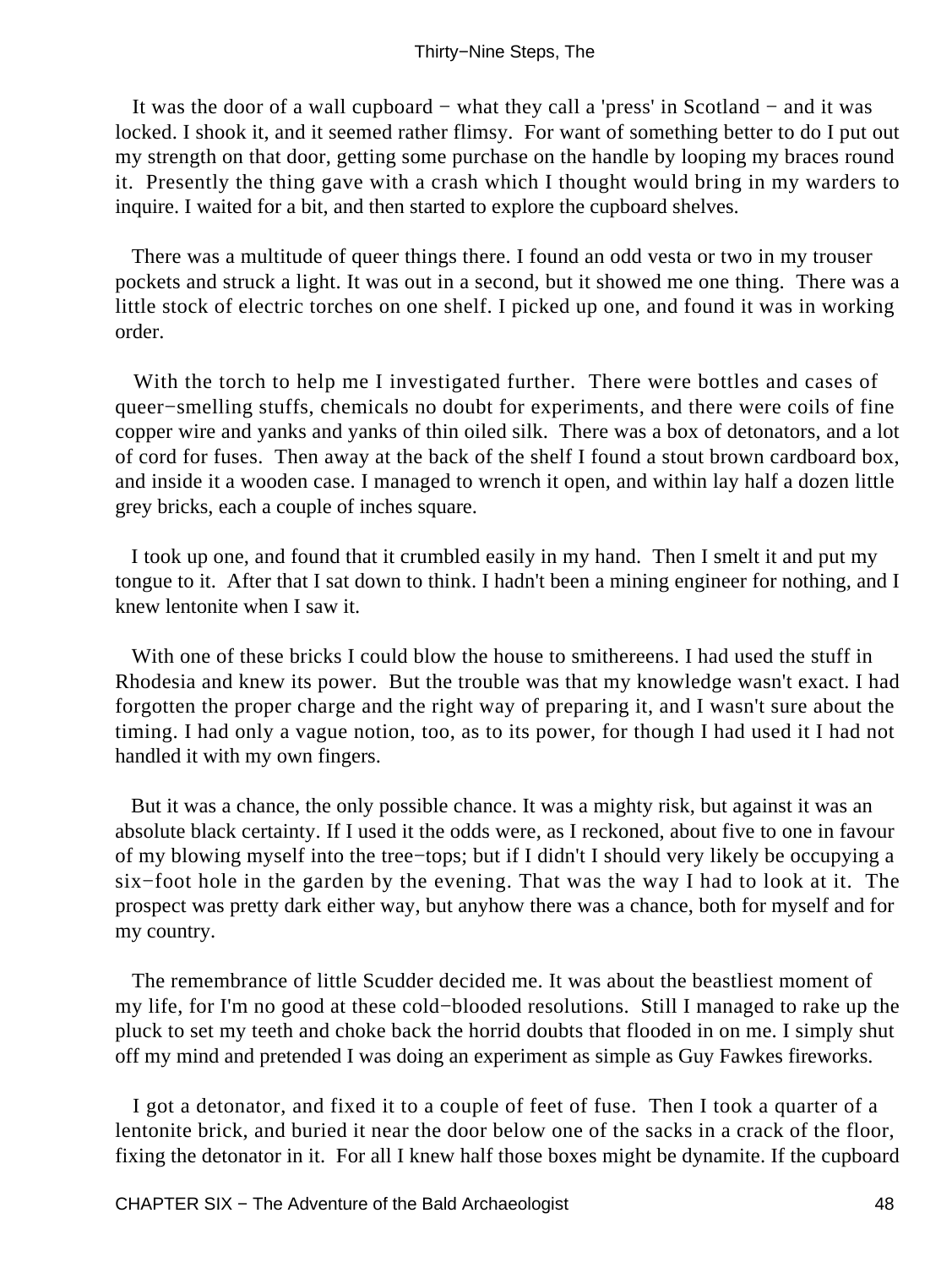It was the door of a wall cupboard − what they call a 'press' in Scotland − and it was locked. I shook it, and it seemed rather flimsy. For want of something better to do I put out my strength on that door, getting some purchase on the handle by looping my braces round it. Presently the thing gave with a crash which I thought would bring in my warders to inquire. I waited for a bit, and then started to explore the cupboard shelves.

There was a multitude of queer things there. I found an odd vesta or two in my trouser pockets and struck a light. It was out in a second, but it showed me one thing. There was a little stock of electric torches on one shelf. I picked up one, and found it was in working order.

With the torch to help me I investigated further. There were bottles and cases of queer−smelling stuffs, chemicals no doubt for experiments, and there were coils of fine copper wire and yanks and yanks of thin oiled silk. There was a box of detonators, and a lot of cord for fuses. Then away at the back of the shelf I found a stout brown cardboard box, and inside it a wooden case. I managed to wrench it open, and within lay half a dozen little grey bricks, each a couple of inches square.

I took up one, and found that it crumbled easily in my hand. Then I smelt it and put my tongue to it. After that I sat down to think. I hadn't been a mining engineer for nothing, and I knew lentonite when I saw it.

With one of these bricks I could blow the house to smithereens. I had used the stuff in Rhodesia and knew its power. But the trouble was that my knowledge wasn't exact. I had forgotten the proper charge and the right way of preparing it, and I wasn't sure about the timing. I had only a vague notion, too, as to its power, for though I had used it I had not handled it with my own fingers.

But it was a chance, the only possible chance. It was a mighty risk, but against it was an absolute black certainty. If I used it the odds were, as I reckoned, about five to one in favour of my blowing myself into the tree−tops; but if I didn't I should very likely be occupying a six−foot hole in the garden by the evening. That was the way I had to look at it. The prospect was pretty dark either way, but anyhow there was a chance, both for myself and for my country.

The remembrance of little Scudder decided me. It was about the beastliest moment of my life, for I'm no good at these cold−blooded resolutions. Still I managed to rake up the pluck to set my teeth and choke back the horrid doubts that flooded in on me. I simply shut off my mind and pretended I was doing an experiment as simple as Guy Fawkes fireworks.

I got a detonator, and fixed it to a couple of feet of fuse. Then I took a quarter of a lentonite brick, and buried it near the door below one of the sacks in a crack of the floor, fixing the detonator in it. For all I knew half those boxes might be dynamite. If the cupboard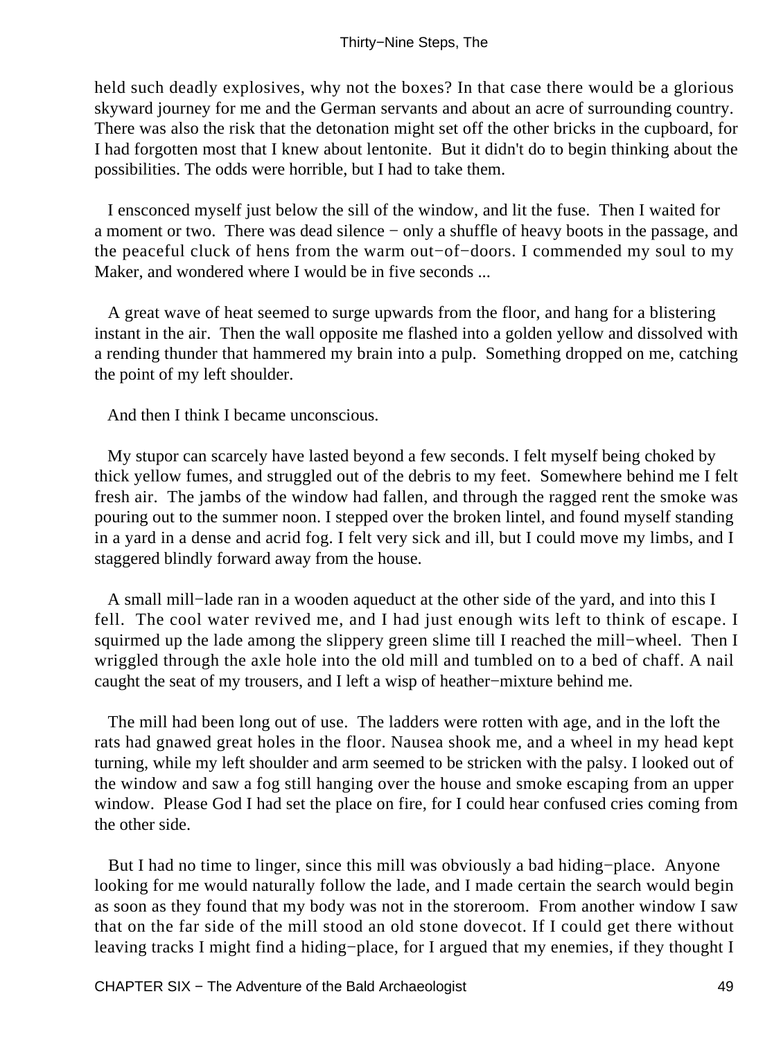held such deadly explosives, why not the boxes? In that case there would be a glorious skyward journey for me and the German servants and about an acre of surrounding country. There was also the risk that the detonation might set off the other bricks in the cupboard, for I had forgotten most that I knew about lentonite. But it didn't do to begin thinking about the possibilities. The odds were horrible, but I had to take them.

I ensconced myself just below the sill of the window, and lit the fuse. Then I waited for a moment or two. There was dead silence − only a shuffle of heavy boots in the passage, and the peaceful cluck of hens from the warm out−of−doors. I commended my soul to my Maker, and wondered where I would be in five seconds ...

A great wave of heat seemed to surge upwards from the floor, and hang for a blistering instant in the air. Then the wall opposite me flashed into a golden yellow and dissolved with a rending thunder that hammered my brain into a pulp. Something dropped on me, catching the point of my left shoulder.

And then I think I became unconscious.

My stupor can scarcely have lasted beyond a few seconds. I felt myself being choked by thick yellow fumes, and struggled out of the debris to my feet. Somewhere behind me I felt fresh air. The jambs of the window had fallen, and through the ragged rent the smoke was pouring out to the summer noon. I stepped over the broken lintel, and found myself standing in a yard in a dense and acrid fog. I felt very sick and ill, but I could move my limbs, and I staggered blindly forward away from the house.

A small mill−lade ran in a wooden aqueduct at the other side of the yard, and into this I fell. The cool water revived me, and I had just enough wits left to think of escape. I squirmed up the lade among the slippery green slime till I reached the mill−wheel. Then I wriggled through the axle hole into the old mill and tumbled on to a bed of chaff. A nail caught the seat of my trousers, and I left a wisp of heather−mixture behind me.

The mill had been long out of use. The ladders were rotten with age, and in the loft the rats had gnawed great holes in the floor. Nausea shook me, and a wheel in my head kept turning, while my left shoulder and arm seemed to be stricken with the palsy. I looked out of the window and saw a fog still hanging over the house and smoke escaping from an upper window. Please God I had set the place on fire, for I could hear confused cries coming from the other side.

But I had no time to linger, since this mill was obviously a bad hiding−place. Anyone looking for me would naturally follow the lade, and I made certain the search would begin as soon as they found that my body was not in the storeroom. From another window I saw that on the far side of the mill stood an old stone dovecot. If I could get there without leaving tracks I might find a hiding−place, for I argued that my enemies, if they thought I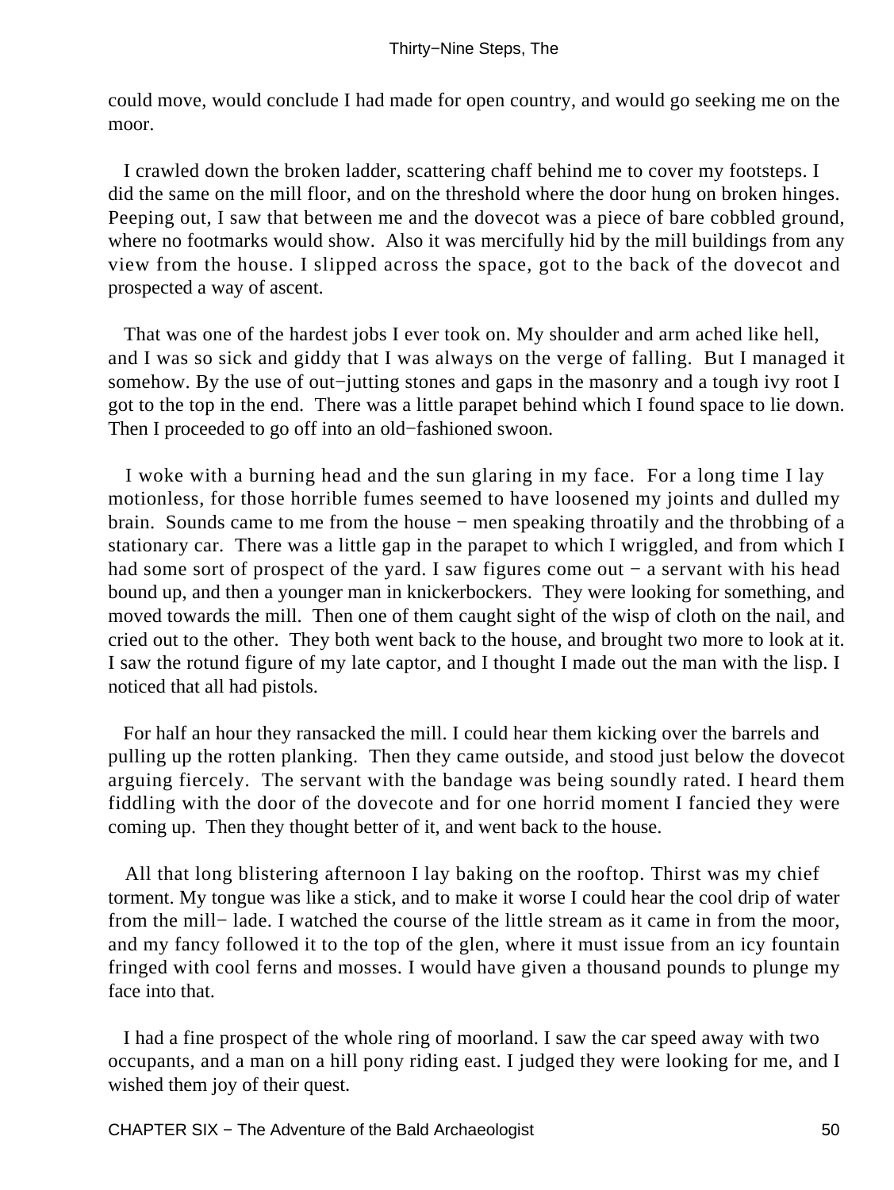could move, would conclude I had made for open country, and would go seeking me on the moor.

I crawled down the broken ladder, scattering chaff behind me to cover my footsteps. I did the same on the mill floor, and on the threshold where the door hung on broken hinges. Peeping out, I saw that between me and the dovecot was a piece of bare cobbled ground, where no footmarks would show. Also it was mercifully hid by the mill buildings from any view from the house. I slipped across the space, got to the back of the dovecot and prospected a way of ascent.

That was one of the hardest jobs I ever took on. My shoulder and arm ached like hell, and I was so sick and giddy that I was always on the verge of falling. But I managed it somehow. By the use of out−jutting stones and gaps in the masonry and a tough ivy root I got to the top in the end. There was a little parapet behind which I found space to lie down. Then I proceeded to go off into an old−fashioned swoon.

I woke with a burning head and the sun glaring in my face. For a long time I lay motionless, for those horrible fumes seemed to have loosened my joints and dulled my brain. Sounds came to me from the house − men speaking throatily and the throbbing of a stationary car. There was a little gap in the parapet to which I wriggled, and from which I had some sort of prospect of the yard. I saw figures come out − a servant with his head bound up, and then a younger man in knickerbockers. They were looking for something, and moved towards the mill. Then one of them caught sight of the wisp of cloth on the nail, and cried out to the other. They both went back to the house, and brought two more to look at it. I saw the rotund figure of my late captor, and I thought I made out the man with the lisp. I noticed that all had pistols.

For half an hour they ransacked the mill. I could hear them kicking over the barrels and pulling up the rotten planking. Then they came outside, and stood just below the dovecot arguing fiercely. The servant with the bandage was being soundly rated. I heard them fiddling with the door of the dovecote and for one horrid moment I fancied they were coming up. Then they thought better of it, and went back to the house.

All that long blistering afternoon I lay baking on the rooftop. Thirst was my chief torment. My tongue was like a stick, and to make it worse I could hear the cool drip of water from the mill− lade. I watched the course of the little stream as it came in from the moor, and my fancy followed it to the top of the glen, where it must issue from an icy fountain fringed with cool ferns and mosses. I would have given a thousand pounds to plunge my face into that.

I had a fine prospect of the whole ring of moorland. I saw the car speed away with two occupants, and a man on a hill pony riding east. I judged they were looking for me, and I wished them joy of their quest.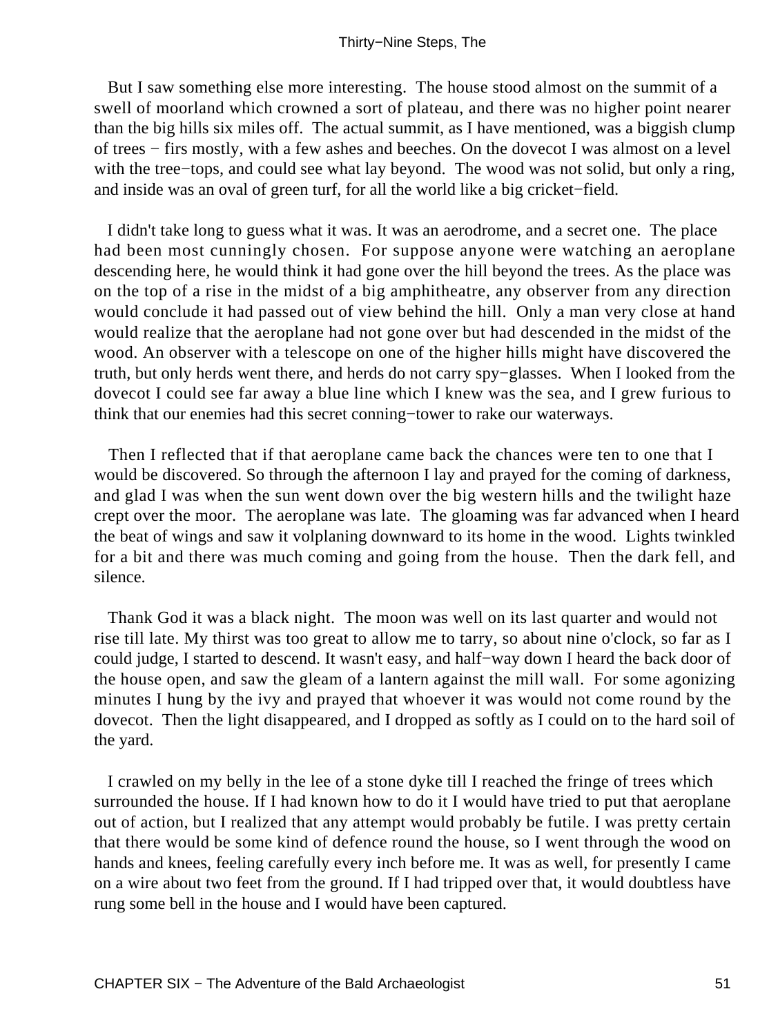But I saw something else more interesting. The house stood almost on the summit of a swell of moorland which crowned a sort of plateau, and there was no higher point nearer than the big hills six miles off. The actual summit, as I have mentioned, was a biggish clump of trees − firs mostly, with a few ashes and beeches. On the dovecot I was almost on a level with the tree−tops, and could see what lay beyond. The wood was not solid, but only a ring, and inside was an oval of green turf, for all the world like a big cricket−field.

I didn't take long to guess what it was. It was an aerodrome, and a secret one. The place had been most cunningly chosen. For suppose anyone were watching an aeroplane descending here, he would think it had gone over the hill beyond the trees. As the place was on the top of a rise in the midst of a big amphitheatre, any observer from any direction would conclude it had passed out of view behind the hill. Only a man very close at hand would realize that the aeroplane had not gone over but had descended in the midst of the wood. An observer with a telescope on one of the higher hills might have discovered the truth, but only herds went there, and herds do not carry spy−glasses. When I looked from the dovecot I could see far away a blue line which I knew was the sea, and I grew furious to think that our enemies had this secret conning−tower to rake our waterways.

Then I reflected that if that aeroplane came back the chances were ten to one that I would be discovered. So through the afternoon I lay and prayed for the coming of darkness, and glad I was when the sun went down over the big western hills and the twilight haze crept over the moor. The aeroplane was late. The gloaming was far advanced when I heard the beat of wings and saw it volplaning downward to its home in the wood. Lights twinkled for a bit and there was much coming and going from the house. Then the dark fell, and silence.

Thank God it was a black night. The moon was well on its last quarter and would not rise till late. My thirst was too great to allow me to tarry, so about nine o'clock, so far as I could judge, I started to descend. It wasn't easy, and half−way down I heard the back door of the house open, and saw the gleam of a lantern against the mill wall. For some agonizing minutes I hung by the ivy and prayed that whoever it was would not come round by the dovecot. Then the light disappeared, and I dropped as softly as I could on to the hard soil of the yard.

I crawled on my belly in the lee of a stone dyke till I reached the fringe of trees which surrounded the house. If I had known how to do it I would have tried to put that aeroplane out of action, but I realized that any attempt would probably be futile. I was pretty certain that there would be some kind of defence round the house, so I went through the wood on hands and knees, feeling carefully every inch before me. It was as well, for presently I came on a wire about two feet from the ground. If I had tripped over that, it would doubtless have rung some bell in the house and I would have been captured.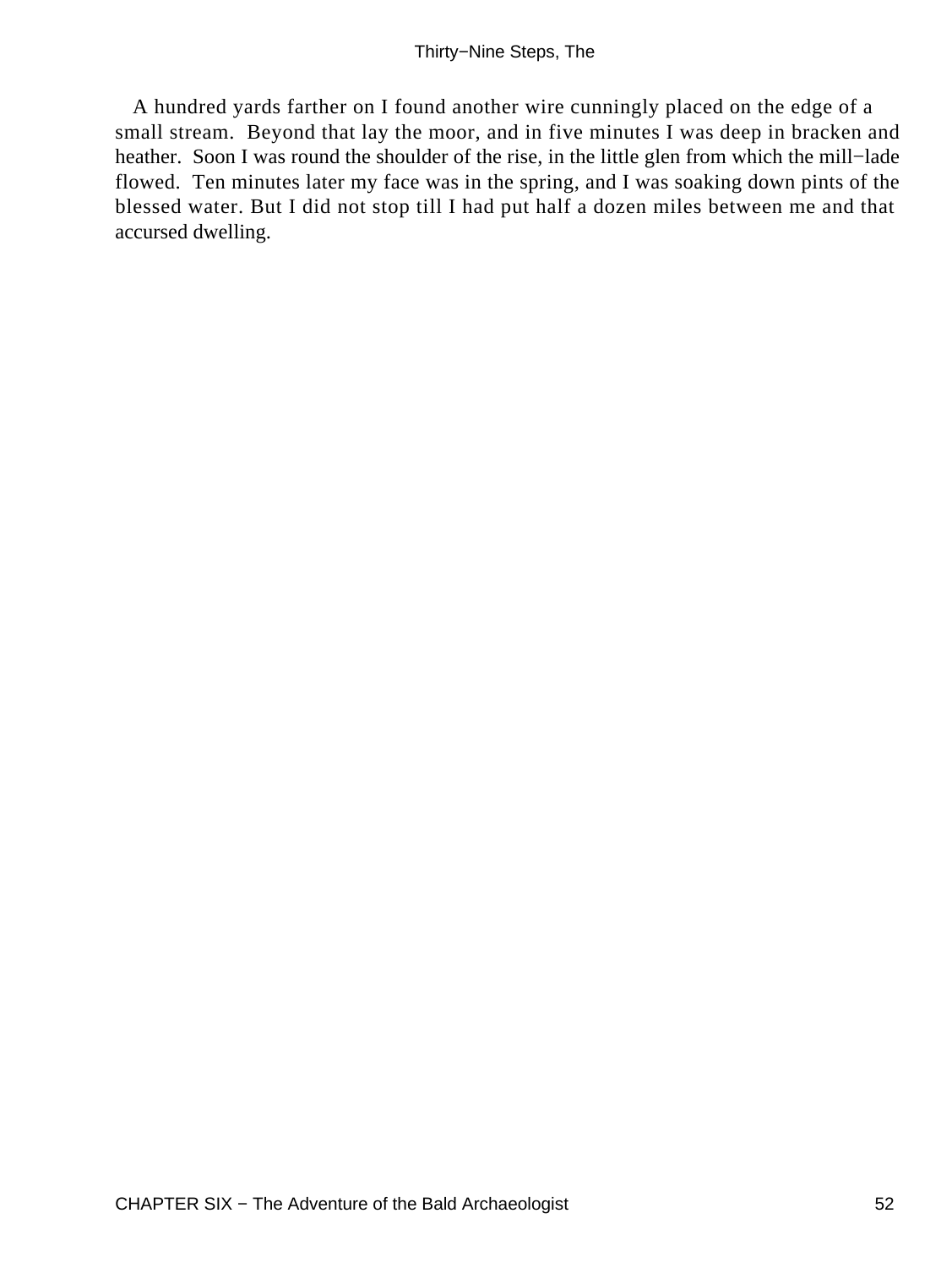A hundred yards farther on I found another wire cunningly placed on the edge of a small stream. Beyond that lay the moor, and in five minutes I was deep in bracken and heather. Soon I was round the shoulder of the rise, in the little glen from which the mill−lade flowed. Ten minutes later my face was in the spring, and I was soaking down pints of the blessed water. But I did not stop till I had put half a dozen miles between me and that accursed dwelling.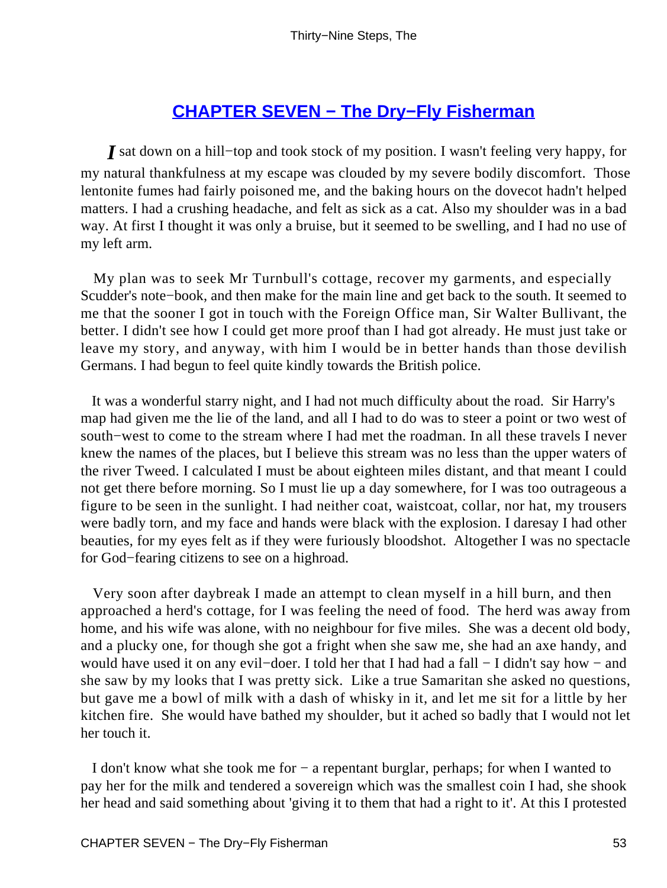## CHAPTER SEVEN − The Dry−Fly Fisherman

I sat down on a hill−top and took stock of my position. I wasn't feeling very happy, for my natural thankfulness at my escape was clouded by my severe bodily discomfort. Those lentonite fumes had fairly poisoned me, and the baking hours on the dovecot hadn't helped matters. I had a crushing headache, and felt as sick as a cat. Also my shoulder was in a bad way. At first I thought it was only a bruise, but it seemed to be swelling, and I had no use of my left arm.

My plan was to seek Mr Turnbull's cottage, recover my garments, and especially Scudder's note−book, and then make for the main line and get back to the south. It seemed to me that the sooner I got in touch with the Foreign Office man, Sir Walter Bullivant, the better. I didn't see how I could get more proof than I had got already. He must just take or leave my story, and anyway, with him I would be in better hands than those devilish Germans. I had begun to feel quite kindly towards the British police.

It was a wonderful starry night, and I had not much difficulty about the road. Sir Harry's map had given me the lie of the land, and all I had to do was to steer a point or two west of south−west to come to the stream where I had met the roadman. In all these travels I never knew the names of the places, but I believe this stream was no less than the upper waters of the river Tweed. I calculated I must be about eighteen miles distant, and that meant I could not get there before morning. So I must lie up a day somewhere, for I was too outrageous a figure to be seen in the sunlight. I had neither coat, waistcoat, collar, nor hat, my trousers were badly torn, and my face and hands were black with the explosion. I daresay I had other beauties, for my eyes felt as if they were furiously bloodshot. Altogether I was no spectacle for God−fearing citizens to see on a highroad.

Very soon after daybreak I made an attempt to clean myself in a hill burn, and then approached a herd's cottage, for I was feeling the need of food. The herd was away from home, and his wife was alone, with no neighbour for five miles. She was a decent old body, and a plucky one, for though she got a fright when she saw me, she had an axe handy, and would have used it on any evil−doer. I told her that I had had a fall − I didn't say how − and she saw by my looks that I was pretty sick. Like a true Samaritan she asked no questions, but gave me a bowl of milk with a dash of whisky in it, and let me sit for a little by her kitchen fire. She would have bathed my shoulder, but it ached so badly that I would not let her touch it.

I don't know what she took me for − a repentant burglar, perhaps; for when I wanted to pay her for the milk and tendered a sovereign which was the smallest coin I had, she shook her head and said something about 'giving it to them that had a right to it'. At this I protested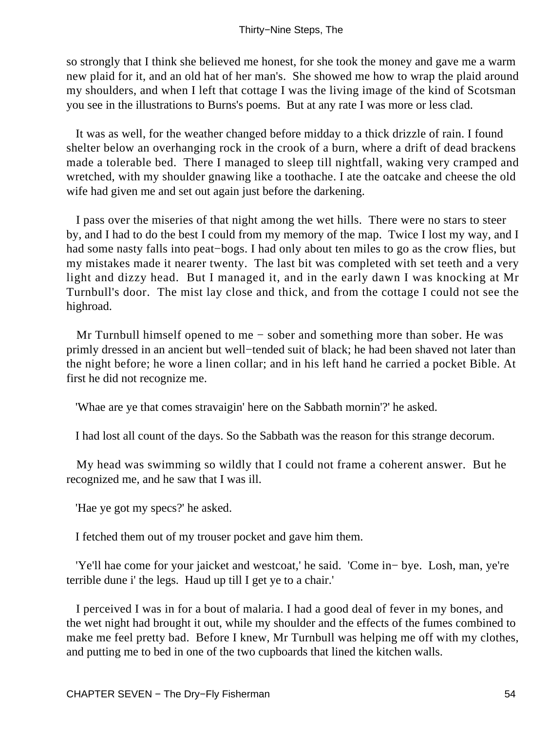so strongly that I think she believed me honest, for she took the money and gave me a warm new plaid for it, and an old hat of her man's. She showed me how to wrap the plaid around my shoulders, and when I left that cottage I was the living image of the kind of Scotsman you see in the illustrations to Burns's poems. But at any rate I was more or less clad.

It was as well, for the weather changed before midday to a thick drizzle of rain. I found shelter below an overhanging rock in the crook of a burn, where a drift of dead brackens made a tolerable bed. There I managed to sleep till nightfall, waking very cramped and wretched, with my shoulder gnawing like a toothache. I ate the oatcake and cheese the old wife had given me and set out again just before the darkening.

I pass over the miseries of that night among the wet hills. There were no stars to steer by, and I had to do the best I could from my memory of the map. Twice I lost my way, and I had some nasty falls into peat−bogs. I had only about ten miles to go as the crow flies, but my mistakes made it nearer twenty. The last bit was completed with set teeth and a very light and dizzy head. But I managed it, and in the early dawn I was knocking at Mr Turnbull's door. The mist lay close and thick, and from the cottage I could not see the highroad.

Mr Turnbull himself opened to me − sober and something more than sober. He was primly dressed in an ancient but well−tended suit of black; he had been shaved not later than the night before; he wore a linen collar; and in his left hand he carried a pocket Bible. At first he did not recognize me.

'Whae are ye that comes stravaigin' here on the Sabbath mornin'?' he asked.

I had lost all count of the days. So the Sabbath was the reason for this strange decorum.

My head was swimming so wildly that I could not frame a coherent answer. But he recognized me, and he saw that I was ill.

'Hae ye got my specs?' he asked.

I fetched them out of my trouser pocket and gave him them.

'Ye'll hae come for your jaicket and westcoat,' he said. 'Come in− bye. Losh, man, ye're terrible dune i' the legs. Haud up till I get ye to a chair.'

I perceived I was in for a bout of malaria. I had a good deal of fever in my bones, and the wet night had brought it out, while my shoulder and the effects of the fumes combined to make me feel pretty bad. Before I knew, Mr Turnbull was helping me off with my clothes, and putting me to bed in one of the two cupboards that lined the kitchen walls.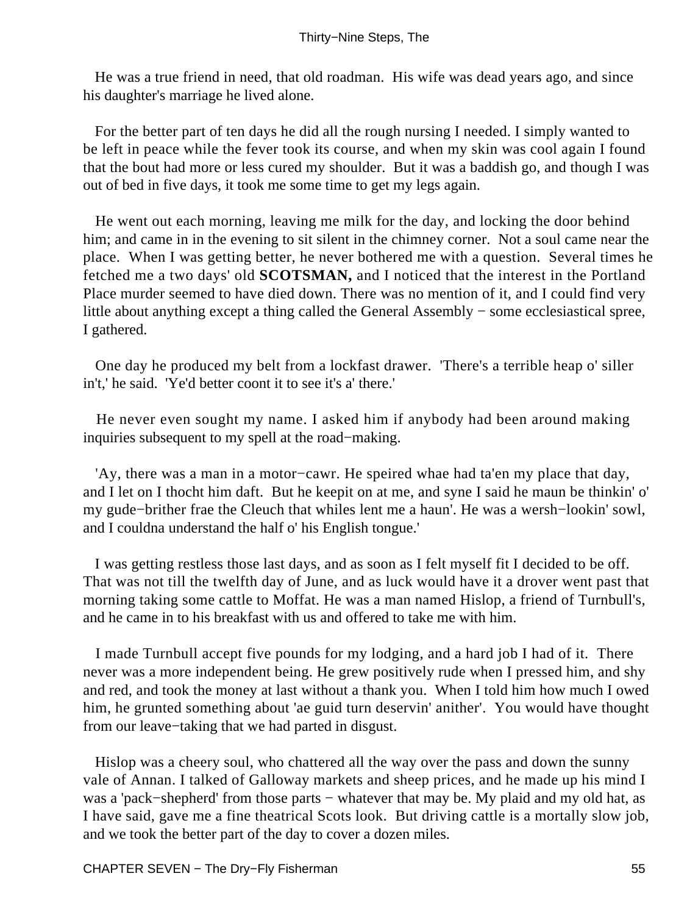He was a true friend in need, that old roadman. His wife was dead years ago, and since his daughter's marriage he lived alone.

For the better part of ten days he did all the rough nursing I needed. I simply wanted to be left in peace while the fever took its course, and when my skin was cool again I found that the bout had more or less cured my shoulder. But it was a baddish go, and though I was out of bed in five days, it took me some time to get my legs again.

He went out each morning, leaving me milk for the day, and locking the door behind him; and came in in the evening to sit silent in the chimney corner. Not a soul came near the place. When I was getting better, he never bothered me with a question. Several times he fetched me a two days' old **SCOTSMAN,** and I noticed that the interest in the Portland Place murder seemed to have died down. There was no mention of it, and I could find very little about anything except a thing called the General Assembly − some ecclesiastical spree, I gathered.

One day he produced my belt from a lockfast drawer. 'There's a terrible heap o' siller in't,' he said. 'Ye'd better coont it to see it's a' there.'

He never even sought my name. I asked him if anybody had been around making inquiries subsequent to my spell at the road−making.

'Ay, there was a man in a motor−cawr. He speired whae had ta'en my place that day, and I let on I thocht him daft. But he keepit on at me, and syne I said he maun be thinkin' o' my gude−brither frae the Cleuch that whiles lent me a haun'. He was a wersh−lookin' sowl, and I couldna understand the half o' his English tongue.'

I was getting restless those last days, and as soon as I felt myself fit I decided to be off. That was not till the twelfth day of June, and as luck would have it a drover went past that morning taking some cattle to Moffat. He was a man named Hislop, a friend of Turnbull's, and he came in to his breakfast with us and offered to take me with him.

I made Turnbull accept five pounds for my lodging, and a hard job I had of it. There never was a more independent being. He grew positively rude when I pressed him, and shy and red, and took the money at last without a thank you. When I told him how much I owed him, he grunted something about 'ae guid turn deservin' anither'. You would have thought from our leave−taking that we had parted in disgust.

Hislop was a cheery soul, who chattered all the way over the pass and down the sunny vale of Annan. I talked of Galloway markets and sheep prices, and he made up his mind I was a 'pack−shepherd' from those parts − whatever that may be. My plaid and my old hat, as I have said, gave me a fine theatrical Scots look. But driving cattle is a mortally slow job, and we took the better part of the day to cover a dozen miles.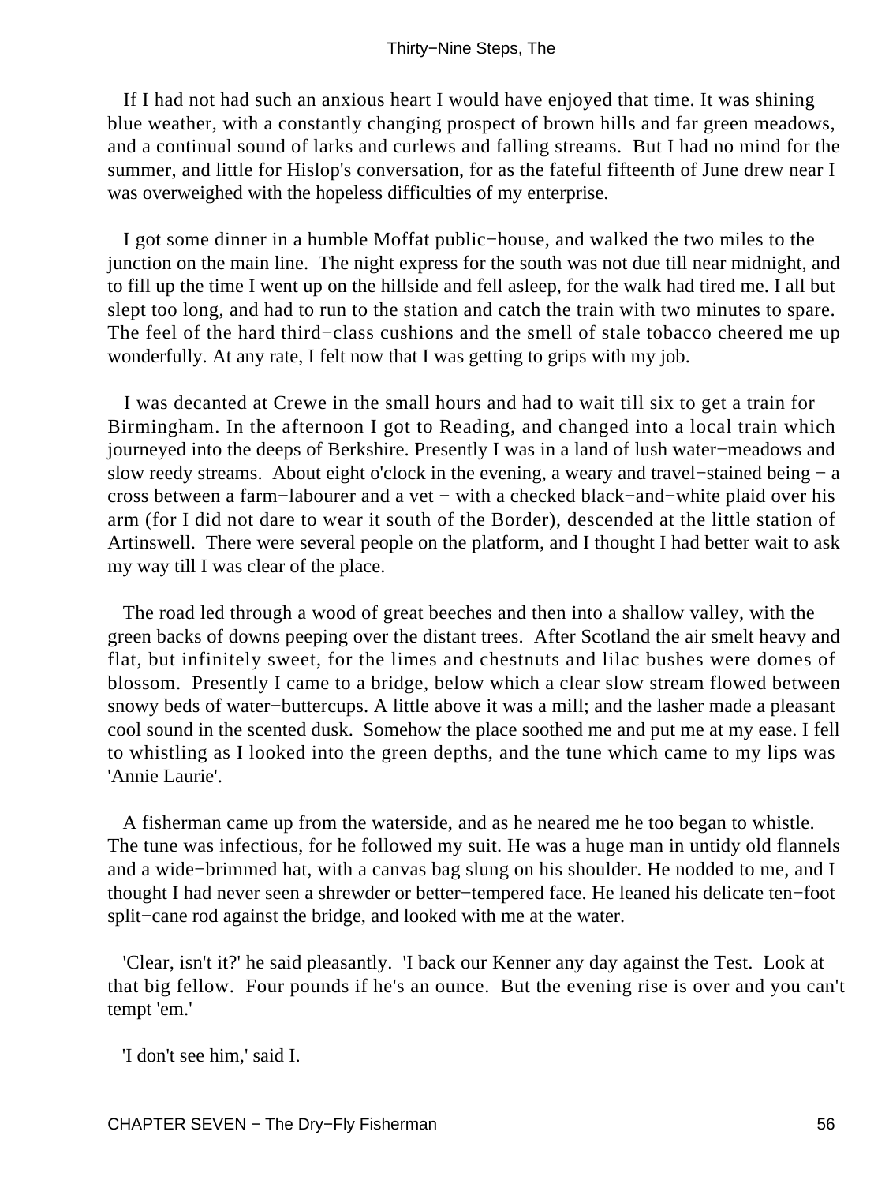If I had not had such an anxious heart I would have enjoyed that time. It was shining blue weather, with a constantly changing prospect of brown hills and far green meadows, and a continual sound of larks and curlews and falling streams. But I had no mind for the summer, and little for Hislop's conversation, for as the fateful fifteenth of June drew near I was overweighed with the hopeless difficulties of my enterprise.

I got some dinner in a humble Moffat public−house, and walked the two miles to the junction on the main line. The night express for the south was not due till near midnight, and to fill up the time I went up on the hillside and fell asleep, for the walk had tired me. I all but slept too long, and had to run to the station and catch the train with two minutes to spare. The feel of the hard third−class cushions and the smell of stale tobacco cheered me up wonderfully. At any rate, I felt now that I was getting to grips with my job.

I was decanted at Crewe in the small hours and had to wait till six to get a train for Birmingham. In the afternoon I got to Reading, and changed into a local train which journeyed into the deeps of Berkshire. Presently I was in a land of lush water−meadows and slow reedy streams. About eight o'clock in the evening, a weary and travel−stained being − a cross between a farm−labourer and a vet − with a checked black−and−white plaid over his arm (for I did not dare to wear it south of the Border), descended at the little station of Artinswell. There were several people on the platform, and I thought I had better wait to ask my way till I was clear of the place.

The road led through a wood of great beeches and then into a shallow valley, with the green backs of downs peeping over the distant trees. After Scotland the air smelt heavy and flat, but infinitely sweet, for the limes and chestnuts and lilac bushes were domes of blossom. Presently I came to a bridge, below which a clear slow stream flowed between snowy beds of water−buttercups. A little above it was a mill; and the lasher made a pleasant cool sound in the scented dusk. Somehow the place soothed me and put me at my ease. I fell to whistling as I looked into the green depths, and the tune which came to my lips was 'Annie Laurie'.

A fisherman came up from the waterside, and as he neared me he too began to whistle. The tune was infectious, for he followed my suit. He was a huge man in untidy old flannels and a wide−brimmed hat, with a canvas bag slung on his shoulder. He nodded to me, and I thought I had never seen a shrewder or better−tempered face. He leaned his delicate ten−foot split−cane rod against the bridge, and looked with me at the water.

'Clear, isn't it?' he said pleasantly. 'I back our Kenner any day against the Test. Look at that big fellow. Four pounds if he's an ounce. But the evening rise is over and you can't tempt 'em.'

'I don't see him,' said I.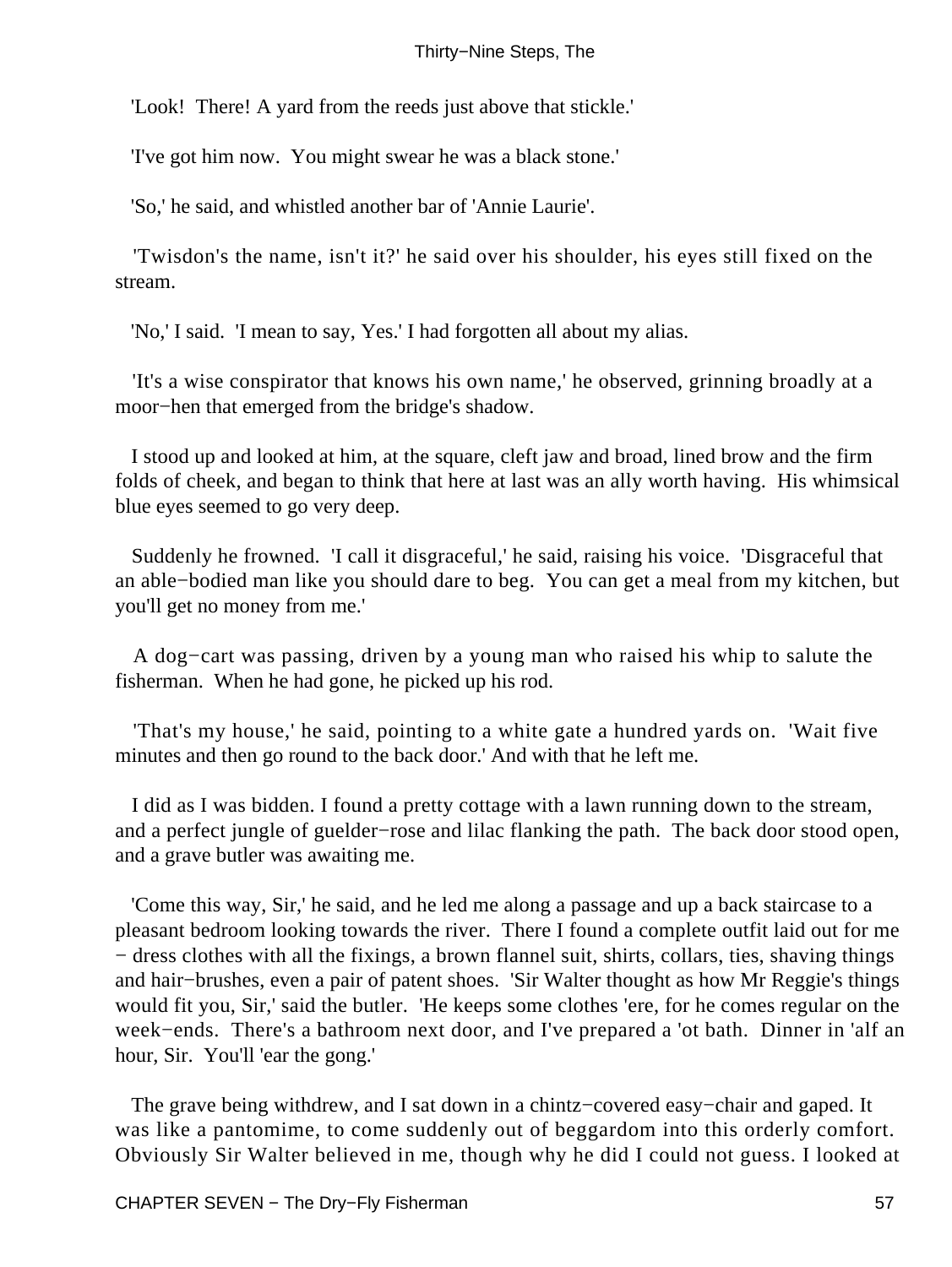'Look! There! A yard from the reeds just above that stickle.'

'I've got him now. You might swear he was a black stone.'

'So,' he said, and whistled another bar of 'Annie Laurie'.

'Twisdon's the name, isn't it?' he said over his shoulder, his eyes still fixed on the stream.

'No,' I said. 'I mean to say, Yes.' I had forgotten all about my alias.

'It's a wise conspirator that knows his own name,' he observed, grinning broadly at a moor−hen that emerged from the bridge's shadow.

I stood up and looked at him, at the square, cleft jaw and broad, lined brow and the firm folds of cheek, and began to think that here at last was an ally worth having. His whimsical blue eyes seemed to go very deep.

Suddenly he frowned. 'I call it disgraceful,' he said, raising his voice. 'Disgraceful that an able−bodied man like you should dare to beg. You can get a meal from my kitchen, but you'll get no money from me.'

A dog−cart was passing, driven by a young man who raised his whip to salute the fisherman. When he had gone, he picked up his rod.

'That's my house,' he said, pointing to a white gate a hundred yards on. 'Wait five minutes and then go round to the back door.' And with that he left me.

I did as I was bidden. I found a pretty cottage with a lawn running down to the stream, and a perfect jungle of guelder−rose and lilac flanking the path. The back door stood open, and a grave butler was awaiting me.

'Come this way, Sir,' he said, and he led me along a passage and up a back staircase to a pleasant bedroom looking towards the river. There I found a complete outfit laid out for me − dress clothes with all the fixings, a brown flannel suit, shirts, collars, ties, shaving things and hair−brushes, even a pair of patent shoes. 'Sir Walter thought as how Mr Reggie's things would fit you, Sir,' said the butler. 'He keeps some clothes 'ere, for he comes regular on the week−ends. There's a bathroom next door, and I've prepared a 'ot bath. Dinner in 'alf an hour, Sir. You'll 'ear the gong.'

The grave being withdrew, and I sat down in a chintz−covered easy−chair and gaped. It was like a pantomime, to come suddenly out of beggardom into this orderly comfort. Obviously Sir Walter believed in me, though why he did I could not guess. I looked at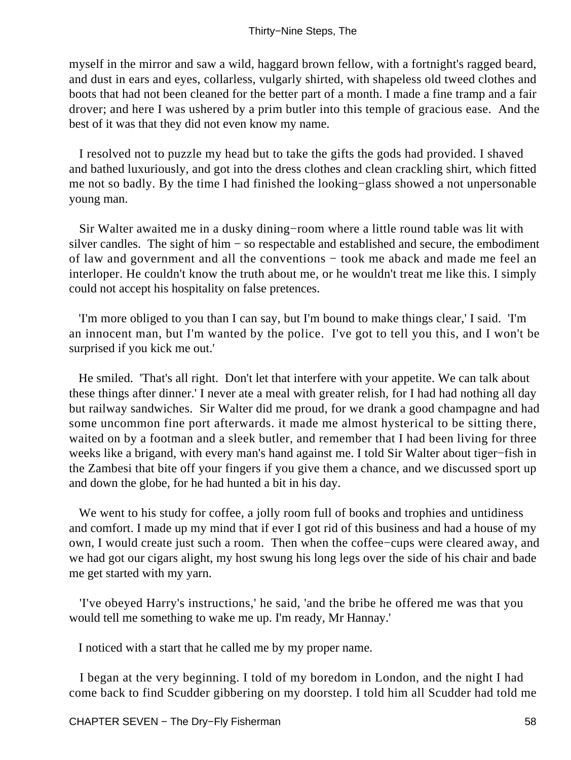myself in the mirror and saw a wild, haggard brown fellow, with a fortnight's ragged beard, and dust in ears and eyes, collarless, vulgarly shirted, with shapeless old tweed clothes and boots that had not been cleaned for the better part of a month. I made a fine tramp and a fair drover; and here I was ushered by a prim butler into this temple of gracious ease. And the best of it was that they did not even know my name.

I resolved not to puzzle my head but to take the gifts the gods had provided. I shaved and bathed luxuriously, and got into the dress clothes and clean crackling shirt, which fitted me not so badly. By the time I had finished the looking−glass showed a not unpersonable young man.

Sir Walter awaited me in a dusky dining−room where a little round table was lit with silver candles. The sight of him − so respectable and established and secure, the embodiment of law and government and all the conventions − took me aback and made me feel an interloper. He couldn't know the truth about me, or he wouldn't treat me like this. I simply could not accept his hospitality on false pretences.

'I'm more obliged to you than I can say, but I'm bound to make things clear,' I said. 'I'm an innocent man, but I'm wanted by the police. I've got to tell you this, and I won't be surprised if you kick me out.'

He smiled. 'That's all right. Don't let that interfere with your appetite. We can talk about these things after dinner.' I never ate a meal with greater relish, for I had had nothing all day but railway sandwiches. Sir Walter did me proud, for we drank a good champagne and had some uncommon fine port afterwards. it made me almost hysterical to be sitting there, waited on by a footman and a sleek butler, and remember that I had been living for three weeks like a brigand, with every man's hand against me. I told Sir Walter about tiger−fish in the Zambesi that bite off your fingers if you give them a chance, and we discussed sport up and down the globe, for he had hunted a bit in his day.

We went to his study for coffee, a jolly room full of books and trophies and untidiness and comfort. I made up my mind that if ever I got rid of this business and had a house of my own, I would create just such a room. Then when the coffee−cups were cleared away, and we had got our cigars alight, my host swung his long legs over the side of his chair and bade me get started with my yarn.

'I've obeyed Harry's instructions,' he said, 'and the bribe he offered me was that you would tell me something to wake me up. I'm ready, Mr Hannay.'

I noticed with a start that he called me by my proper name.

I began at the very beginning. I told of my boredom in London, and the night I had come back to find Scudder gibbering on my doorstep. I told him all Scudder had told me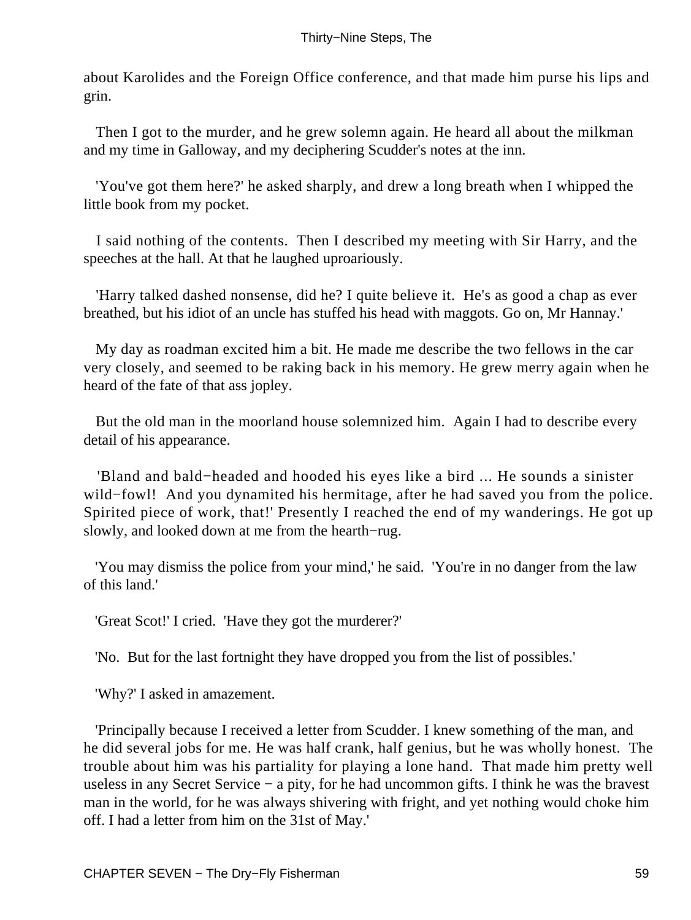about Karolides and the Foreign Office conference, and that made him purse his lips and grin.

Then I got to the murder, and he grew solemn again. He heard all about the milkman and my time in Galloway, and my deciphering Scudder's notes at the inn.

'You've got them here?' he asked sharply, and drew a long breath when I whipped the little book from my pocket.

I said nothing of the contents. Then I described my meeting with Sir Harry, and the speeches at the hall. At that he laughed uproariously.

'Harry talked dashed nonsense, did he? I quite believe it. He's as good a chap as ever breathed, but his idiot of an uncle has stuffed his head with maggots. Go on, Mr Hannay.'

My day as roadman excited him a bit. He made me describe the two fellows in the car very closely, and seemed to be raking back in his memory. He grew merry again when he heard of the fate of that ass jopley.

But the old man in the moorland house solemnized him. Again I had to describe every detail of his appearance.

'Bland and bald−headed and hooded his eyes like a bird ... He sounds a sinister wild−fowl! And you dynamited his hermitage, after he had saved you from the police. Spirited piece of work, that!' Presently I reached the end of my wanderings. He got up slowly, and looked down at me from the hearth−rug.

'You may dismiss the police from your mind,' he said. 'You're in no danger from the law of this land.'

'Great Scot!' I cried. 'Have they got the murderer?'

'No. But for the last fortnight they have dropped you from the list of possibles.'

'Why?' I asked in amazement.

'Principally because I received a letter from Scudder. I knew something of the man, and he did several jobs for me. He was half crank, half genius, but he was wholly honest. The trouble about him was his partiality for playing a lone hand. That made him pretty well useless in any Secret Service − a pity, for he had uncommon gifts. I think he was the bravest man in the world, for he was always shivering with fright, and yet nothing would choke him off. I had a letter from him on the 31st of May.'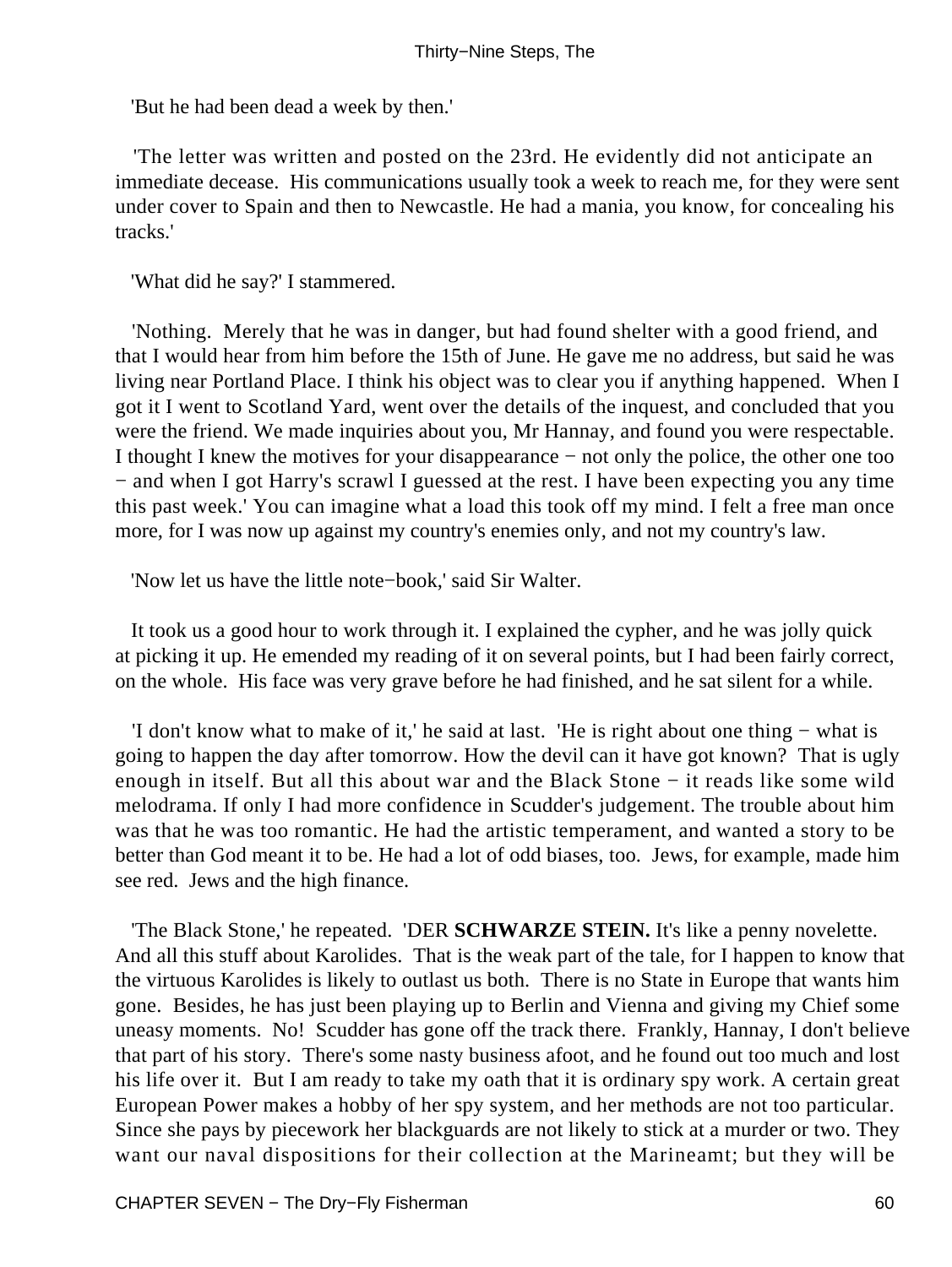'But he had been dead a week by then.'

'The letter was written and posted on the 23rd. He evidently did not anticipate an immediate decease. His communications usually took a week to reach me, for they were sent under cover to Spain and then to Newcastle. He had a mania, you know, for concealing his tracks.'

'What did he say?' I stammered.

'Nothing. Merely that he was in danger, but had found shelter with a good friend, and that I would hear from him before the 15th of June. He gave me no address, but said he was living near Portland Place. I think his object was to clear you if anything happened. When I got it I went to Scotland Yard, went over the details of the inquest, and concluded that you were the friend. We made inquiries about you, Mr Hannay, and found you were respectable. I thought I knew the motives for your disappearance − not only the police, the other one too − and when I got Harry's scrawl I guessed at the rest. I have been expecting you any time this past week.' You can imagine what a load this took off my mind. I felt a free man once more, for I was now up against my country's enemies only, and not my country's law.

'Now let us have the little note−book,' said Sir Walter.

It took us a good hour to work through it. I explained the cypher, and he was jolly quick at picking it up. He emended my reading of it on several points, but I had been fairly correct, on the whole. His face was very grave before he had finished, and he sat silent for a while.

'I don't know what to make of it,' he said at last. 'He is right about one thing − what is going to happen the day after tomorrow. How the devil can it have got known? That is ugly enough in itself. But all this about war and the Black Stone − it reads like some wild melodrama. If only I had more confidence in Scudder's judgement. The trouble about him was that he was too romantic. He had the artistic temperament, and wanted a story to be better than God meant it to be. He had a lot of odd biases, too. Jews, for example, made him see red. Jews and the high finance.

'The Black Stone,' he repeated. 'DER **SCHWARZE STEIN.** It's like a penny novelette. And all this stuff about Karolides. That is the weak part of the tale, for I happen to know that the virtuous Karolides is likely to outlast us both. There is no State in Europe that wants him gone. Besides, he has just been playing up to Berlin and Vienna and giving my Chief some uneasy moments. No! Scudder has gone off the track there. Frankly, Hannay, I don't believe that part of his story. There's some nasty business afoot, and he found out too much and lost his life over it. But I am ready to take my oath that it is ordinary spy work. A certain great European Power makes a hobby of her spy system, and her methods are not too particular. Since she pays by piecework her blackguards are not likely to stick at a murder or two. They want our naval dispositions for their collection at the Marineamt; but they will be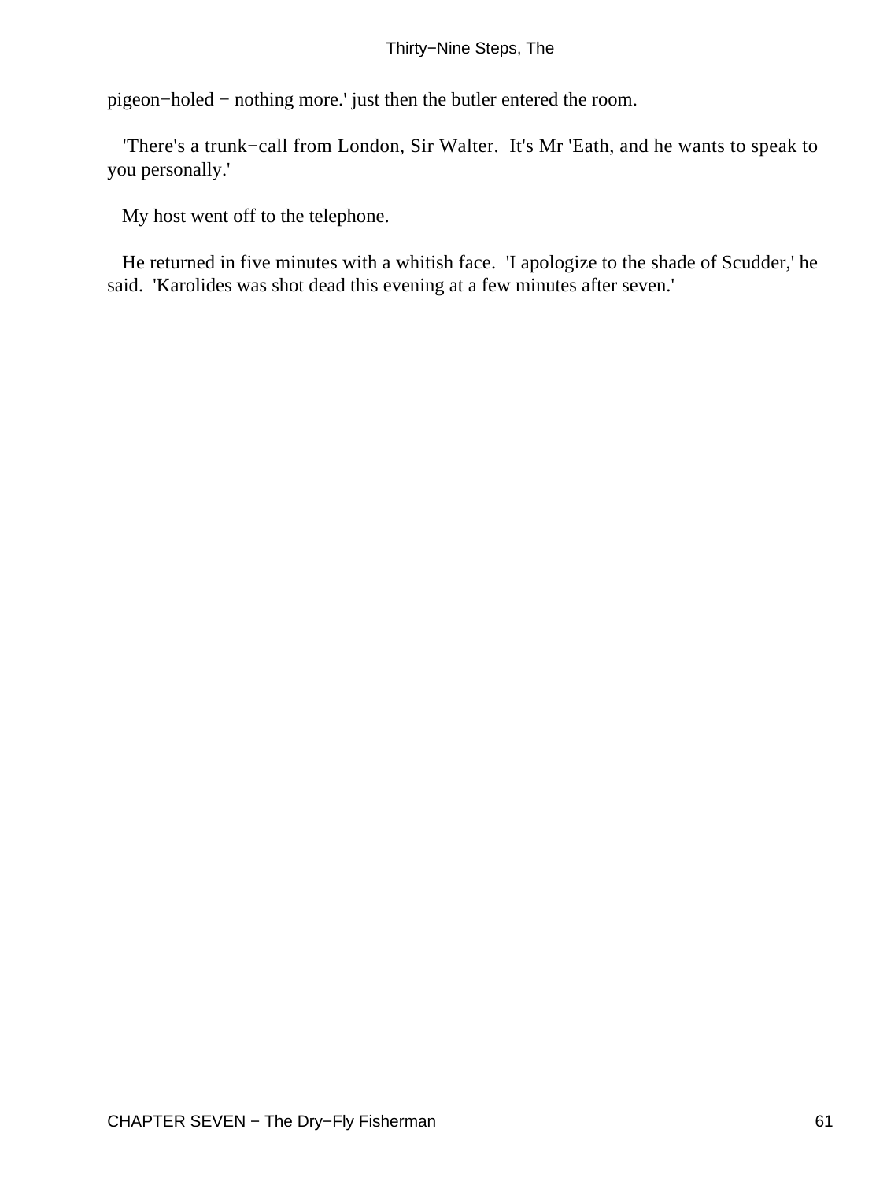pigeon−holed − nothing more.' just then the butler entered the room.

'There's a trunk−call from London, Sir Walter. It's Mr 'Eath, and he wants to speak to you personally.'

My host went off to the telephone.

He returned in five minutes with a whitish face. 'I apologize to the shade of Scudder,' he said. 'Karolides was shot dead this evening at a few minutes after seven.'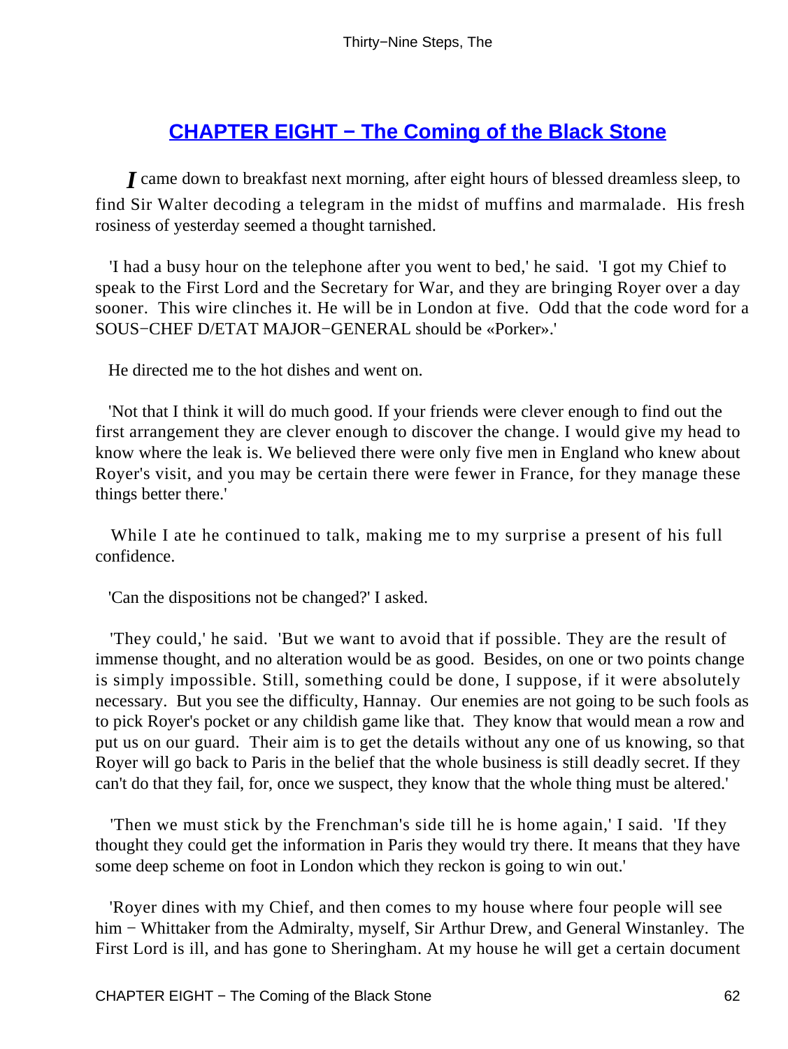## CHAPTER EIGHT − The Coming of the Black Stone

*I* came down to breakfast next morning, after eight hours of blessed dreamless sleep, to find Sir Walter decoding a telegram in the midst of muffins and marmalade. His fresh rosiness of yesterday seemed a thought tarnished.

'I had a busy hour on the telephone after you went to bed,' he said. 'I got my Chief to speak to the First Lord and the Secretary for War, and they are bringing Royer over a day sooner. This wire clinches it. He will be in London at five. Odd that the code word for a SOUS−CHEF D/ETAT MAJOR−GENERAL should be «Porker».'

He directed me to the hot dishes and went on.

'Not that I think it will do much good. If your friends were clever enough to find out the first arrangement they are clever enough to discover the change. I would give my head to know where the leak is. We believed there were only five men in England who knew about Royer's visit, and you may be certain there were fewer in France, for they manage these things better there.'

While I ate he continued to talk, making me to my surprise a present of his full confidence.

'Can the dispositions not be changed?' I asked.

'They could,' he said. 'But we want to avoid that if possible. They are the result of immense thought, and no alteration would be as good. Besides, on one or two points change is simply impossible. Still, something could be done, I suppose, if it were absolutely necessary. But you see the difficulty, Hannay. Our enemies are not going to be such fools as to pick Royer's pocket or any childish game like that. They know that would mean a row and put us on our guard. Their aim is to get the details without any one of us knowing, so that Royer will go back to Paris in the belief that the whole business is still deadly secret. If they can't do that they fail, for, once we suspect, they know that the whole thing must be altered.'

'Then we must stick by the Frenchman's side till he is home again,' I said. 'If they thought they could get the information in Paris they would try there. It means that they have some deep scheme on foot in London which they reckon is going to win out.'

'Royer dines with my Chief, and then comes to my house where four people will see him − Whittaker from the Admiralty, myself, Sir Arthur Drew, and General Winstanley. The First Lord is ill, and has gone to Sheringham. At my house he will get a certain document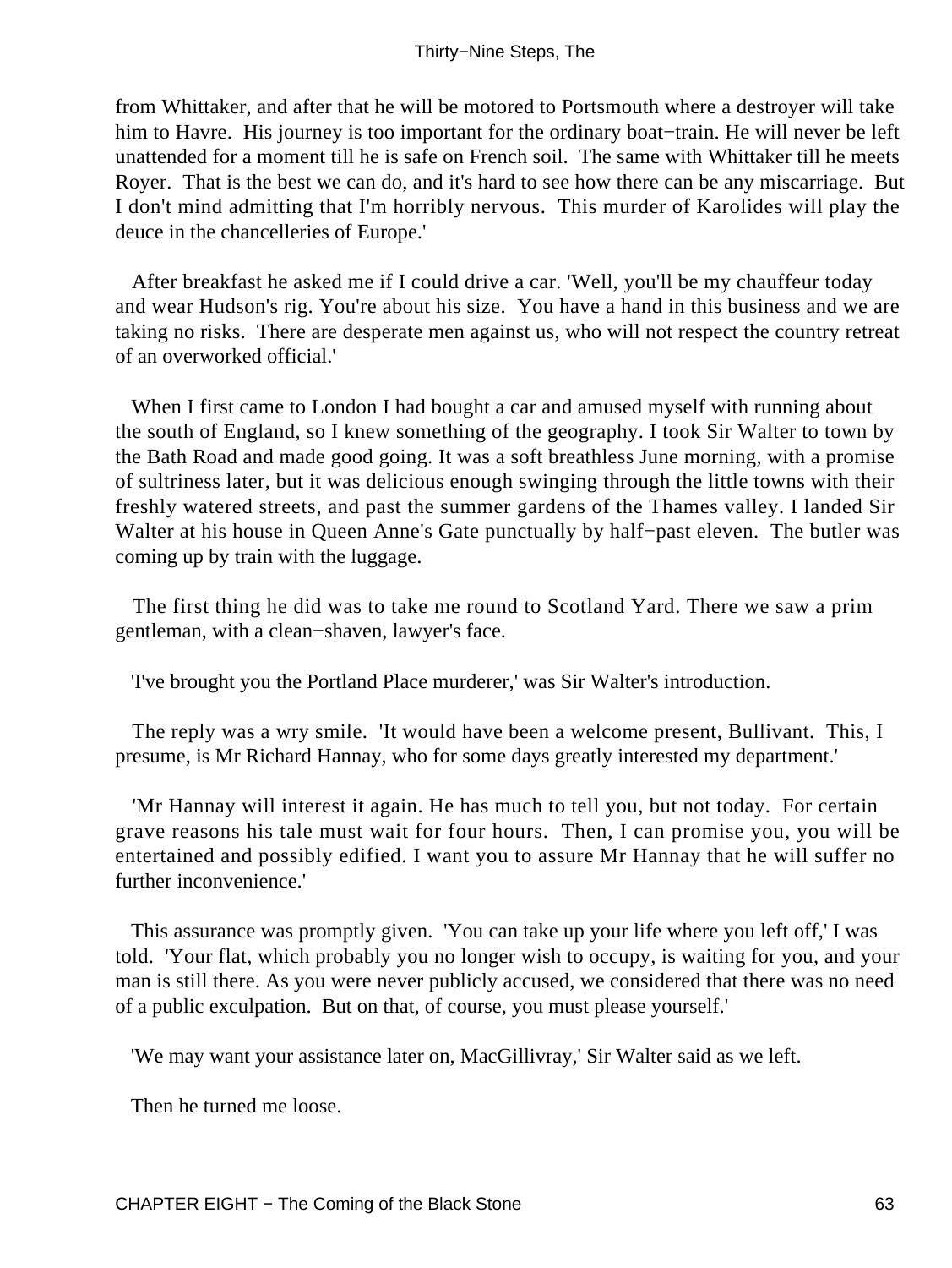from Whittaker, and after that he will be motored to Portsmouth where a destroyer will take him to Havre. His journey is too important for the ordinary boat−train. He will never be left unattended for a moment till he is safe on French soil. The same with Whittaker till he meets Royer. That is the best we can do, and it's hard to see how there can be any miscarriage. But I don't mind admitting that I'm horribly nervous. This murder of Karolides will play the deuce in the chancelleries of Europe.'

After breakfast he asked me if I could drive a car. 'Well, you'll be my chauffeur today and wear Hudson's rig. You're about his size. You have a hand in this business and we are taking no risks. There are desperate men against us, who will not respect the country retreat of an overworked official.'

When I first came to London I had bought a car and amused myself with running about the south of England, so I knew something of the geography. I took Sir Walter to town by the Bath Road and made good going. It was a soft breathless June morning, with a promise of sultriness later, but it was delicious enough swinging through the little towns with their freshly watered streets, and past the summer gardens of the Thames valley. I landed Sir Walter at his house in Queen Anne's Gate punctually by half−past eleven. The butler was coming up by train with the luggage.

The first thing he did was to take me round to Scotland Yard. There we saw a prim gentleman, with a clean−shaven, lawyer's face.

'I've brought you the Portland Place murderer,' was Sir Walter's introduction.

The reply was a wry smile. 'It would have been a welcome present, Bullivant. This, I presume, is Mr Richard Hannay, who for some days greatly interested my department.'

'Mr Hannay will interest it again. He has much to tell you, but not today. For certain grave reasons his tale must wait for four hours. Then, I can promise you, you will be entertained and possibly edified. I want you to assure Mr Hannay that he will suffer no further inconvenience.'

This assurance was promptly given. 'You can take up your life where you left off,' I was told. 'Your flat, which probably you no longer wish to occupy, is waiting for you, and your man is still there. As you were never publicly accused, we considered that there was no need of a public exculpation. But on that, of course, you must please yourself.'

'We may want your assistance later on, MacGillivray,' Sir Walter said as we left.

Then he turned me loose.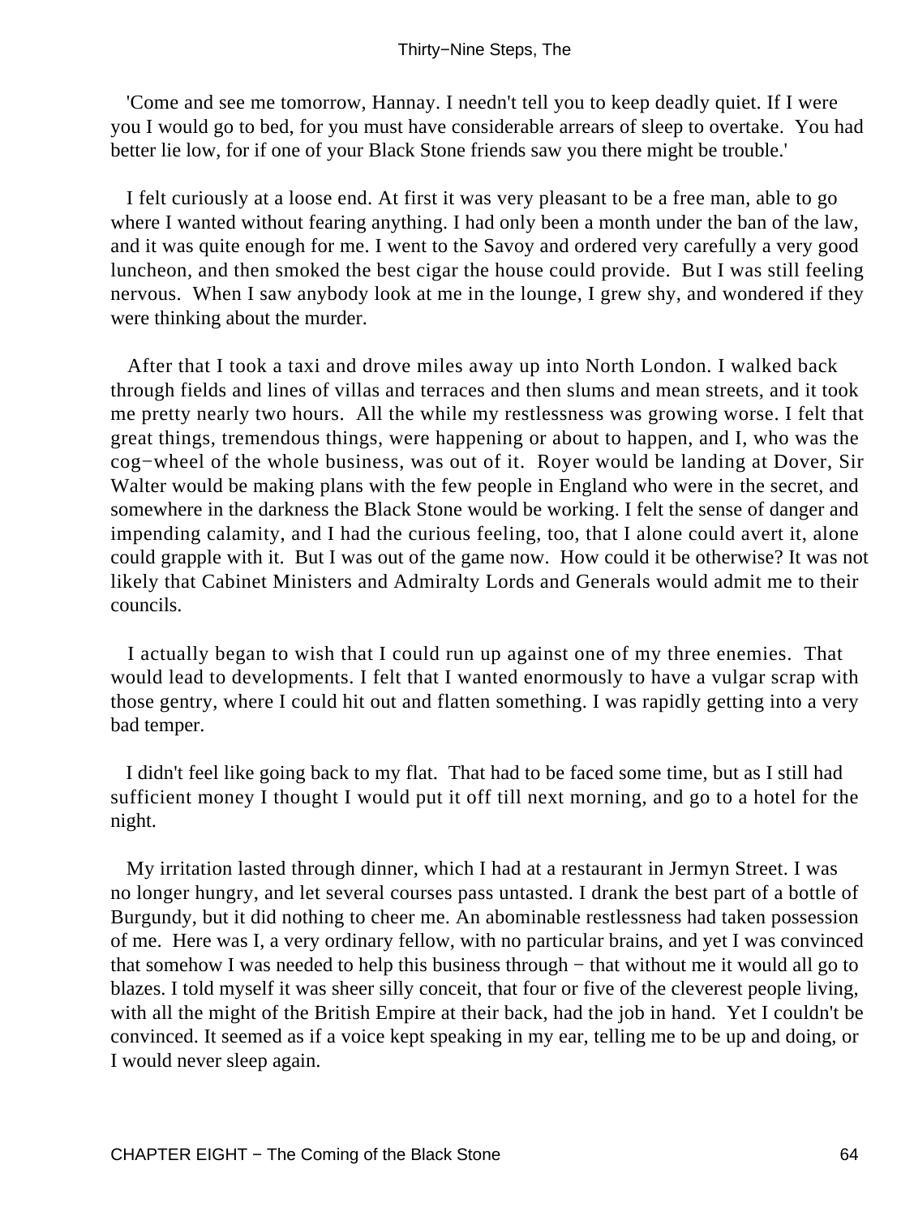'Come and see me tomorrow, Hannay. I needn't tell you to keep deadly quiet. If I were you I would go to bed, for you must have considerable arrears of sleep to overtake. You had better lie low, for if one of your Black Stone friends saw you there might be trouble.'

I felt curiously at a loose end. At first it was very pleasant to be a free man, able to go where I wanted without fearing anything. I had only been a month under the ban of the law, and it was quite enough for me. I went to the Savoy and ordered very carefully a very good luncheon, and then smoked the best cigar the house could provide. But I was still feeling nervous. When I saw anybody look at me in the lounge, I grew shy, and wondered if they were thinking about the murder.

After that I took a taxi and drove miles away up into North London. I walked back through fields and lines of villas and terraces and then slums and mean streets, and it took me pretty nearly two hours. All the while my restlessness was growing worse. I felt that great things, tremendous things, were happening or about to happen, and I, who was the cog−wheel of the whole business, was out of it. Royer would be landing at Dover, Sir Walter would be making plans with the few people in England who were in the secret, and somewhere in the darkness the Black Stone would be working. I felt the sense of danger and impending calamity, and I had the curious feeling, too, that I alone could avert it, alone could grapple with it. But I was out of the game now. How could it be otherwise? It was not likely that Cabinet Ministers and Admiralty Lords and Generals would admit me to their councils.

I actually began to wish that I could run up against one of my three enemies. That would lead to developments. I felt that I wanted enormously to have a vulgar scrap with those gentry, where I could hit out and flatten something. I was rapidly getting into a very bad temper.

I didn't feel like going back to my flat. That had to be faced some time, but as I still had sufficient money I thought I would put it off till next morning, and go to a hotel for the night.

My irritation lasted through dinner, which I had at a restaurant in Jermyn Street. I was no longer hungry, and let several courses pass untasted. I drank the best part of a bottle of Burgundy, but it did nothing to cheer me. An abominable restlessness had taken possession of me. Here was I, a very ordinary fellow, with no particular brains, and yet I was convinced that somehow I was needed to help this business through − that without me it would all go to blazes. I told myself it was sheer silly conceit, that four or five of the cleverest people living, with all the might of the British Empire at their back, had the job in hand. Yet I couldn't be convinced. It seemed as if a voice kept speaking in my ear, telling me to be up and doing, or I would never sleep again.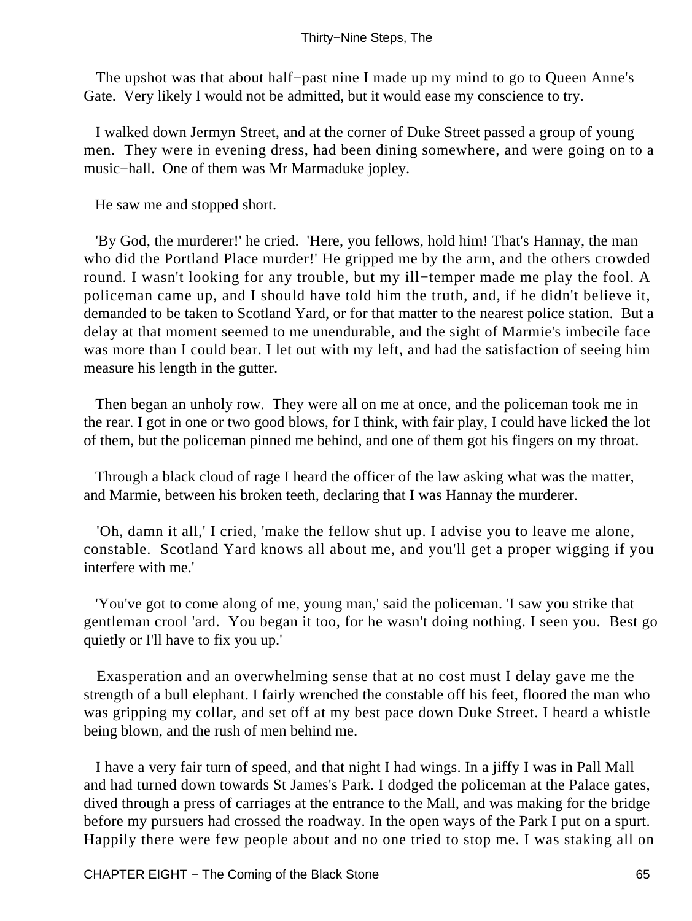The upshot was that about half−past nine I made up my mind to go to Queen Anne's Gate. Very likely I would not be admitted, but it would ease my conscience to try.

I walked down Jermyn Street, and at the corner of Duke Street passed a group of young men. They were in evening dress, had been dining somewhere, and were going on to a music−hall. One of them was Mr Marmaduke jopley.

He saw me and stopped short.

'By God, the murderer!' he cried. 'Here, you fellows, hold him! That's Hannay, the man who did the Portland Place murder!' He gripped me by the arm, and the others crowded round. I wasn't looking for any trouble, but my ill−temper made me play the fool. A policeman came up, and I should have told him the truth, and, if he didn't believe it, demanded to be taken to Scotland Yard, or for that matter to the nearest police station. But a delay at that moment seemed to me unendurable, and the sight of Marmie's imbecile face was more than I could bear. I let out with my left, and had the satisfaction of seeing him measure his length in the gutter.

Then began an unholy row. They were all on me at once, and the policeman took me in the rear. I got in one or two good blows, for I think, with fair play, I could have licked the lot of them, but the policeman pinned me behind, and one of them got his fingers on my throat.

Through a black cloud of rage I heard the officer of the law asking what was the matter, and Marmie, between his broken teeth, declaring that I was Hannay the murderer.

'Oh, damn it all,' I cried, 'make the fellow shut up. I advise you to leave me alone, constable. Scotland Yard knows all about me, and you'll get a proper wigging if you interfere with me.'

'You've got to come along of me, young man,' said the policeman. 'I saw you strike that gentleman crool 'ard. You began it too, for he wasn't doing nothing. I seen you. Best go quietly or I'll have to fix you up.'

Exasperation and an overwhelming sense that at no cost must I delay gave me the strength of a bull elephant. I fairly wrenched the constable off his feet, floored the man who was gripping my collar, and set off at my best pace down Duke Street. I heard a whistle being blown, and the rush of men behind me.

I have a very fair turn of speed, and that night I had wings. In a jiffy I was in Pall Mall and had turned down towards St James's Park. I dodged the policeman at the Palace gates, dived through a press of carriages at the entrance to the Mall, and was making for the bridge before my pursuers had crossed the roadway. In the open ways of the Park I put on a spurt. Happily there were few people about and no one tried to stop me. I was staking all on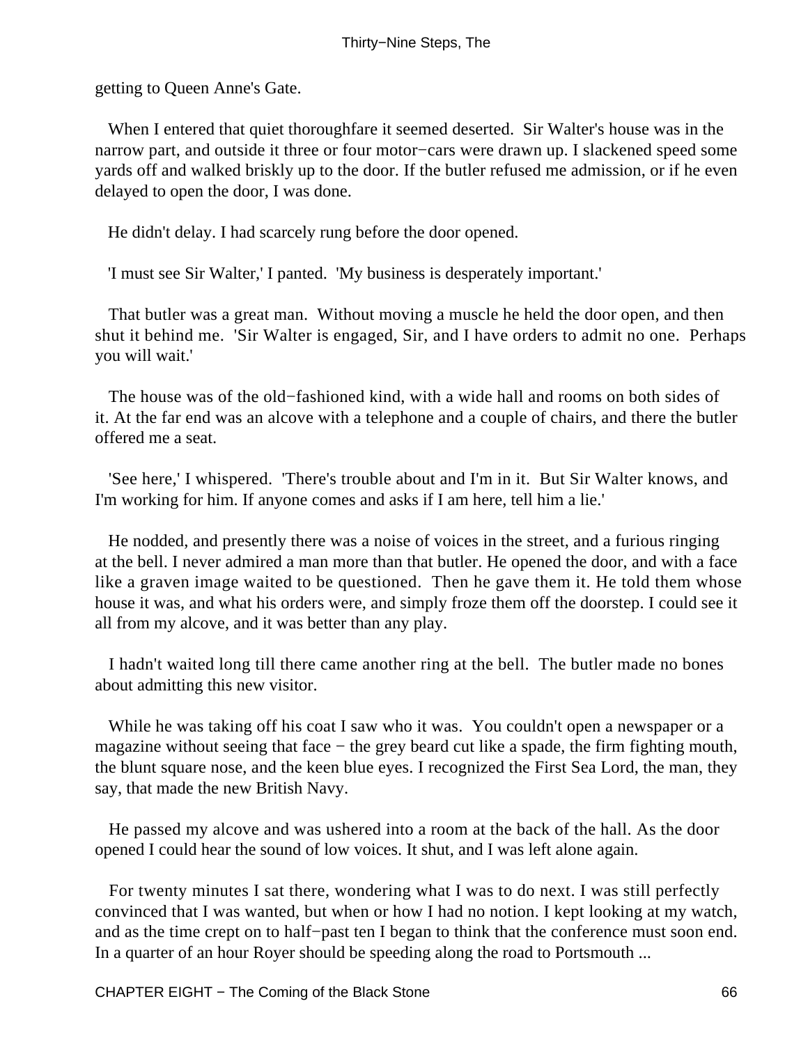getting to Queen Anne's Gate.

When I entered that quiet thoroughfare it seemed deserted. Sir Walter's house was in the narrow part, and outside it three or four motor−cars were drawn up. I slackened speed some yards off and walked briskly up to the door. If the butler refused me admission, or if he even delayed to open the door, I was done.

He didn't delay. I had scarcely rung before the door opened.

'I must see Sir Walter,' I panted. 'My business is desperately important.'

That butler was a great man. Without moving a muscle he held the door open, and then shut it behind me. 'Sir Walter is engaged, Sir, and I have orders to admit no one. Perhaps you will wait.'

The house was of the old−fashioned kind, with a wide hall and rooms on both sides of it. At the far end was an alcove with a telephone and a couple of chairs, and there the butler offered me a seat.

'See here,' I whispered. 'There's trouble about and I'm in it. But Sir Walter knows, and I'm working for him. If anyone comes and asks if I am here, tell him a lie.'

He nodded, and presently there was a noise of voices in the street, and a furious ringing at the bell. I never admired a man more than that butler. He opened the door, and with a face like a graven image waited to be questioned. Then he gave them it. He told them whose house it was, and what his orders were, and simply froze them off the doorstep. I could see it all from my alcove, and it was better than any play.

I hadn't waited long till there came another ring at the bell. The butler made no bones about admitting this new visitor.

While he was taking off his coat I saw who it was. You couldn't open a newspaper or a magazine without seeing that face − the grey beard cut like a spade, the firm fighting mouth, the blunt square nose, and the keen blue eyes. I recognized the First Sea Lord, the man, they say, that made the new British Navy.

He passed my alcove and was ushered into a room at the back of the hall. As the door opened I could hear the sound of low voices. It shut, and I was left alone again.

For twenty minutes I sat there, wondering what I was to do next. I was still perfectly convinced that I was wanted, but when or how I had no notion. I kept looking at my watch, and as the time crept on to half−past ten I began to think that the conference must soon end. In a quarter of an hour Royer should be speeding along the road to Portsmouth ...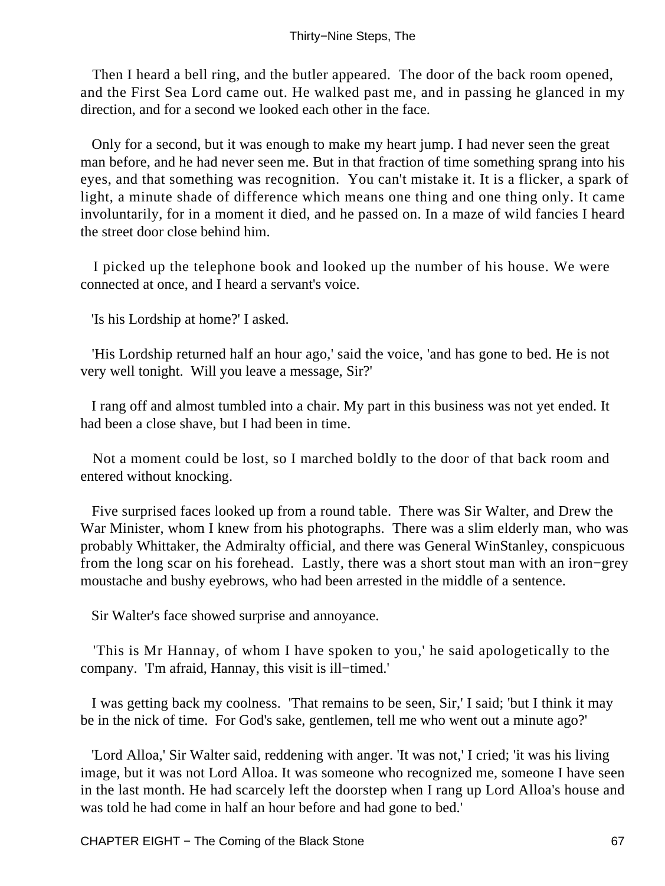Then I heard a bell ring, and the butler appeared. The door of the back room opened, and the First Sea Lord came out. He walked past me, and in passing he glanced in my direction, and for a second we looked each other in the face.

Only for a second, but it was enough to make my heart jump. I had never seen the great man before, and he had never seen me. But in that fraction of time something sprang into his eyes, and that something was recognition. You can't mistake it. It is a flicker, a spark of light, a minute shade of difference which means one thing and one thing only. It came involuntarily, for in a moment it died, and he passed on. In a maze of wild fancies I heard the street door close behind him.

I picked up the telephone book and looked up the number of his house. We were connected at once, and I heard a servant's voice.

'Is his Lordship at home?' I asked.

'His Lordship returned half an hour ago,' said the voice, 'and has gone to bed. He is not very well tonight. Will you leave a message, Sir?'

I rang off and almost tumbled into a chair. My part in this business was not yet ended. It had been a close shave, but I had been in time.

Not a moment could be lost, so I marched boldly to the door of that back room and entered without knocking.

Five surprised faces looked up from a round table. There was Sir Walter, and Drew the War Minister, whom I knew from his photographs. There was a slim elderly man, who was probably Whittaker, the Admiralty official, and there was General WinStanley, conspicuous from the long scar on his forehead. Lastly, there was a short stout man with an iron−grey moustache and bushy eyebrows, who had been arrested in the middle of a sentence.

Sir Walter's face showed surprise and annoyance.

'This is Mr Hannay, of whom I have spoken to you,' he said apologetically to the company. 'I'm afraid, Hannay, this visit is ill−timed.'

I was getting back my coolness. 'That remains to be seen, Sir,' I said; 'but I think it may be in the nick of time. For God's sake, gentlemen, tell me who went out a minute ago?'

'Lord Alloa,' Sir Walter said, reddening with anger. 'It was not,' I cried; 'it was his living image, but it was not Lord Alloa. It was someone who recognized me, someone I have seen in the last month. He had scarcely left the doorstep when I rang up Lord Alloa's house and was told he had come in half an hour before and had gone to bed.'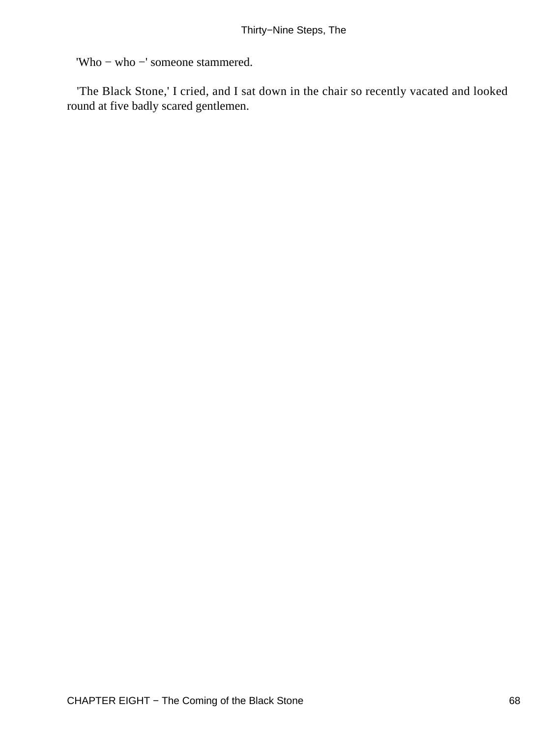'Who − who −' someone stammered.

'The Black Stone,' I cried, and I sat down in the chair so recently vacated and looked round at five badly scared gentlemen.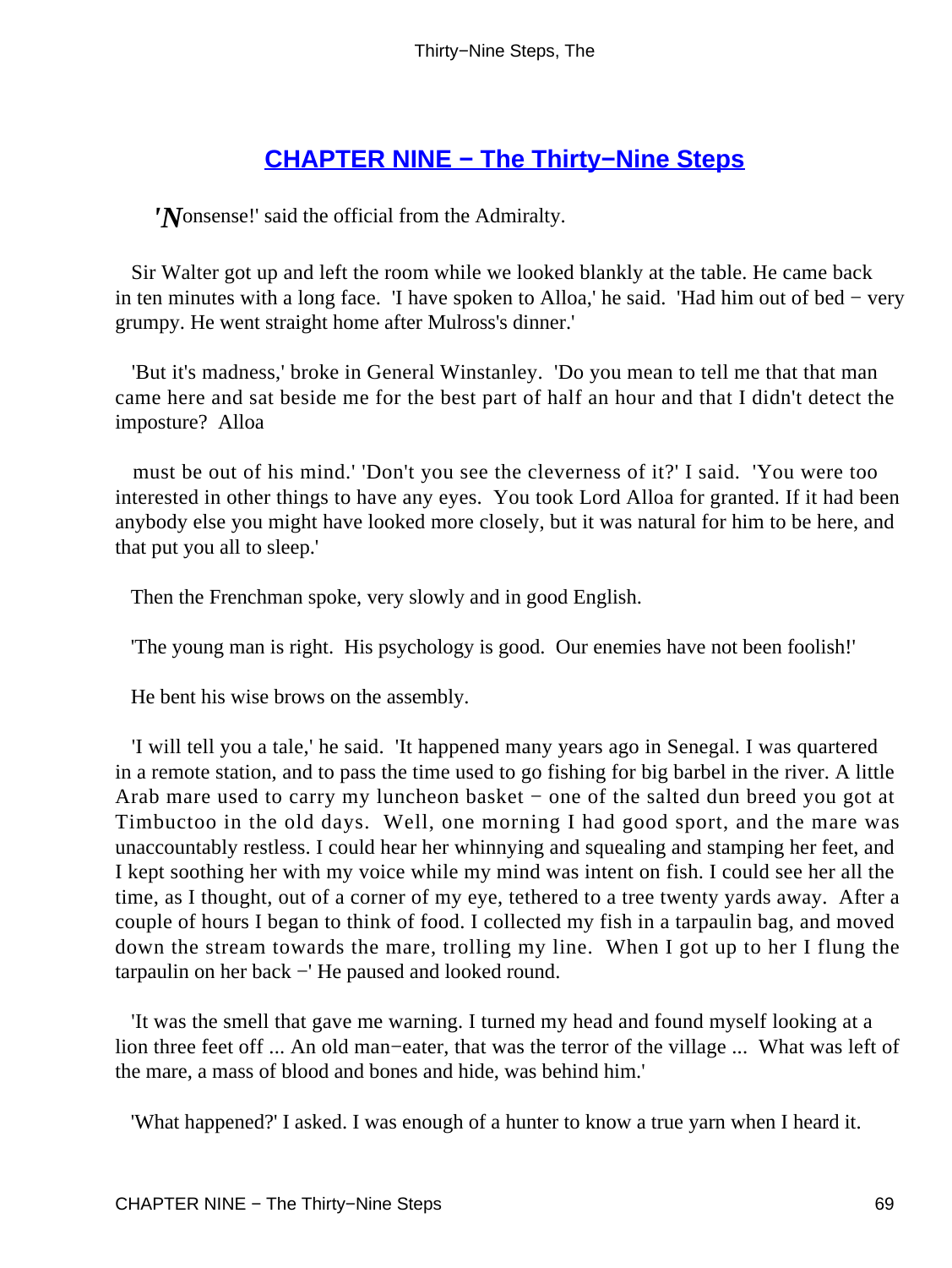## CHAPTER NINE − The Thirty−Nine Steps

'*N*onsense!' said the official from the Admiralty.

Sir Walter got up and left the room while we looked blankly at the table. He came back in ten minutes with a long face. 'I have spoken to Alloa,' he said. 'Had him out of bed − very grumpy. He went straight home after Mulross's dinner.'

'But it's madness,' broke in General Winstanley. 'Do you mean to tell me that that man came here and sat beside me for the best part of half an hour and that I didn't detect the imposture? Alloa must be out of his mind.' 'Don't you see the cleverness of it?' I said. 'You were too interested in other things to have any eyes. You took Lord Alloa for granted. If it had been anybody else you might have looked more closely, but it was natural for him to be here, and that put you all to sleep.'

Then the Frenchman spoke, very slowly and in good English.

'The young man is right. His psychology is good. Our enemies have not been foolish!'

He bent his wise brows on the assembly.

'I will tell you a tale,' he said. 'It happened many years ago in Senegal. I was quartered in a remote station, and to pass the time used to go fishing for big barbel in the river. A little Arab mare used to carry my luncheon basket − one of the salted dun breed you got at Timbuctoo in the old days. Well, one morning I had good sport, and the mare was unaccountably restless. I could hear her whinnying and squealing and stamping her feet, and I kept soothing her with my voice while my mind was intent on fish. I could see her all the time, as I thought, out of a corner of my eye, tethered to a tree twenty yards away. After a couple of hours I began to think of food. I collected my fish in a tarpaulin bag, and moved down the stream towards the mare, trolling my line. When I got up to her I flung the tarpaulin on her back −' He paused and looked round.

'It was the smell that gave me warning. I turned my head and found myself looking at a lion three feet off ... An old man−eater, that was the terror of the village ... What was left of the mare, a mass of blood and bones and hide, was behind him.'

'What happened?' I asked. I was enough of a hunter to know a true yarn when I heard it.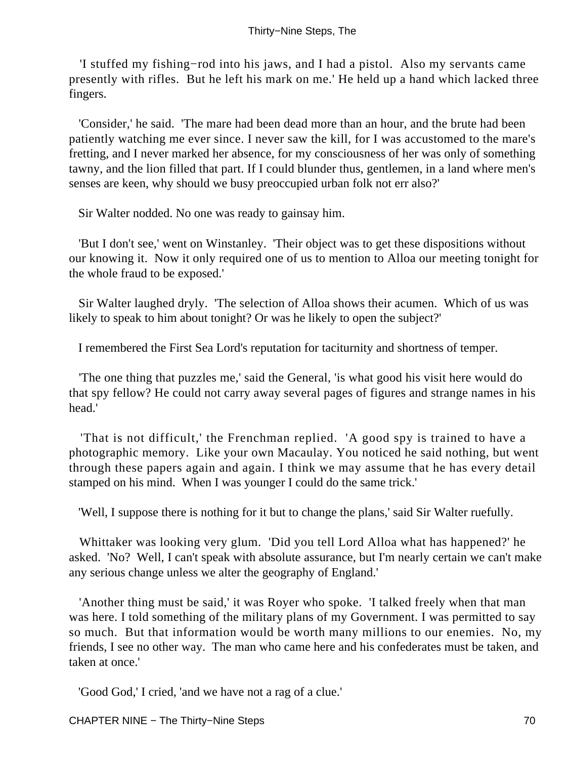'I stuffed my fishing−rod into his jaws, and I had a pistol. Also my servants came presently with rifles. But he left his mark on me.' He held up a hand which lacked three fingers.

'Consider,' he said. 'The mare had been dead more than an hour, and the brute had been patiently watching me ever since. I never saw the kill, for I was accustomed to the mare's fretting, and I never marked her absence, for my consciousness of her was only of something tawny, and the lion filled that part. If I could blunder thus, gentlemen, in a land where men's senses are keen, why should we busy preoccupied urban folk not err also?'

Sir Walter nodded. No one was ready to gainsay him.

'But I don't see,' went on Winstanley. 'Their object was to get these dispositions without our knowing it. Now it only required one of us to mention to Alloa our meeting tonight for the whole fraud to be exposed.'

Sir Walter laughed dryly. 'The selection of Alloa shows their acumen. Which of us was likely to speak to him about tonight? Or was he likely to open the subject?'

I remembered the First Sea Lord's reputation for taciturnity and shortness of temper.

'The one thing that puzzles me,' said the General, 'is what good his visit here would do that spy fellow? He could not carry away several pages of figures and strange names in his head.'

'That is not difficult,' the Frenchman replied. 'A good spy is trained to have a photographic memory. Like your own Macaulay. You noticed he said nothing, but went through these papers again and again. I think we may assume that he has every detail stamped on his mind. When I was younger I could do the same trick.'

'Well, I suppose there is nothing for it but to change the plans,' said Sir Walter ruefully.

Whittaker was looking very glum. 'Did you tell Lord Alloa what has happened?' he asked. 'No? Well, I can't speak with absolute assurance, but I'm nearly certain we can't make any serious change unless we alter the geography of England.'

'Another thing must be said,' it was Royer who spoke. 'I talked freely when that man was here. I told something of the military plans of my Government. I was permitted to say so much. But that information would be worth many millions to our enemies. No, my friends, I see no other way. The man who came here and his confederates must be taken, and taken at once.'

'Good God,' I cried, 'and we have not a rag of a clue.'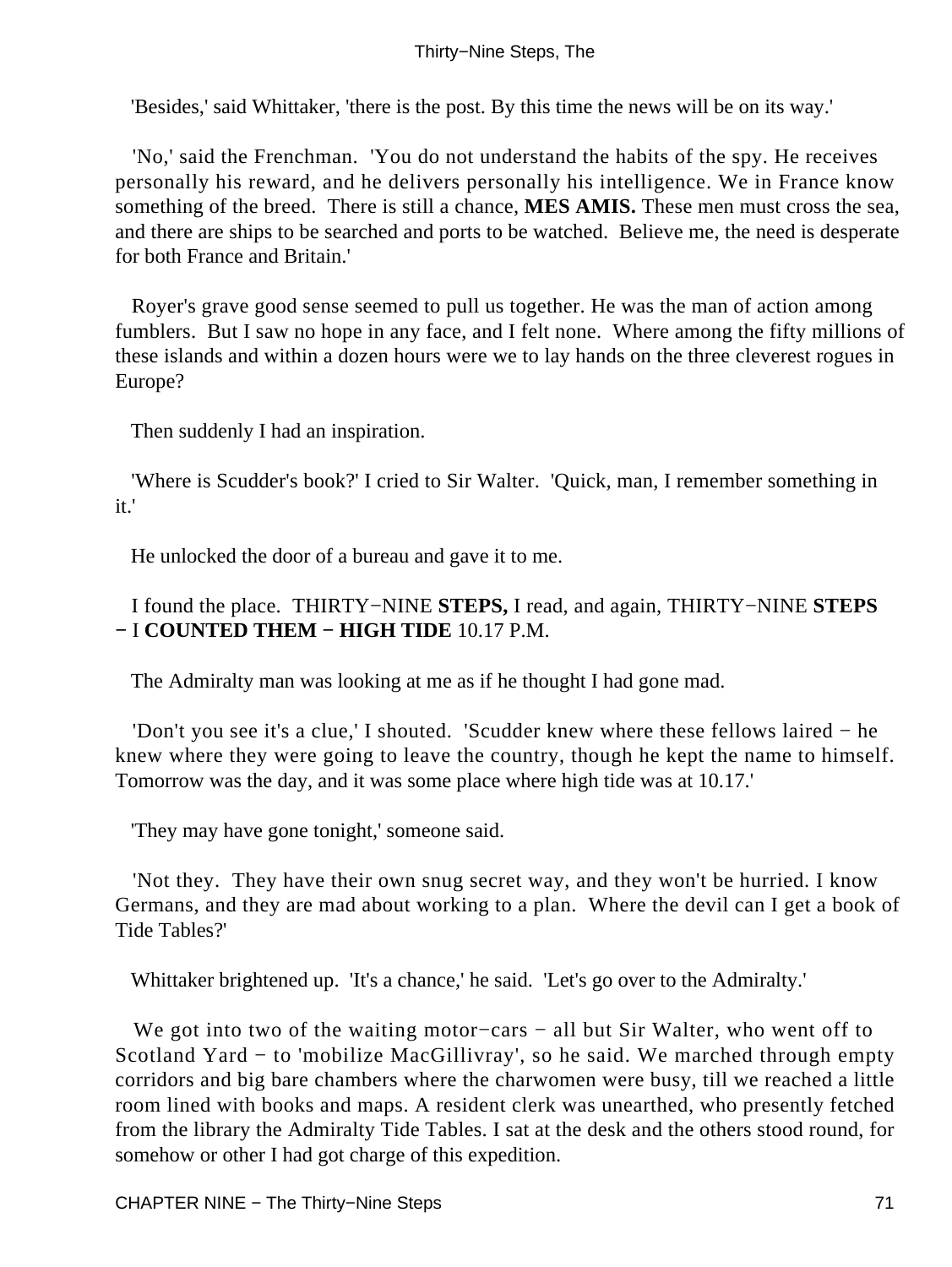'Besides,' said Whittaker, 'there is the post. By this time the news will be on its way.'

'No,' said the Frenchman. 'You do not understand the habits of the spy. He receives personally his reward, and he delivers personally his intelligence. We in France know something of the breed. There is still a chance, **MES AMIS.** These men must cross the sea, and there are ships to be searched and ports to be watched. Believe me, the need is desperate for both France and Britain.'

Royer's grave good sense seemed to pull us together. He was the man of action among fumblers. But I saw no hope in any face, and I felt none. Where among the fifty millions of these islands and within a dozen hours were we to lay hands on the three cleverest rogues in Europe?

Then suddenly I had an inspiration.

'Where is Scudder's book?' I cried to Sir Walter. 'Quick, man, I remember something in it.'

He unlocked the door of a bureau and gave it to me.

I found the place. THIRTY−NINE **STEPS,** I read, and again, THIRTY−NINE **STEPS** − I **COUNTED THEM** − **HIGH TIDE** 10.17 P.M.

The Admiralty man was looking at me as if he thought I had gone mad.

'Don't you see it's a clue,' I shouted. 'Scudder knew where these fellows laired − he knew where they were going to leave the country, though he kept the name to himself. Tomorrow was the day, and it was some place where high tide was at 10.17.'

'They may have gone tonight,' someone said.

'Not they. They have their own snug secret way, and they won't be hurried. I know Germans, and they are mad about working to a plan. Where the devil can I get a book of Tide Tables?'

Whittaker brightened up. 'It's a chance,' he said. 'Let's go over to the Admiralty.'

We got into two of the waiting motor−cars − all but Sir Walter, who went off to Scotland Yard − to 'mobilize MacGillivray', so he said. We marched through empty corridors and big bare chambers where the charwomen were busy, till we reached a little room lined with books and maps. A resident clerk was unearthed, who presently fetched from the library the Admiralty Tide Tables. I sat at the desk and the others stood round, for somehow or other I had got charge of this expedition.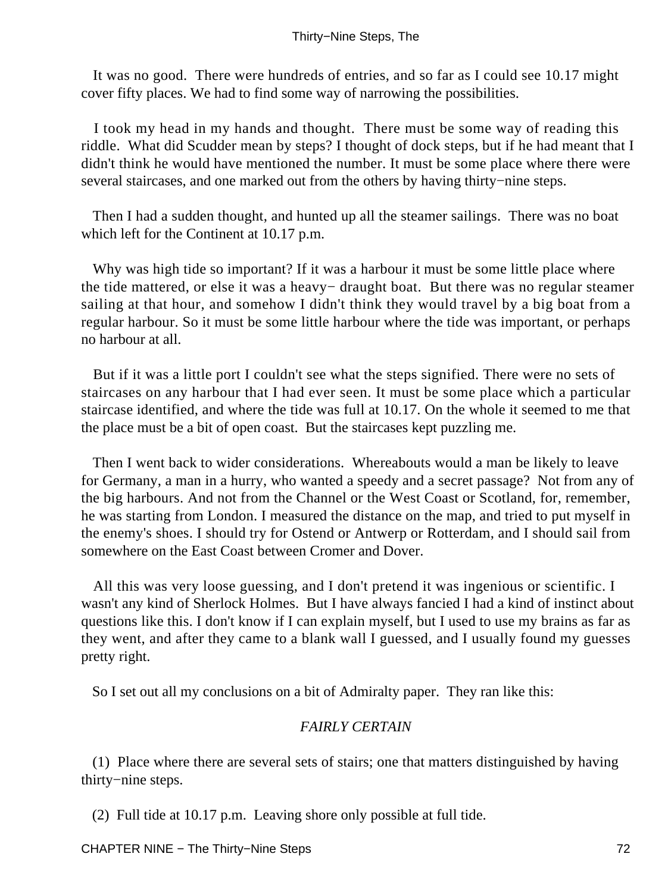It was no good. There were hundreds of entries, and so far as I could see 10.17 might cover fifty places. We had to find some way of narrowing the possibilities.

I took my head in my hands and thought. There must be some way of reading this riddle. What did Scudder mean by steps? I thought of dock steps, but if he had meant that I didn't think he would have mentioned the number. It must be some place where there were several staircases, and one marked out from the others by having thirty−nine steps.

Then I had a sudden thought, and hunted up all the steamer sailings. There was no boat which left for the Continent at 10.17 p.m.

Why was high tide so important? If it was a harbour it must be some little place where the tide mattered, or else it was a heavy− draught boat. But there was no regular steamer sailing at that hour, and somehow I didn't think they would travel by a big boat from a regular harbour. So it must be some little harbour where the tide was important, or perhaps no harbour at all.

But if it was a little port I couldn't see what the steps signified. There were no sets of staircases on any harbour that I had ever seen. It must be some place which a particular staircase identified, and where the tide was full at 10.17. On the whole it seemed to me that the place must be a bit of open coast. But the staircases kept puzzling me.

Then I went back to wider considerations. Whereabouts would a man be likely to leave for Germany, a man in a hurry, who wanted a speedy and a secret passage? Not from any of the big harbours. And not from the Channel or the West Coast or Scotland, for, remember, he was starting from London. I measured the distance on the map, and tried to put myself in the enemy's shoes. I should try for Ostend or Antwerp or Rotterdam, and I should sail from somewhere on the East Coast between Cromer and Dover.

All this was very loose guessing, and I don't pretend it was ingenious or scientific. I wasn't any kind of Sherlock Holmes. But I have always fancied I had a kind of instinct about questions like this. I don't know if I can explain myself, but I used to use my brains as far as they went, and after they came to a blank wall I guessed, and I usually found my guesses pretty right.

So I set out all my conclusions on a bit of Admiralty paper. They ran like this:

*FAIRLY CERTAIN*

(1) Place where there are several sets of stairs; one that matters distinguished by having thirty−nine steps.

(2) Full tide at 10.17 p.m. Leaving shore only possible at full tide.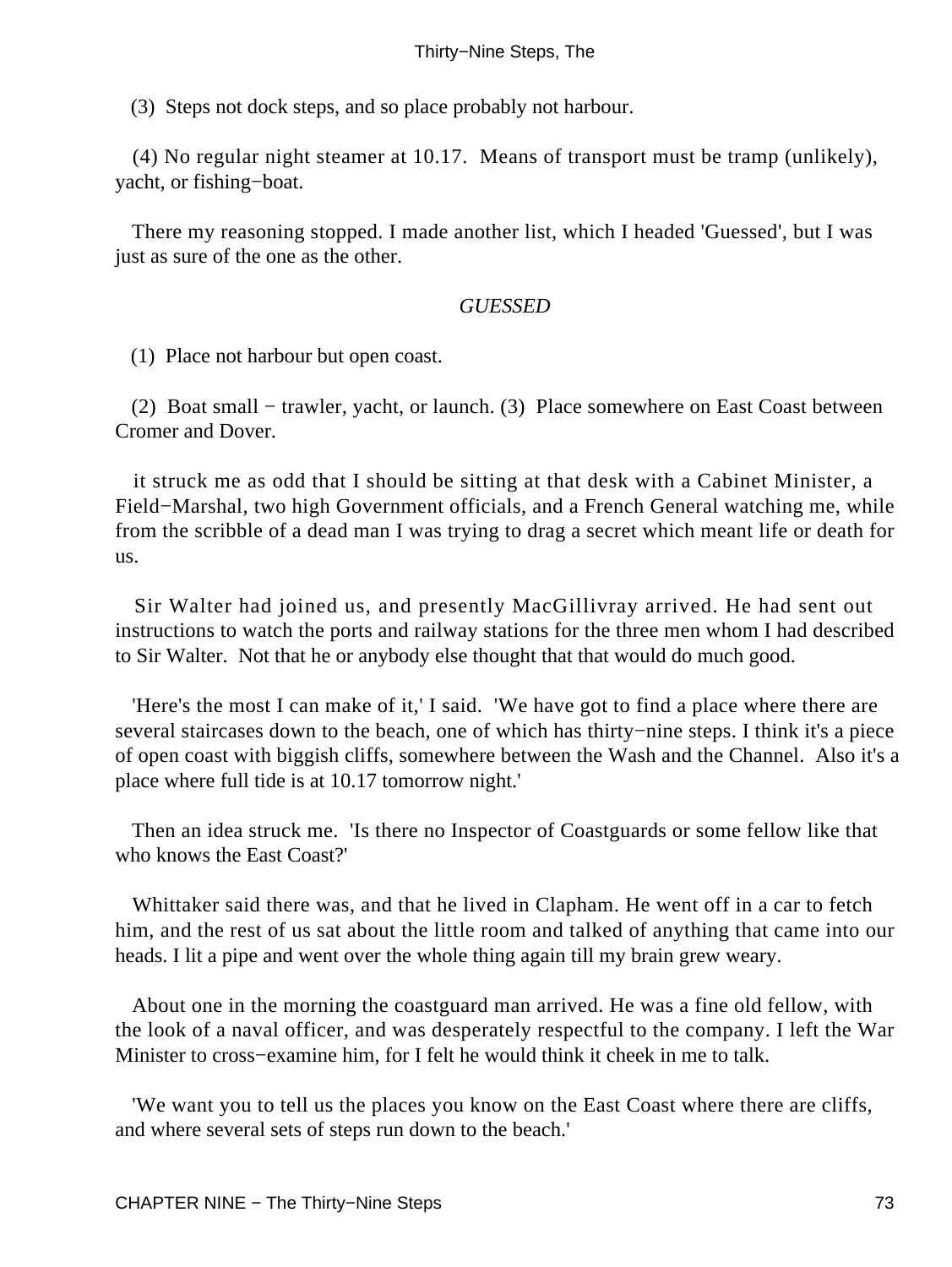(3)  Steps not dock steps, and so place probably not harbour.

(4) No regular night steamer at 10.17.  Means of transport must be tramp (unlikely), yacht, or fishing−boat.

There my reasoning stopped. I made another list, which I headed 'Guessed', but I was just as sure of the one as the other.

*GUESSED*

(1)  Place not harbour but open coast.

(2)  Boat small − trawler, yacht, or launch. (3)  Place somewhere on East Coast between Cromer and Dover.

it struck me as odd that I should be sitting at that desk with a Cabinet Minister, a Field−Marshal, two high Government officials, and a French General watching me, while from the scribble of a dead man I was trying to drag a secret which meant life or death for us.

Sir Walter had joined us, and presently MacGillivray arrived. He had sent out instructions to watch the ports and railway stations for the three men whom I had described to Sir Walter.  Not that he or anybody else thought that that would do much good.

'Here's the most I can make of it,' I said.  'We have got to find a place where there are several staircases down to the beach, one of which has thirty−nine steps. I think it's a piece of open coast with biggish cliffs, somewhere between the Wash and the Channel.  Also it's a place where full tide is at 10.17 tomorrow night.'

Then an idea struck me.  'Is there no Inspector of Coastguards or some fellow like that who knows the East Coast?'

Whittaker said there was, and that he lived in Clapham. He went off in a car to fetch him, and the rest of us sat about the little room and talked of anything that came into our heads. I lit a pipe and went over the whole thing again till my brain grew weary.

About one in the morning the coastguard man arrived. He was a fine old fellow, with the look of a naval officer, and was desperately respectful to the company. I left the War Minister to cross−examine him, for I felt he would think it cheek in me to talk.

'We want you to tell us the places you know on the East Coast where there are cliffs, and where several sets of steps run down to the beach.'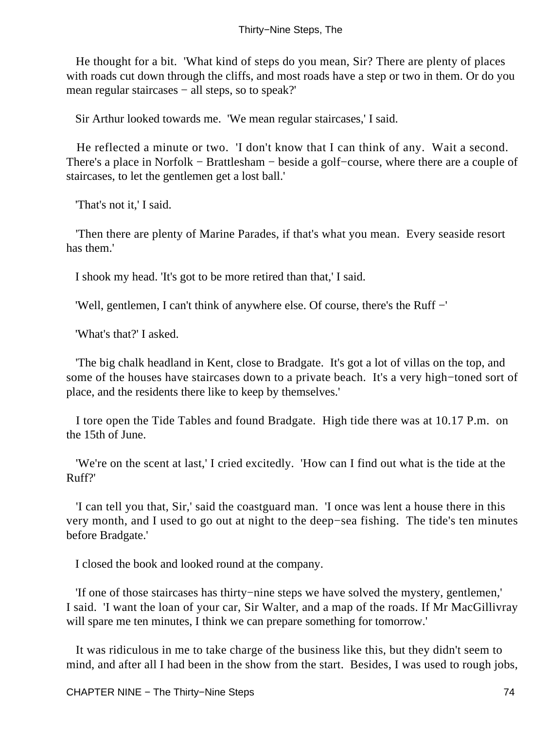He thought for a bit. 'What kind of steps do you mean, Sir? There are plenty of places with roads cut down through the cliffs, and most roads have a step or two in them. Or do you mean regular staircases − all steps, so to speak?'

Sir Arthur looked towards me. 'We mean regular staircases,' I said.

He reflected a minute or two. 'I don't know that I can think of any. Wait a second. There's a place in Norfolk − Brattlesham − beside a golf−course, where there are a couple of staircases, to let the gentlemen get a lost ball.'

'That's not it,' I said.

'Then there are plenty of Marine Parades, if that's what you mean. Every seaside resort has them.'

I shook my head. 'It's got to be more retired than that,' I said.

'Well, gentlemen, I can't think of anywhere else. Of course, there's the Ruff −'

'What's that?' I asked.

'The big chalk headland in Kent, close to Bradgate. It's got a lot of villas on the top, and some of the houses have staircases down to a private beach. It's a very high−toned sort of place, and the residents there like to keep by themselves.'

I tore open the Tide Tables and found Bradgate. High tide there was at 10.17 P.m. on the 15th of June.

'We're on the scent at last,' I cried excitedly. 'How can I find out what is the tide at the Ruff?'

'I can tell you that, Sir,' said the coastguard man. 'I once was lent a house there in this very month, and I used to go out at night to the deep−sea fishing. The tide's ten minutes before Bradgate.'

I closed the book and looked round at the company.

'If one of those staircases has thirty−nine steps we have solved the mystery, gentlemen,' I said. 'I want the loan of your car, Sir Walter, and a map of the roads. If Mr MacGillivray will spare me ten minutes, I think we can prepare something for tomorrow.'

It was ridiculous in me to take charge of the business like this, but they didn't seem to mind, and after all I had been in the show from the start. Besides, I was used to rough jobs,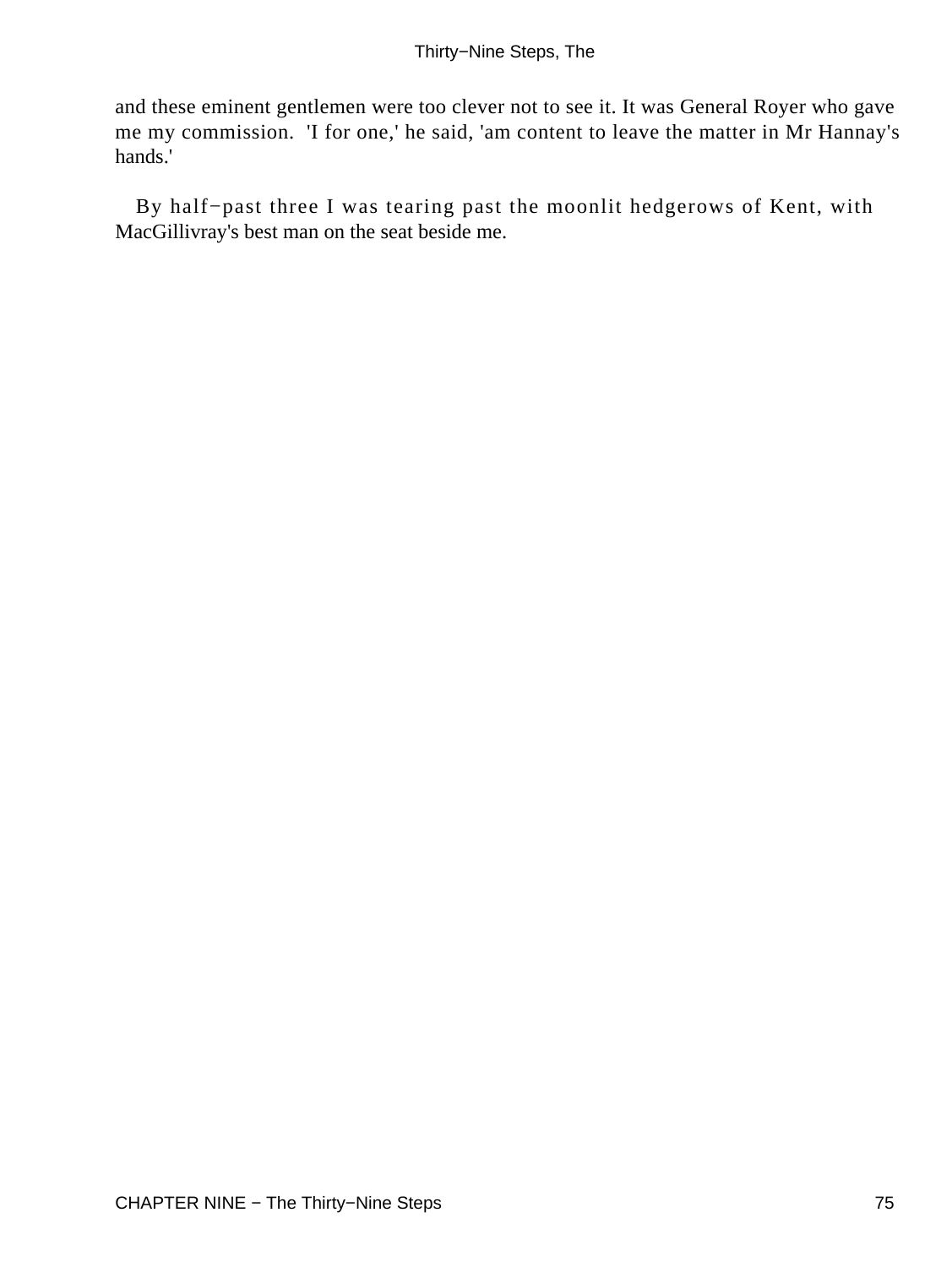and these eminent gentlemen were too clever not to see it. It was General Royer who gave me my commission. 'I for one,' he said, 'am content to leave the matter in Mr Hannay's hands.'

By half−past three I was tearing past the moonlit hedgerows of Kent, with MacGillivray's best man on the seat beside me.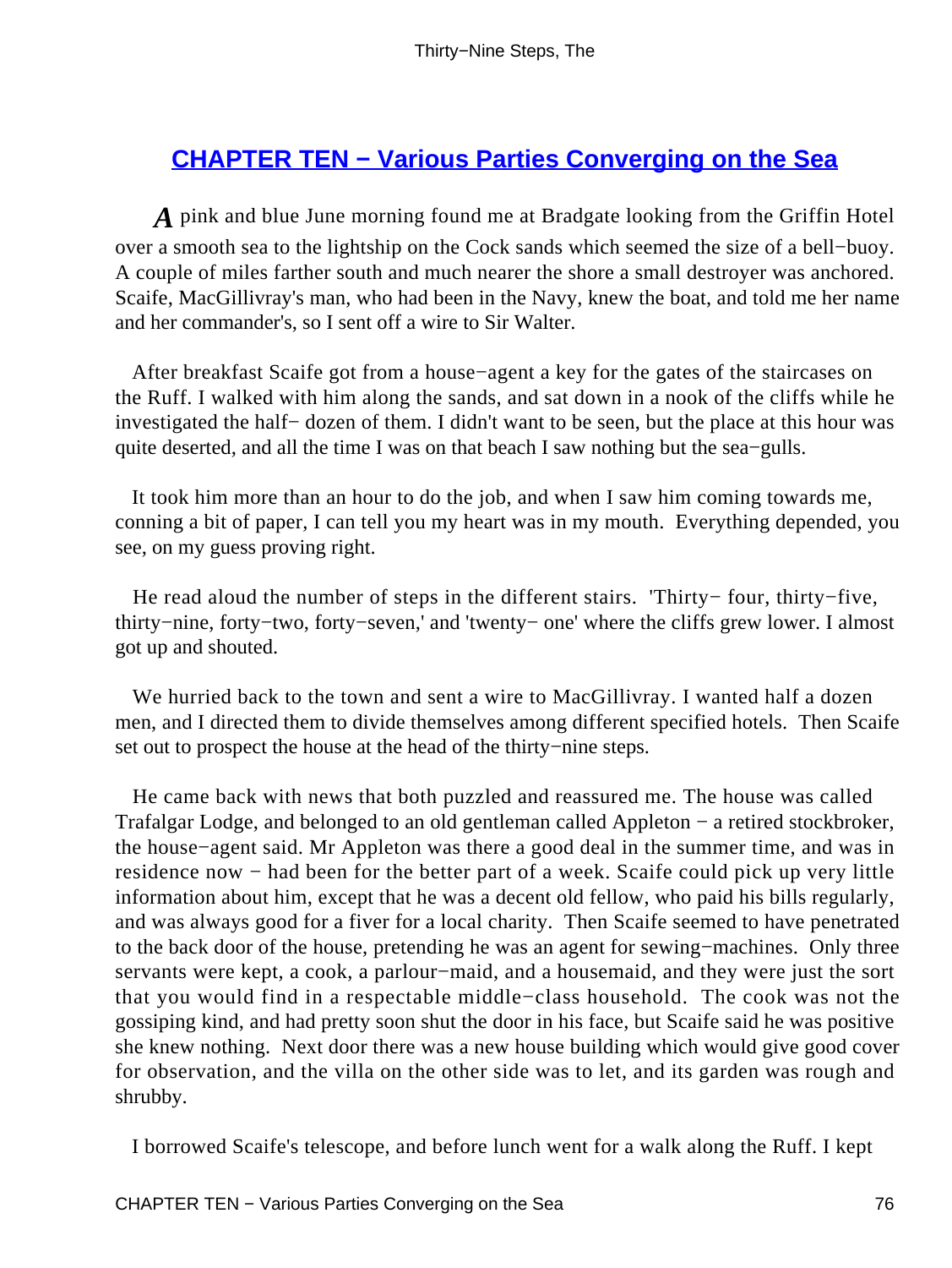## CHAPTER TEN − Various Parties Converging on the Sea

A pink and blue June morning found me at Bradgate looking from the Griffin Hotel over a smooth sea to the lightship on the Cock sands which seemed the size of a bell−buoy. A couple of miles farther south and much nearer the shore a small destroyer was anchored. Scaife, MacGillivray's man, who had been in the Navy, knew the boat, and told me her name and her commander's, so I sent off a wire to Sir Walter.

After breakfast Scaife got from a house−agent a key for the gates of the staircases on the Ruff. I walked with him along the sands, and sat down in a nook of the cliffs while he investigated the half− dozen of them. I didn't want to be seen, but the place at this hour was quite deserted, and all the time I was on that beach I saw nothing but the sea−gulls.

It took him more than an hour to do the job, and when I saw him coming towards me, conning a bit of paper, I can tell you my heart was in my mouth. Everything depended, you see, on my guess proving right.

He read aloud the number of steps in the different stairs. 'Thirty− four, thirty−five, thirty−nine, forty−two, forty−seven,' and 'twenty− one' where the cliffs grew lower. I almost got up and shouted.

We hurried back to the town and sent a wire to MacGillivray. I wanted half a dozen men, and I directed them to divide themselves among different specified hotels. Then Scaife set out to prospect the house at the head of the thirty−nine steps.

He came back with news that both puzzled and reassured me. The house was called Trafalgar Lodge, and belonged to an old gentleman called Appleton − a retired stockbroker, the house−agent said. Mr Appleton was there a good deal in the summer time, and was in residence now − had been for the better part of a week. Scaife could pick up very little information about him, except that he was a decent old fellow, who paid his bills regularly, and was always good for a fiver for a local charity. Then Scaife seemed to have penetrated to the back door of the house, pretending he was an agent for sewing−machines. Only three servants were kept, a cook, a parlour−maid, and a housemaid, and they were just the sort that you would find in a respectable middle−class household. The cook was not the gossiping kind, and had pretty soon shut the door in his face, but Scaife said he was positive she knew nothing. Next door there was a new house building which would give good cover for observation, and the villa on the other side was to let, and its garden was rough and shrubby.

I borrowed Scaife's telescope, and before lunch went for a walk along the Ruff. I kept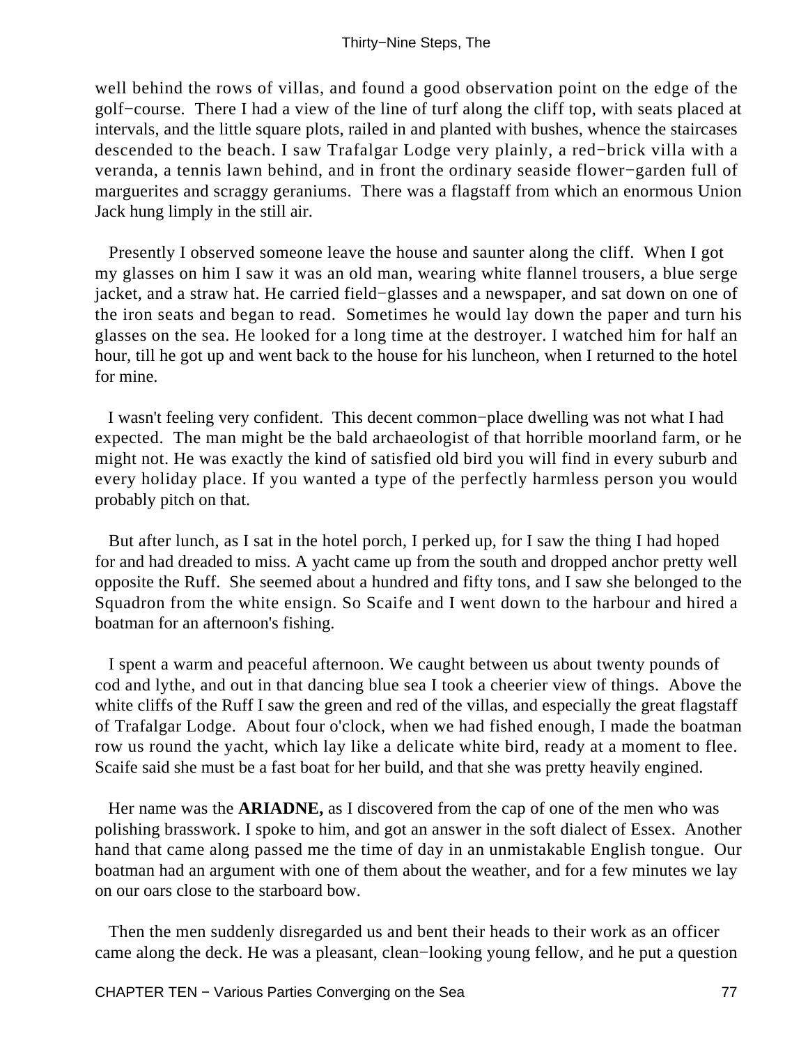well behind the rows of villas, and found a good observation point on the edge of the golf−course. There I had a view of the line of turf along the cliff top, with seats placed at intervals, and the little square plots, railed in and planted with bushes, whence the staircases descended to the beach. I saw Trafalgar Lodge very plainly, a red−brick villa with a veranda, a tennis lawn behind, and in front the ordinary seaside flower−garden full of marguerites and scraggy geraniums. There was a flagstaff from which an enormous Union Jack hung limply in the still air.

Presently I observed someone leave the house and saunter along the cliff. When I got my glasses on him I saw it was an old man, wearing white flannel trousers, a blue serge jacket, and a straw hat. He carried field−glasses and a newspaper, and sat down on one of the iron seats and began to read. Sometimes he would lay down the paper and turn his glasses on the sea. He looked for a long time at the destroyer. I watched him for half an hour, till he got up and went back to the house for his luncheon, when I returned to the hotel for mine.

I wasn't feeling very confident. This decent common−place dwelling was not what I had expected. The man might be the bald archaeologist of that horrible moorland farm, or he might not. He was exactly the kind of satisfied old bird you will find in every suburb and every holiday place. If you wanted a type of the perfectly harmless person you would probably pitch on that.

But after lunch, as I sat in the hotel porch, I perked up, for I saw the thing I had hoped for and had dreaded to miss. A yacht came up from the south and dropped anchor pretty well opposite the Ruff. She seemed about a hundred and fifty tons, and I saw she belonged to the Squadron from the white ensign. So Scaife and I went down to the harbour and hired a boatman for an afternoon's fishing.

I spent a warm and peaceful afternoon. We caught between us about twenty pounds of cod and lythe, and out in that dancing blue sea I took a cheerier view of things. Above the white cliffs of the Ruff I saw the green and red of the villas, and especially the great flagstaff of Trafalgar Lodge. About four o'clock, when we had fished enough, I made the boatman row us round the yacht, which lay like a delicate white bird, ready at a moment to flee. Scaife said she must be a fast boat for her build, and that she was pretty heavily engined.

Her name was the **ARIADNE,** as I discovered from the cap of one of the men who was polishing brasswork. I spoke to him, and got an answer in the soft dialect of Essex. Another hand that came along passed me the time of day in an unmistakable English tongue. Our boatman had an argument with one of them about the weather, and for a few minutes we lay on our oars close to the starboard bow.

Then the men suddenly disregarded us and bent their heads to their work as an officer came along the deck. He was a pleasant, clean−looking young fellow, and he put a question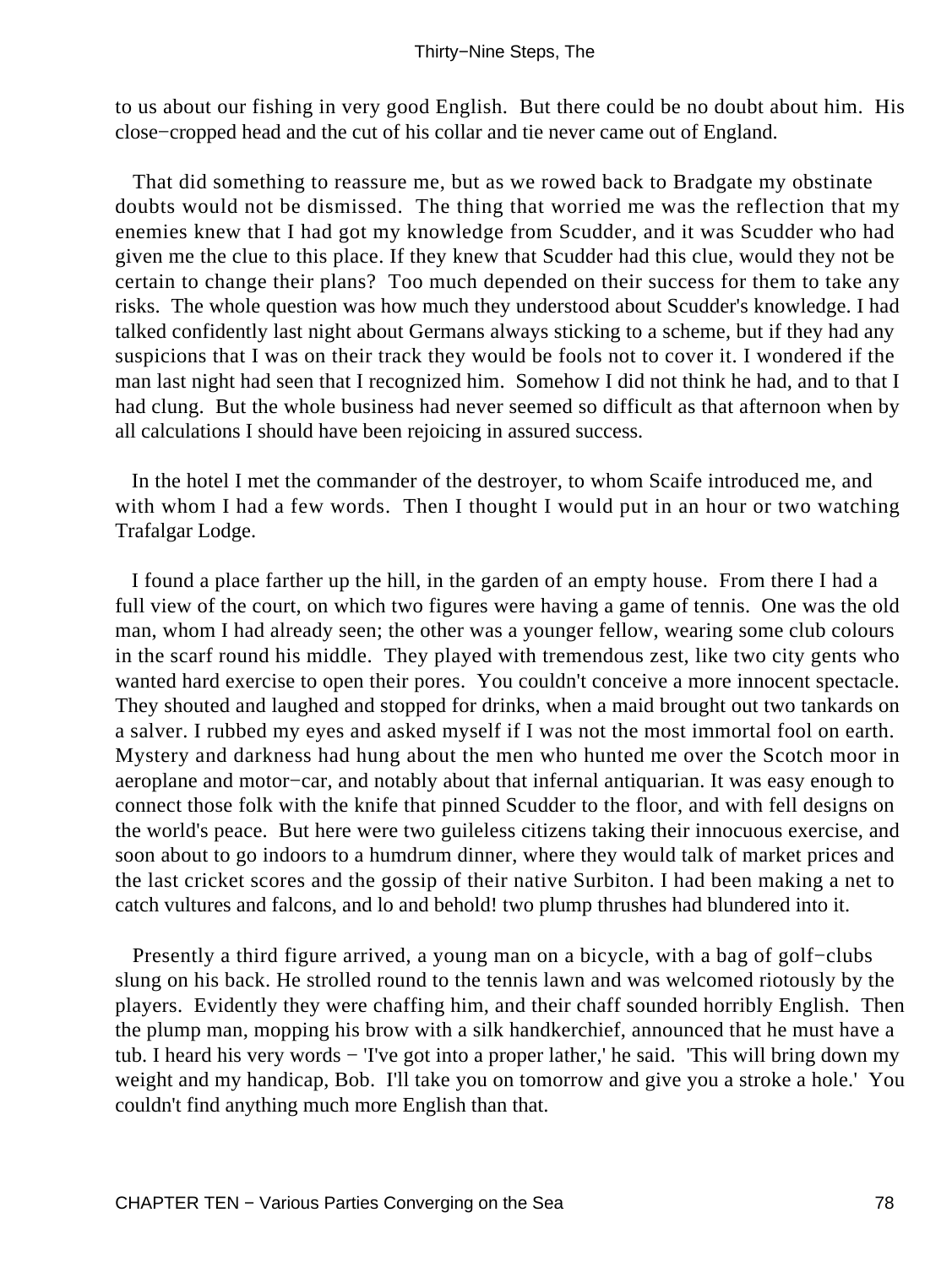to us about our fishing in very good English. But there could be no doubt about him. His close−cropped head and the cut of his collar and tie never came out of England.

That did something to reassure me, but as we rowed back to Bradgate my obstinate doubts would not be dismissed. The thing that worried me was the reflection that my enemies knew that I had got my knowledge from Scudder, and it was Scudder who had given me the clue to this place. If they knew that Scudder had this clue, would they not be certain to change their plans? Too much depended on their success for them to take any risks. The whole question was how much they understood about Scudder's knowledge. I had talked confidently last night about Germans always sticking to a scheme, but if they had any suspicions that I was on their track they would be fools not to cover it. I wondered if the man last night had seen that I recognized him. Somehow I did not think he had, and to that I had clung. But the whole business had never seemed so difficult as that afternoon when by all calculations I should have been rejoicing in assured success.

In the hotel I met the commander of the destroyer, to whom Scaife introduced me, and with whom I had a few words. Then I thought I would put in an hour or two watching Trafalgar Lodge.

I found a place farther up the hill, in the garden of an empty house. From there I had a full view of the court, on which two figures were having a game of tennis. One was the old man, whom I had already seen; the other was a younger fellow, wearing some club colours in the scarf round his middle. They played with tremendous zest, like two city gents who wanted hard exercise to open their pores. You couldn't conceive a more innocent spectacle. They shouted and laughed and stopped for drinks, when a maid brought out two tankards on a salver. I rubbed my eyes and asked myself if I was not the most immortal fool on earth. Mystery and darkness had hung about the men who hunted me over the Scotch moor in aeroplane and motor−car, and notably about that infernal antiquarian. It was easy enough to connect those folk with the knife that pinned Scudder to the floor, and with fell designs on the world's peace. But here were two guileless citizens taking their innocuous exercise, and soon about to go indoors to a humdrum dinner, where they would talk of market prices and the last cricket scores and the gossip of their native Surbiton. I had been making a net to catch vultures and falcons, and lo and behold! two plump thrushes had blundered into it.

Presently a third figure arrived, a young man on a bicycle, with a bag of golf−clubs slung on his back. He strolled round to the tennis lawn and was welcomed riotously by the players. Evidently they were chaffing him, and their chaff sounded horribly English. Then the plump man, mopping his brow with a silk handkerchief, announced that he must have a tub. I heard his very words − 'I've got into a proper lather,' he said. 'This will bring down my weight and my handicap, Bob. I'll take you on tomorrow and give you a stroke a hole.' You couldn't find anything much more English than that.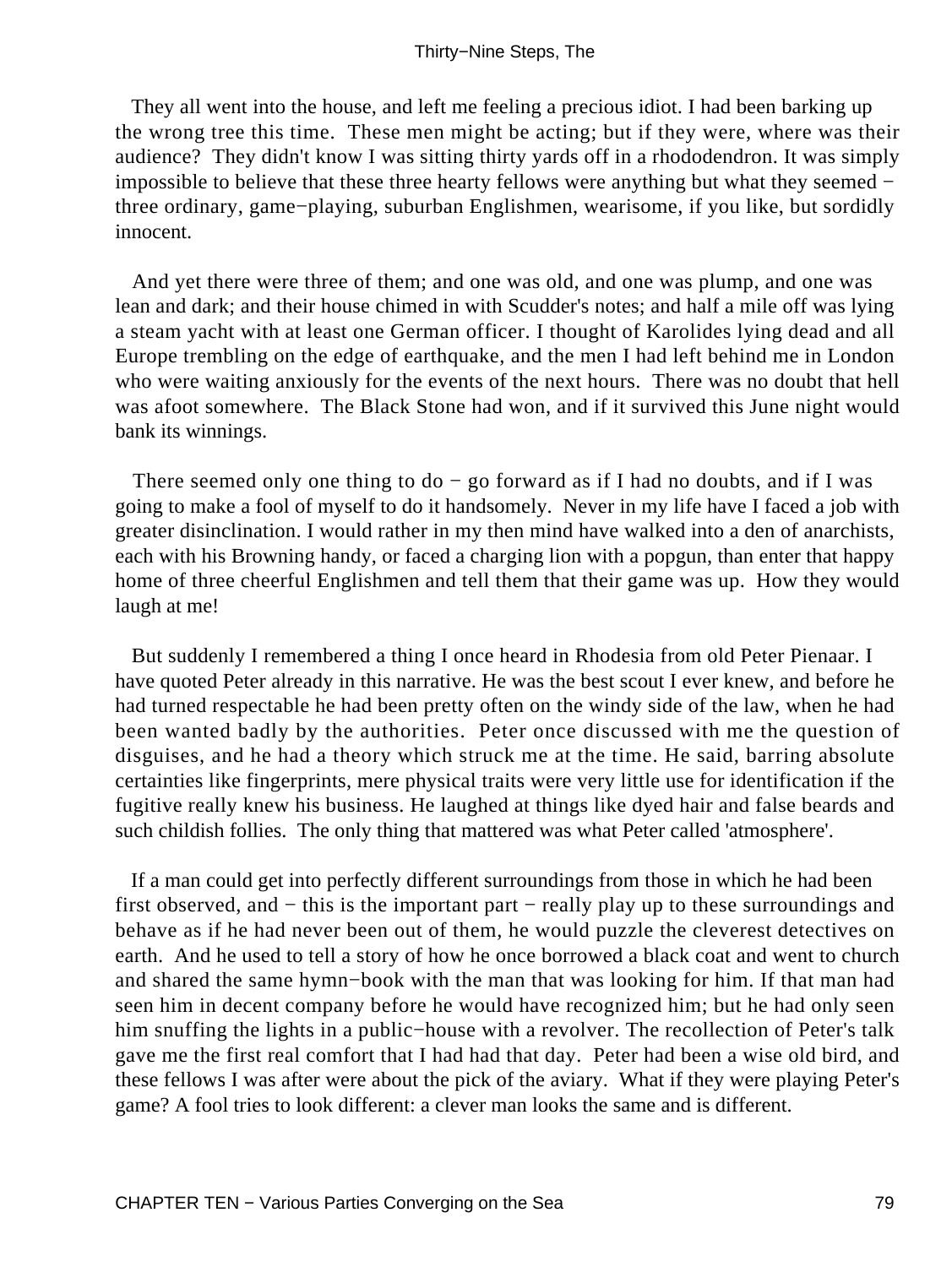They all went into the house, and left me feeling a precious idiot. I had been barking up the wrong tree this time. These men might be acting; but if they were, where was their audience? They didn't know I was sitting thirty yards off in a rhododendron. It was simply impossible to believe that these three hearty fellows were anything but what they seemed − three ordinary, game−playing, suburban Englishmen, wearisome, if you like, but sordidly innocent.

And yet there were three of them; and one was old, and one was plump, and one was lean and dark; and their house chimed in with Scudder's notes; and half a mile off was lying a steam yacht with at least one German officer. I thought of Karolides lying dead and all Europe trembling on the edge of earthquake, and the men I had left behind me in London who were waiting anxiously for the events of the next hours. There was no doubt that hell was afoot somewhere. The Black Stone had won, and if it survived this June night would bank its winnings.

There seemed only one thing to do − go forward as if I had no doubts, and if I was going to make a fool of myself to do it handsomely. Never in my life have I faced a job with greater disinclination. I would rather in my then mind have walked into a den of anarchists, each with his Browning handy, or faced a charging lion with a popgun, than enter that happy home of three cheerful Englishmen and tell them that their game was up. How they would laugh at me!

But suddenly I remembered a thing I once heard in Rhodesia from old Peter Pienaar. I have quoted Peter already in this narrative. He was the best scout I ever knew, and before he had turned respectable he had been pretty often on the windy side of the law, when he had been wanted badly by the authorities. Peter once discussed with me the question of disguises, and he had a theory which struck me at the time. He said, barring absolute certainties like fingerprints, mere physical traits were very little use for identification if the fugitive really knew his business. He laughed at things like dyed hair and false beards and such childish follies. The only thing that mattered was what Peter called 'atmosphere'.

If a man could get into perfectly different surroundings from those in which he had been first observed, and − this is the important part − really play up to these surroundings and behave as if he had never been out of them, he would puzzle the cleverest detectives on earth. And he used to tell a story of how he once borrowed a black coat and went to church and shared the same hymn−book with the man that was looking for him. If that man had seen him in decent company before he would have recognized him; but he had only seen him snuffing the lights in a public−house with a revolver. The recollection of Peter's talk gave me the first real comfort that I had had that day. Peter had been a wise old bird, and these fellows I was after were about the pick of the aviary. What if they were playing Peter's game? A fool tries to look different: a clever man looks the same and is different.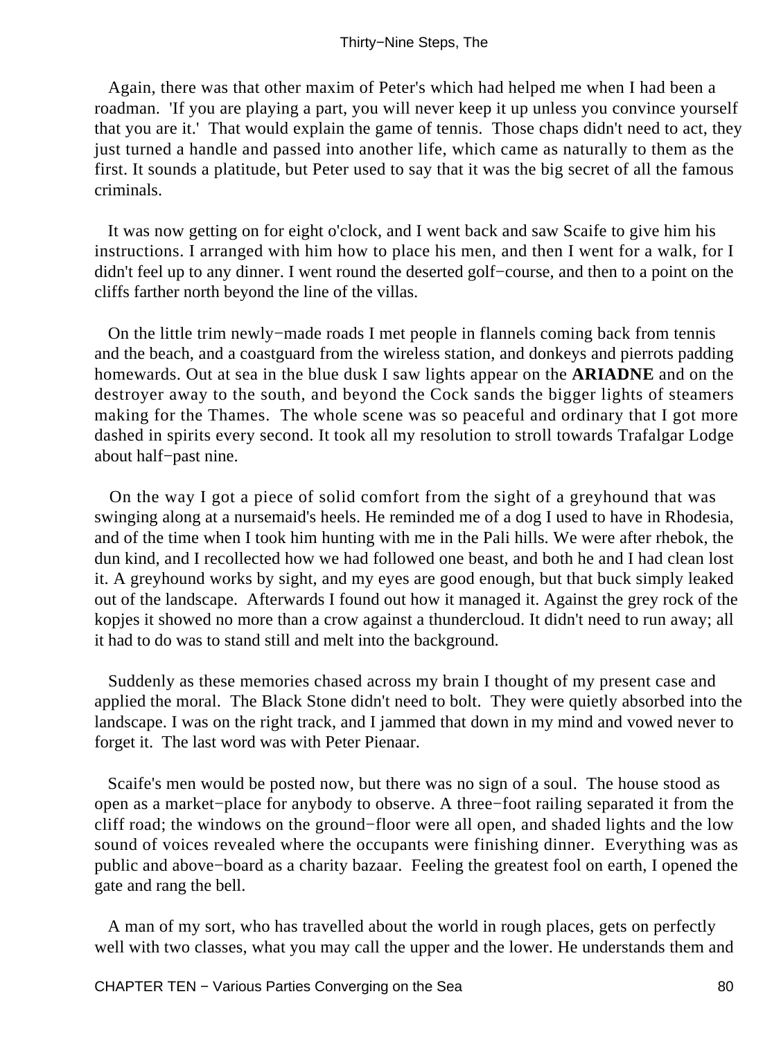Again, there was that other maxim of Peter's which had helped me when I had been a roadman. 'If you are playing a part, you will never keep it up unless you convince yourself that you are it.' That would explain the game of tennis. Those chaps didn't need to act, they just turned a handle and passed into another life, which came as naturally to them as the first. It sounds a platitude, but Peter used to say that it was the big secret of all the famous criminals.

It was now getting on for eight o'clock, and I went back and saw Scaife to give him his instructions. I arranged with him how to place his men, and then I went for a walk, for I didn't feel up to any dinner. I went round the deserted golf−course, and then to a point on the cliffs farther north beyond the line of the villas.

On the little trim newly−made roads I met people in flannels coming back from tennis and the beach, and a coastguard from the wireless station, and donkeys and pierrots padding homewards. Out at sea in the blue dusk I saw lights appear on the **ARIADNE** and on the destroyer away to the south, and beyond the Cock sands the bigger lights of steamers making for the Thames. The whole scene was so peaceful and ordinary that I got more dashed in spirits every second. It took all my resolution to stroll towards Trafalgar Lodge about half−past nine.

On the way I got a piece of solid comfort from the sight of a greyhound that was swinging along at a nursemaid's heels. He reminded me of a dog I used to have in Rhodesia, and of the time when I took him hunting with me in the Pali hills. We were after rhebok, the dun kind, and I recollected how we had followed one beast, and both he and I had clean lost it. A greyhound works by sight, and my eyes are good enough, but that buck simply leaked out of the landscape. Afterwards I found out how it managed it. Against the grey rock of the kopjes it showed no more than a crow against a thundercloud. It didn't need to run away; all it had to do was to stand still and melt into the background.

Suddenly as these memories chased across my brain I thought of my present case and applied the moral. The Black Stone didn't need to bolt. They were quietly absorbed into the landscape. I was on the right track, and I jammed that down in my mind and vowed never to forget it. The last word was with Peter Pienaar.

Scaife's men would be posted now, but there was no sign of a soul. The house stood as open as a market−place for anybody to observe. A three−foot railing separated it from the cliff road; the windows on the ground−floor were all open, and shaded lights and the low sound of voices revealed where the occupants were finishing dinner. Everything was as public and above−board as a charity bazaar. Feeling the greatest fool on earth, I opened the gate and rang the bell.

A man of my sort, who has travelled about the world in rough places, gets on perfectly well with two classes, what you may call the upper and the lower. He understands them and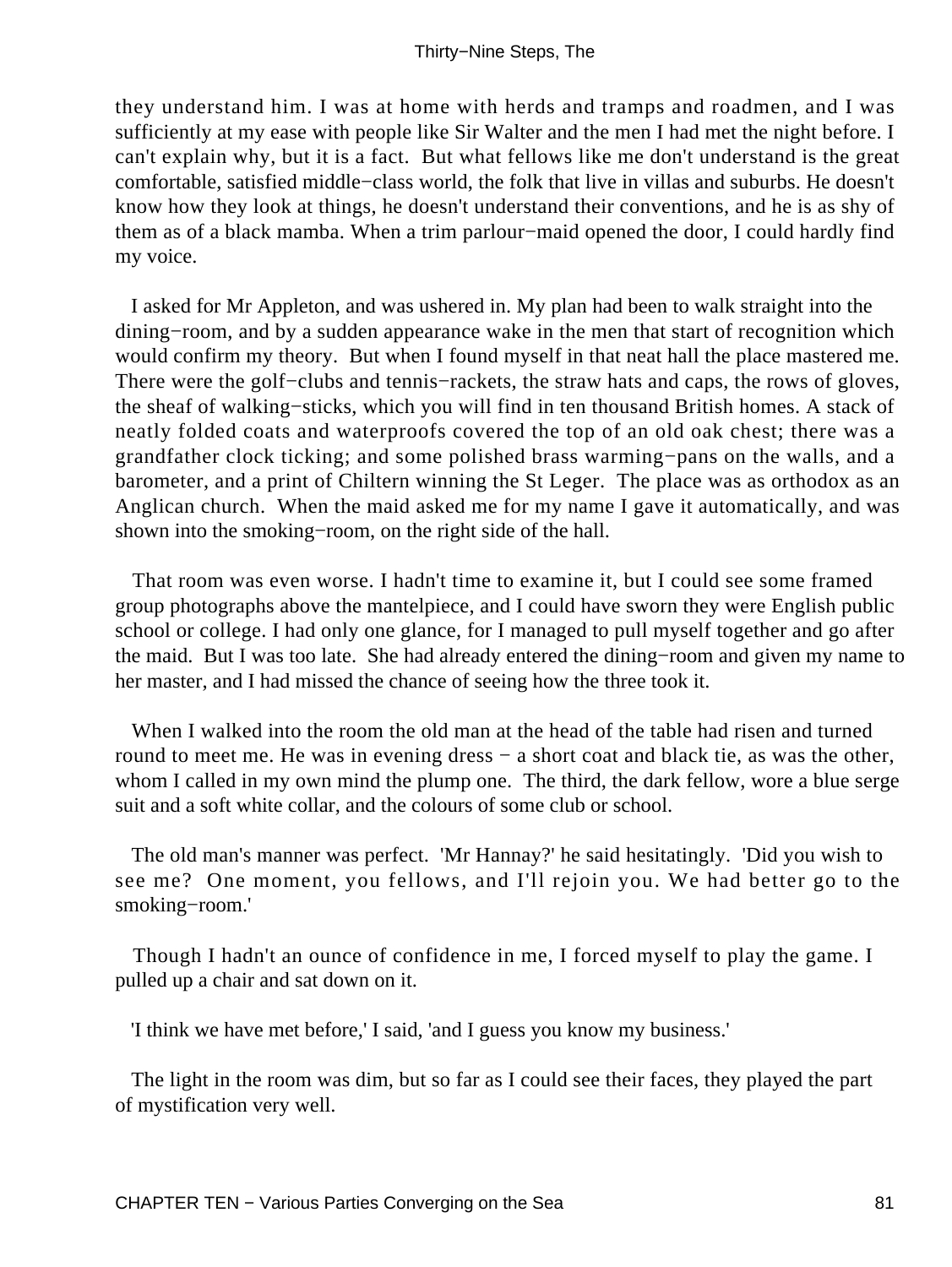they understand him. I was at home with herds and tramps and roadmen, and I was sufficiently at my ease with people like Sir Walter and the men I had met the night before. I can't explain why, but it is a fact. But what fellows like me don't understand is the great comfortable, satisfied middle−class world, the folk that live in villas and suburbs. He doesn't know how they look at things, he doesn't understand their conventions, and he is as shy of them as of a black mamba. When a trim parlour−maid opened the door, I could hardly find my voice.

I asked for Mr Appleton, and was ushered in. My plan had been to walk straight into the dining−room, and by a sudden appearance wake in the men that start of recognition which would confirm my theory. But when I found myself in that neat hall the place mastered me. There were the golf−clubs and tennis−rackets, the straw hats and caps, the rows of gloves, the sheaf of walking−sticks, which you will find in ten thousand British homes. A stack of neatly folded coats and waterproofs covered the top of an old oak chest; there was a grandfather clock ticking; and some polished brass warming−pans on the walls, and a barometer, and a print of Chiltern winning the St Leger. The place was as orthodox as an Anglican church. When the maid asked me for my name I gave it automatically, and was shown into the smoking−room, on the right side of the hall.

That room was even worse. I hadn't time to examine it, but I could see some framed group photographs above the mantelpiece, and I could have sworn they were English public school or college. I had only one glance, for I managed to pull myself together and go after the maid. But I was too late. She had already entered the dining−room and given my name to her master, and I had missed the chance of seeing how the three took it.

When I walked into the room the old man at the head of the table had risen and turned round to meet me. He was in evening dress − a short coat and black tie, as was the other, whom I called in my own mind the plump one. The third, the dark fellow, wore a blue serge suit and a soft white collar, and the colours of some club or school.

The old man's manner was perfect. 'Mr Hannay?' he said hesitatingly. 'Did you wish to see me? One moment, you fellows, and I'll rejoin you. We had better go to the smoking−room.'

Though I hadn't an ounce of confidence in me, I forced myself to play the game. I pulled up a chair and sat down on it.

'I think we have met before,' I said, 'and I guess you know my business.'

The light in the room was dim, but so far as I could see their faces, they played the part of mystification very well.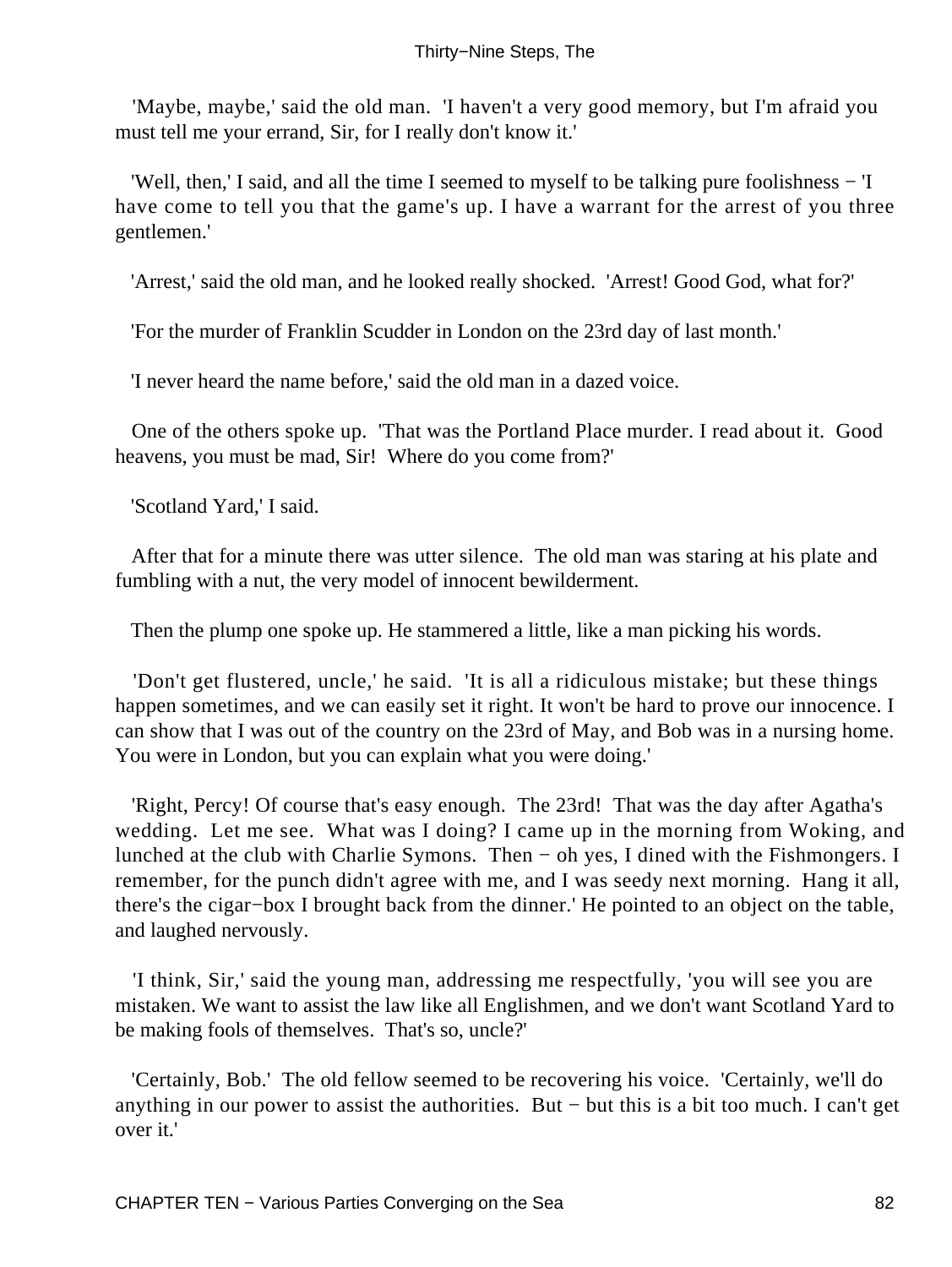'Maybe, maybe,' said the old man. 'I haven't a very good memory, but I'm afraid you must tell me your errand, Sir, for I really don't know it.'

'Well, then,' I said, and all the time I seemed to myself to be talking pure foolishness − 'I have come to tell you that the game's up. I have a warrant for the arrest of you three gentlemen.'

'Arrest,' said the old man, and he looked really shocked. 'Arrest! Good God, what for?'

'For the murder of Franklin Scudder in London on the 23rd day of last month.'

'I never heard the name before,' said the old man in a dazed voice.

One of the others spoke up. 'That was the Portland Place murder. I read about it. Good heavens, you must be mad, Sir! Where do you come from?'

'Scotland Yard,' I said.

After that for a minute there was utter silence. The old man was staring at his plate and fumbling with a nut, the very model of innocent bewilderment.

Then the plump one spoke up. He stammered a little, like a man picking his words.

'Don't get flustered, uncle,' he said. 'It is all a ridiculous mistake; but these things happen sometimes, and we can easily set it right. It won't be hard to prove our innocence. I can show that I was out of the country on the 23rd of May, and Bob was in a nursing home. You were in London, but you can explain what you were doing.'

'Right, Percy! Of course that's easy enough. The 23rd! That was the day after Agatha's wedding. Let me see. What was I doing? I came up in the morning from Woking, and lunched at the club with Charlie Symons. Then − oh yes, I dined with the Fishmongers. I remember, for the punch didn't agree with me, and I was seedy next morning. Hang it all, there's the cigar−box I brought back from the dinner.' He pointed to an object on the table, and laughed nervously.

'I think, Sir,' said the young man, addressing me respectfully, 'you will see you are mistaken. We want to assist the law like all Englishmen, and we don't want Scotland Yard to be making fools of themselves. That's so, uncle?'

'Certainly, Bob.' The old fellow seemed to be recovering his voice. 'Certainly, we'll do anything in our power to assist the authorities. But − but this is a bit too much. I can't get over it.'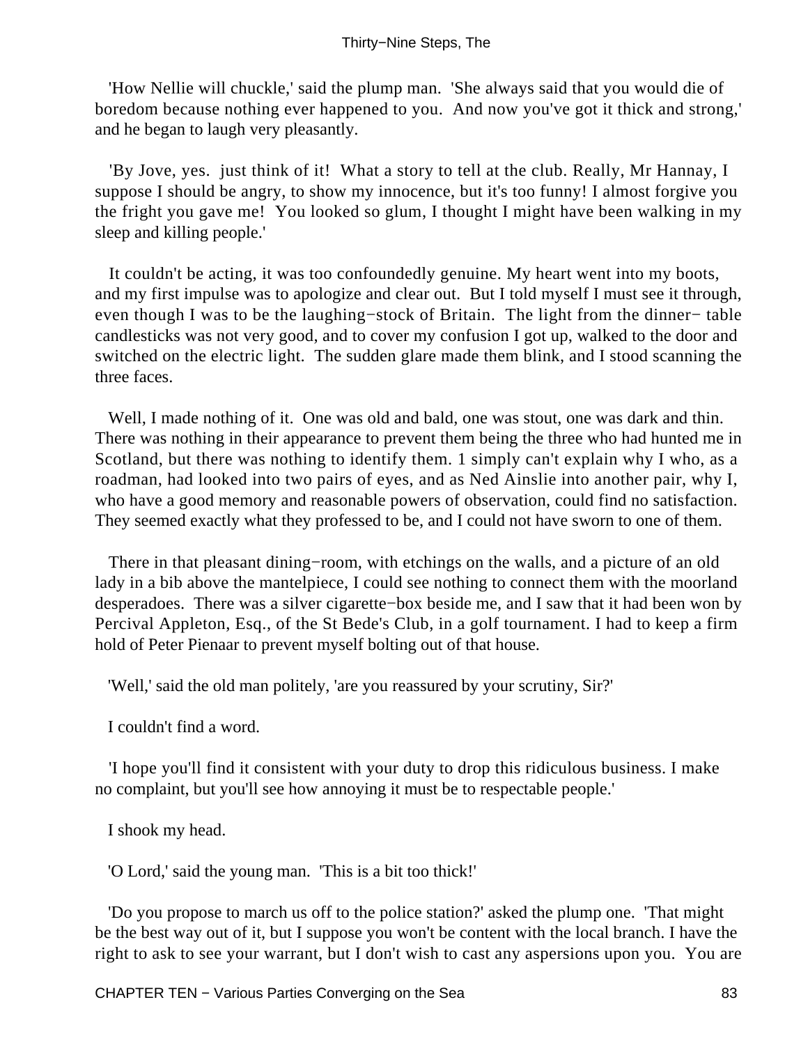'How Nellie will chuckle,' said the plump man. 'She always said that you would die of boredom because nothing ever happened to you. And now you've got it thick and strong,' and he began to laugh very pleasantly.

'By Jove, yes. just think of it! What a story to tell at the club. Really, Mr Hannay, I suppose I should be angry, to show my innocence, but it's too funny! I almost forgive you the fright you gave me! You looked so glum, I thought I might have been walking in my sleep and killing people.'

It couldn't be acting, it was too confoundedly genuine. My heart went into my boots, and my first impulse was to apologize and clear out. But I told myself I must see it through, even though I was to be the laughing−stock of Britain. The light from the dinner− table candlesticks was not very good, and to cover my confusion I got up, walked to the door and switched on the electric light. The sudden glare made them blink, and I stood scanning the three faces.

Well, I made nothing of it. One was old and bald, one was stout, one was dark and thin. There was nothing in their appearance to prevent them being the three who had hunted me in Scotland, but there was nothing to identify them. 1 simply can't explain why I who, as a roadman, had looked into two pairs of eyes, and as Ned Ainslie into another pair, why I, who have a good memory and reasonable powers of observation, could find no satisfaction. They seemed exactly what they professed to be, and I could not have sworn to one of them.

There in that pleasant dining−room, with etchings on the walls, and a picture of an old lady in a bib above the mantelpiece, I could see nothing to connect them with the moorland desperadoes. There was a silver cigarette−box beside me, and I saw that it had been won by Percival Appleton, Esq., of the St Bede's Club, in a golf tournament. I had to keep a firm hold of Peter Pienaar to prevent myself bolting out of that house.

'Well,' said the old man politely, 'are you reassured by your scrutiny, Sir?'

I couldn't find a word.

'I hope you'll find it consistent with your duty to drop this ridiculous business. I make no complaint, but you'll see how annoying it must be to respectable people.'

I shook my head.

'O Lord,' said the young man. 'This is a bit too thick!'

'Do you propose to march us off to the police station?' asked the plump one. 'That might be the best way out of it, but I suppose you won't be content with the local branch. I have the right to ask to see your warrant, but I don't wish to cast any aspersions upon you. You are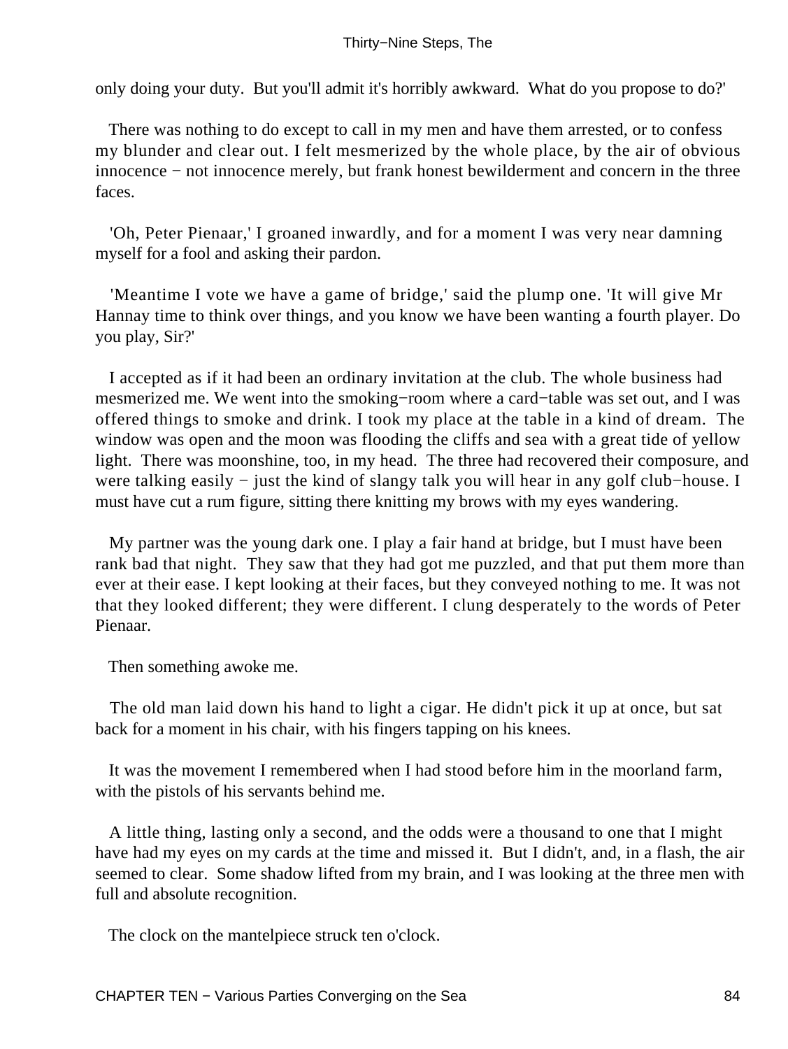only doing your duty. But you'll admit it's horribly awkward. What do you propose to do?'

There was nothing to do except to call in my men and have them arrested, or to confess my blunder and clear out. I felt mesmerized by the whole place, by the air of obvious innocence − not innocence merely, but frank honest bewilderment and concern in the three faces.

'Oh, Peter Pienaar,' I groaned inwardly, and for a moment I was very near damning myself for a fool and asking their pardon.

'Meantime I vote we have a game of bridge,' said the plump one. 'It will give Mr Hannay time to think over things, and you know we have been wanting a fourth player. Do you play, Sir?'

I accepted as if it had been an ordinary invitation at the club. The whole business had mesmerized me. We went into the smoking−room where a card−table was set out, and I was offered things to smoke and drink. I took my place at the table in a kind of dream. The window was open and the moon was flooding the cliffs and sea with a great tide of yellow light. There was moonshine, too, in my head. The three had recovered their composure, and were talking easily − just the kind of slangy talk you will hear in any golf club−house. I must have cut a rum figure, sitting there knitting my brows with my eyes wandering.

My partner was the young dark one. I play a fair hand at bridge, but I must have been rank bad that night. They saw that they had got me puzzled, and that put them more than ever at their ease. I kept looking at their faces, but they conveyed nothing to me. It was not that they looked different; they were different. I clung desperately to the words of Peter Pienaar.

Then something awoke me.

The old man laid down his hand to light a cigar. He didn't pick it up at once, but sat back for a moment in his chair, with his fingers tapping on his knees.

It was the movement I remembered when I had stood before him in the moorland farm, with the pistols of his servants behind me.

A little thing, lasting only a second, and the odds were a thousand to one that I might have had my eyes on my cards at the time and missed it. But I didn't, and, in a flash, the air seemed to clear. Some shadow lifted from my brain, and I was looking at the three men with full and absolute recognition.

The clock on the mantelpiece struck ten o'clock.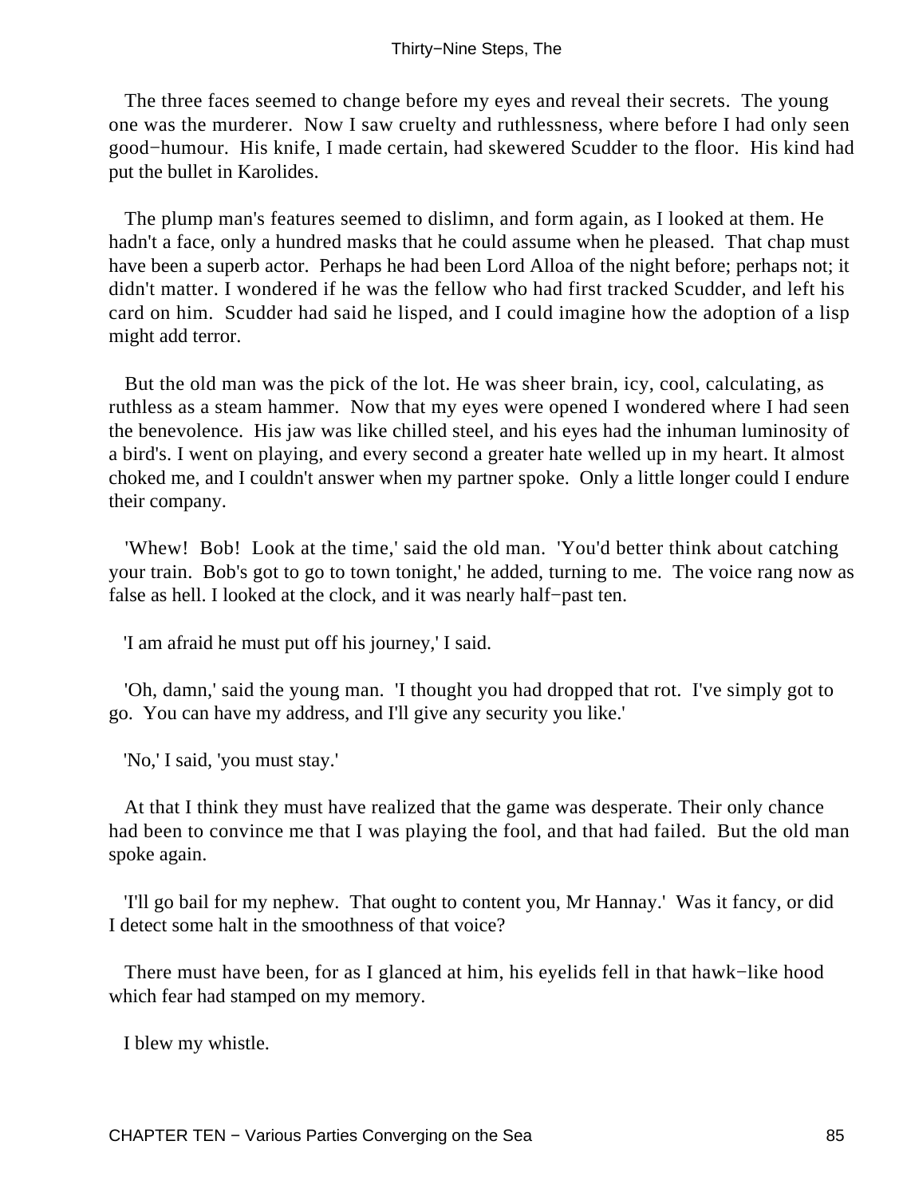The three faces seemed to change before my eyes and reveal their secrets. The young one was the murderer. Now I saw cruelty and ruthlessness, where before I had only seen good−humour. His knife, I made certain, had skewered Scudder to the floor. His kind had put the bullet in Karolides.

The plump man's features seemed to dislimn, and form again, as I looked at them. He hadn't a face, only a hundred masks that he could assume when he pleased. That chap must have been a superb actor. Perhaps he had been Lord Alloa of the night before; perhaps not; it didn't matter. I wondered if he was the fellow who had first tracked Scudder, and left his card on him. Scudder had said he lisped, and I could imagine how the adoption of a lisp might add terror.

But the old man was the pick of the lot. He was sheer brain, icy, cool, calculating, as ruthless as a steam hammer. Now that my eyes were opened I wondered where I had seen the benevolence. His jaw was like chilled steel, and his eyes had the inhuman luminosity of a bird's. I went on playing, and every second a greater hate welled up in my heart. It almost choked me, and I couldn't answer when my partner spoke. Only a little longer could I endure their company.

'Whew! Bob! Look at the time,' said the old man. 'You'd better think about catching your train. Bob's got to go to town tonight,' he added, turning to me. The voice rang now as false as hell. I looked at the clock, and it was nearly half−past ten.

'I am afraid he must put off his journey,' I said.

'Oh, damn,' said the young man. 'I thought you had dropped that rot. I've simply got to go. You can have my address, and I'll give any security you like.'

'No,' I said, 'you must stay.'

At that I think they must have realized that the game was desperate. Their only chance had been to convince me that I was playing the fool, and that had failed. But the old man spoke again.

'I'll go bail for my nephew. That ought to content you, Mr Hannay.' Was it fancy, or did I detect some halt in the smoothness of that voice?

There must have been, for as I glanced at him, his eyelids fell in that hawk−like hood which fear had stamped on my memory.

I blew my whistle.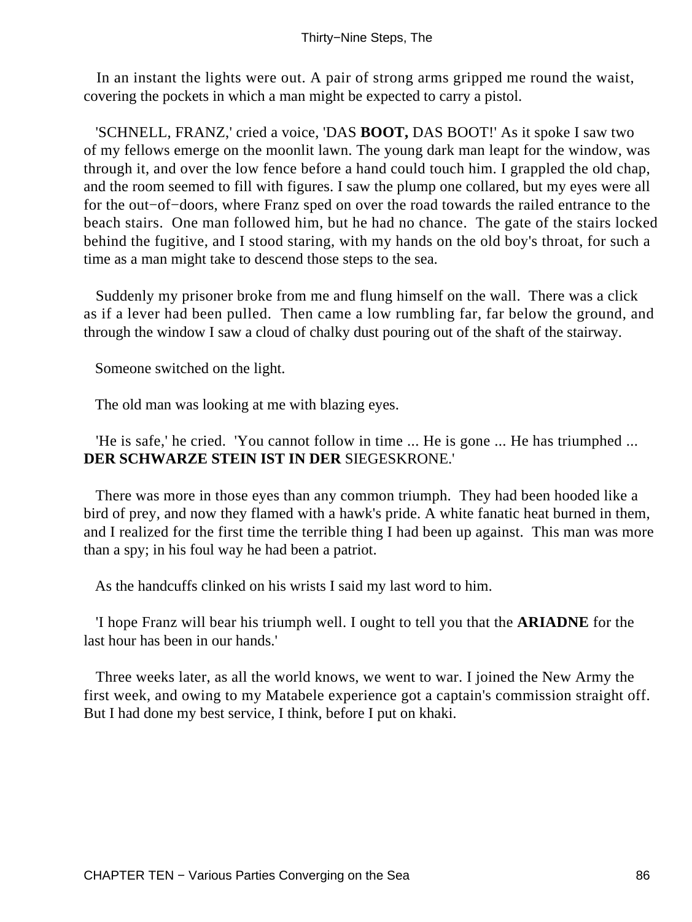In an instant the lights were out. A pair of strong arms gripped me round the waist, covering the pockets in which a man might be expected to carry a pistol.

'SCHNELL, FRANZ,' cried a voice, 'DAS **BOOT,** DAS BOOT!' As it spoke I saw two of my fellows emerge on the moonlit lawn. The young dark man leapt for the window, was through it, and over the low fence before a hand could touch him. I grappled the old chap, and the room seemed to fill with figures. I saw the plump one collared, but my eyes were all for the out−of−doors, where Franz sped on over the road towards the railed entrance to the beach stairs. One man followed him, but he had no chance. The gate of the stairs locked behind the fugitive, and I stood staring, with my hands on the old boy's throat, for such a time as a man might take to descend those steps to the sea.

Suddenly my prisoner broke from me and flung himself on the wall. There was a click as if a lever had been pulled. Then came a low rumbling far, far below the ground, and through the window I saw a cloud of chalky dust pouring out of the shaft of the stairway.

Someone switched on the light.

The old man was looking at me with blazing eyes.

'He is safe,' he cried. 'You cannot follow in time ... He is gone ... He has triumphed ... **DER SCHWARZE STEIN IST IN DER** SIEGESKRONE.'

There was more in those eyes than any common triumph. They had been hooded like a bird of prey, and now they flamed with a hawk's pride. A white fanatic heat burned in them, and I realized for the first time the terrible thing I had been up against. This man was more than a spy; in his foul way he had been a patriot.

As the handcuffs clinked on his wrists I said my last word to him.

'I hope Franz will bear his triumph well. I ought to tell you that the **ARIADNE** for the last hour has been in our hands.'

Three weeks later, as all the world knows, we went to war. I joined the New Army the first week, and owing to my Matabele experience got a captain's commission straight off. But I had done my best service, I think, before I put on khaki.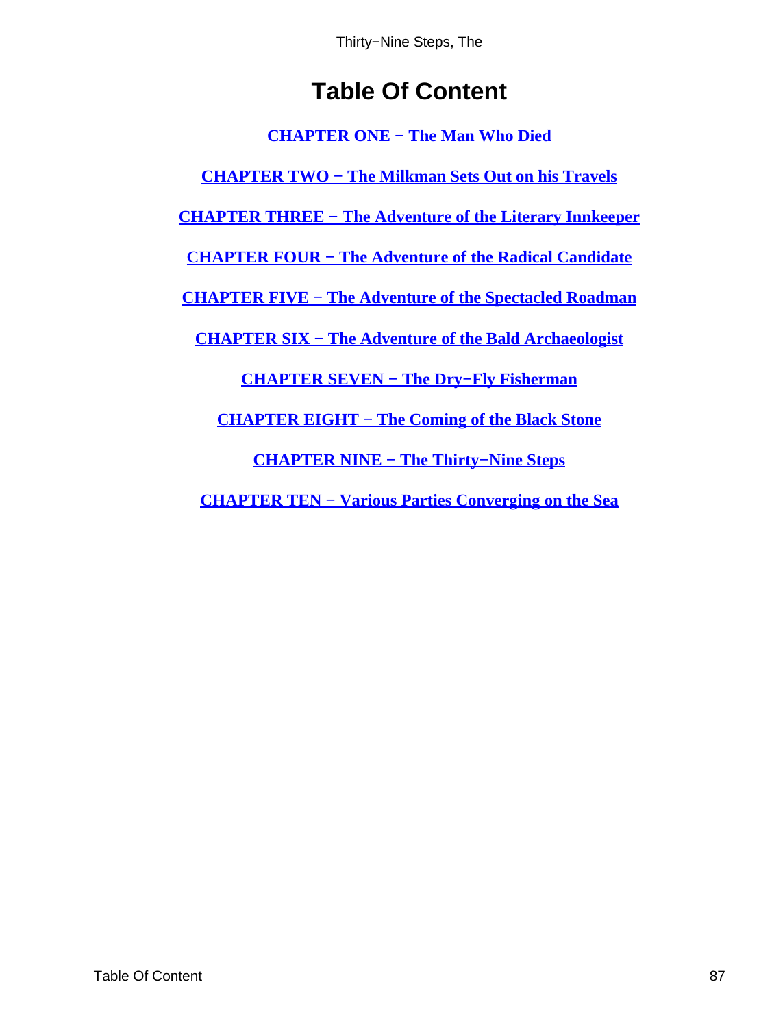# Table Of Content

CHAPTER ONE − The Man Who Died

CHAPTER TWO − The Milkman Sets Out on his Travels

CHAPTER THREE − The Adventure of the Literary Innkeeper

CHAPTER FOUR − The Adventure of the Radical Candidate

CHAPTER FIVE − The Adventure of the Spectacled Roadman

CHAPTER SIX − The Adventure of the Bald Archaeologist

CHAPTER SEVEN − The Dry−Fly Fisherman

CHAPTER EIGHT − The Coming of the Black Stone

CHAPTER NINE − The Thirty−Nine Steps

CHAPTER TEN − Various Parties Converging on the Sea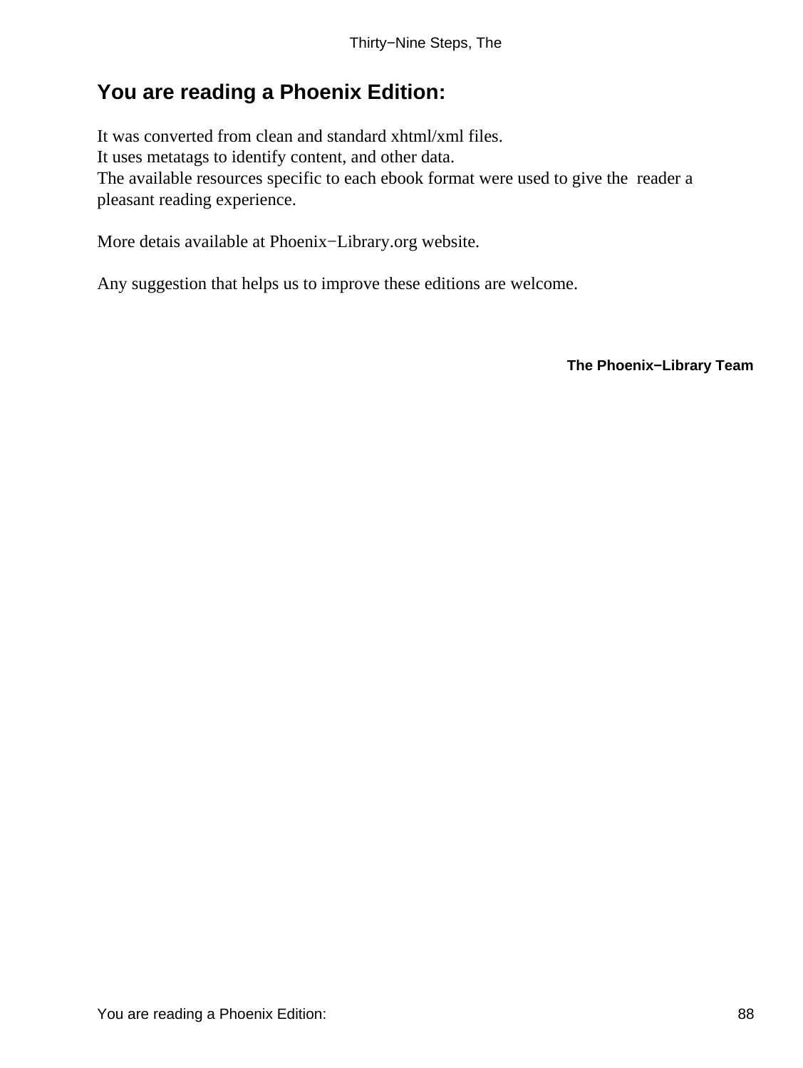## You are reading a Phoenix Edition:

It was converted from clean and standard xhtml/xml files.
It uses metatags to identify content, and other data.
The available resources specific to each ebook format were used to give the reader a pleasant reading experience.

More detais available at Phoenix−Library.org website.

Any suggestion that helps us to improve these editions are welcome.

**The Phoenix−Library Team**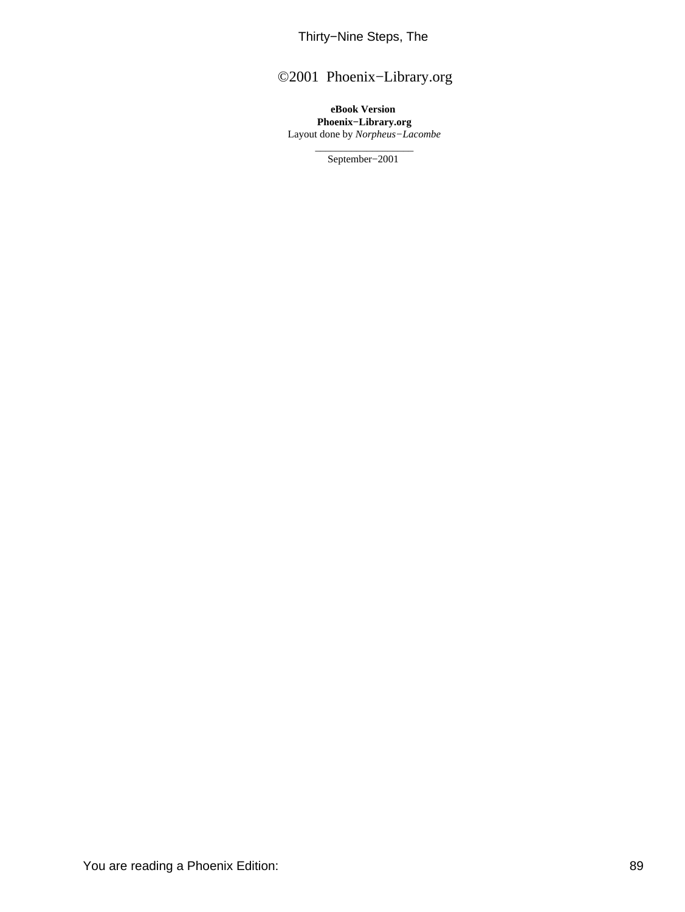©2001 Phoenix−Library.org

**eBook Version**
**Phoenix−Library.org**
Layout done by *Norpheus−Lacombe*

___________________

September−2001